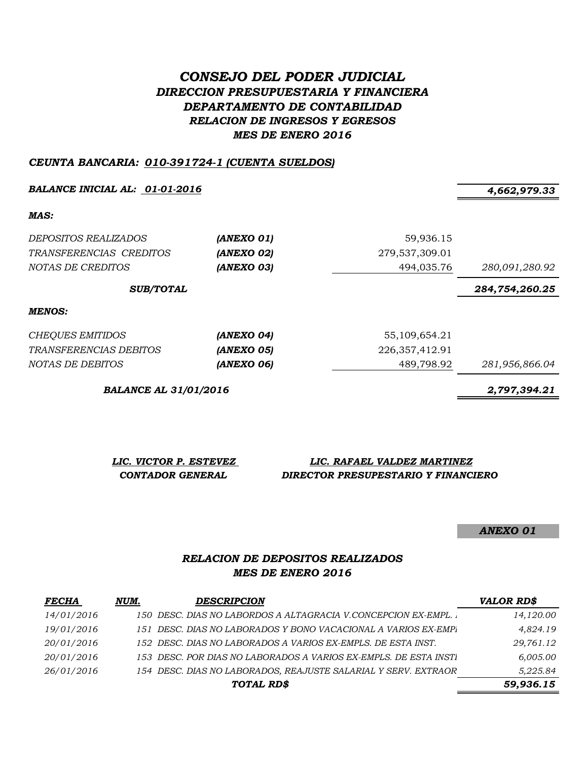# *CONSEJO DEL PODER JUDICIAL*
## *DIRECCION PRESUPUESTARIA Y FINANCIERA*
## *DEPARTAMENTO DE CONTABILIDAD*
### *RELACION DE INGRESOS Y EGRESOS*
### *MES DE ENERO 2016*

***CEUNTA BANCARIA: 010-391724-1 (CUENTA SUELDOS)***

| | | | |
|---|---|---|---|
| ***BALANCE INICIAL AL: 01-01-2016*** | | | ***4,662,979.33*** |
| ***MAS:*** | | | |
| *DEPOSITOS REALIZADOS* | ***(ANEXO 01)*** | 59,936.15 | |
| *TRANSFERENCIAS CREDITOS* | ***(ANEXO 02)*** | 279,537,309.01 | |
| *NOTAS DE CREDITOS* | ***(ANEXO 03)*** | 494,035.76 | *280,091,280.92* |
| ***SUB/TOTAL*** | | | ***284,754,260.25*** |
| ***MENOS:*** | | | |
| *CHEQUES EMITIDOS* | ***(ANEXO 04)*** | 55,109,654.21 | |
| *TRANSFERENCIAS DEBITOS* | ***(ANEXO 05)*** | 226,357,412.91 | |
| *NOTAS DE DEBITOS* | ***(ANEXO 06)*** | 489,798.92 | *281,956,866.04* |
| ***BALANCE AL 31/01/2016*** | | | ***2,797,394.21*** |

***LIC. VICTOR P. ESTEVEZ***
***CONTADOR GENERAL***

***LIC. RAFAEL VALDEZ MARTINEZ***
***DIRECTOR PRESUPESTARIO Y FINANCIERO***

***ANEXO 01***

### *RELACION DE DEPOSITOS REALIZADOS*
### *MES DE ENERO 2016*

| ***FECHA*** | ***NUM.*** | ***DESCRIPCION*** | ***VALOR RD$*** |
|---|---|---|---|
| *14/01/2016* | *150* | *DESC. DIAS NO LABORDOS A ALTAGRACIA V.CONCEPCION EX-EMPL.* | *14,120.00* |
| *19/01/2016* | *151* | *DESC. DIAS NO LABORADOS Y BONO VACACIONAL A VARIOS EX-EMPL* | *4,824.19* |
| *20/01/2016* | *152* | *DESC. DIAS NO LABORADOS A VARIOS EX-EMPLS. DE ESTA INST.* | *29,761.12* |
| *20/01/2016* | *153* | *DESC. POR DIAS NO LABORADOS A VARIOS EX-EMPLS. DE ESTA INST* | *6,005.00* |
| *26/01/2016* | *154* | *DESC. DIAS NO LABORADOS, REAJUSTE SALARIAL Y SERV. EXTRAOR* | *5,225.84* |
| | | ***TOTAL RD$*** | ***59,936.15*** |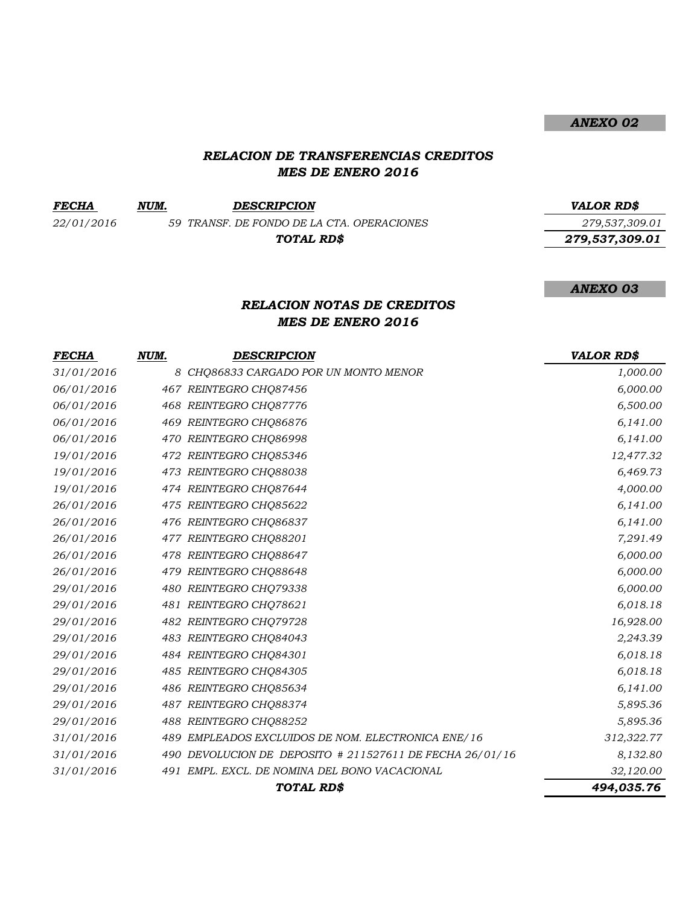***ANEXO 02***

## *RELACION DE TRANSFERENCIAS CREDITOS*
## *MES DE ENERO 2016*

| *FECHA* | *NUM.* | *DESCRIPCION* | *VALOR RD$* |
|---|---|---|---|
| *22/01/2016* | *59* | *TRANSF. DE FONDO DE LA CTA. OPERACIONES* | *279,537,309.01* |
| | | ***TOTAL RD$*** | ***279,537,309.01*** |

***ANEXO 03***

## *RELACION NOTAS DE CREDITOS*
## *MES DE ENERO 2016*

| *FECHA* | *NUM.* | *DESCRIPCION* | *VALOR RD$* |
|---|---|---|---|
| *31/01/2016* | *8* | *CHQ86833 CARGADO POR UN MONTO MENOR* | *1,000.00* |
| *06/01/2016* | *467* | *REINTEGRO CHQ87456* | *6,000.00* |
| *06/01/2016* | *468* | *REINTEGRO CHQ87776* | *6,500.00* |
| *06/01/2016* | *469* | *REINTEGRO CHQ86876* | *6,141.00* |
| *06/01/2016* | *470* | *REINTEGRO CHQ86998* | *6,141.00* |
| *19/01/2016* | *472* | *REINTEGRO CHQ85346* | *12,477.32* |
| *19/01/2016* | *473* | *REINTEGRO CHQ88038* | *6,469.73* |
| *19/01/2016* | *474* | *REINTEGRO CHQ87644* | *4,000.00* |
| *26/01/2016* | *475* | *REINTEGRO CHQ85622* | *6,141.00* |
| *26/01/2016* | *476* | *REINTEGRO CHQ86837* | *6,141.00* |
| *26/01/2016* | *477* | *REINTEGRO CHQ88201* | *7,291.49* |
| *26/01/2016* | *478* | *REINTEGRO CHQ88647* | *6,000.00* |
| *26/01/2016* | *479* | *REINTEGRO CHQ88648* | *6,000.00* |
| *29/01/2016* | *480* | *REINTEGRO CHQ79338* | *6,000.00* |
| *29/01/2016* | *481* | *REINTEGRO CHQ78621* | *6,018.18* |
| *29/01/2016* | *482* | *REINTEGRO CHQ79728* | *16,928.00* |
| *29/01/2016* | *483* | *REINTEGRO CHQ84043* | *2,243.39* |
| *29/01/2016* | *484* | *REINTEGRO CHQ84301* | *6,018.18* |
| *29/01/2016* | *485* | *REINTEGRO CHQ84305* | *6,018.18* |
| *29/01/2016* | *486* | *REINTEGRO CHQ85634* | *6,141.00* |
| *29/01/2016* | *487* | *REINTEGRO CHQ88374* | *5,895.36* |
| *29/01/2016* | *488* | *REINTEGRO CHQ88252* | *5,895.36* |
| *31/01/2016* | *489* | *EMPLEADOS EXCLUIDOS DE NOM. ELECTRONICA ENE/16* | *312,322.77* |
| *31/01/2016* | *490* | *DEVOLUCION DE DEPOSITO # 211527611 DE FECHA 26/01/16* | *8,132.80* |
| *31/01/2016* | *491* | *EMPL. EXCL. DE NOMINA DEL BONO VACACIONAL* | *32,120.00* |
| | | ***TOTAL RD$*** | ***494,035.76*** |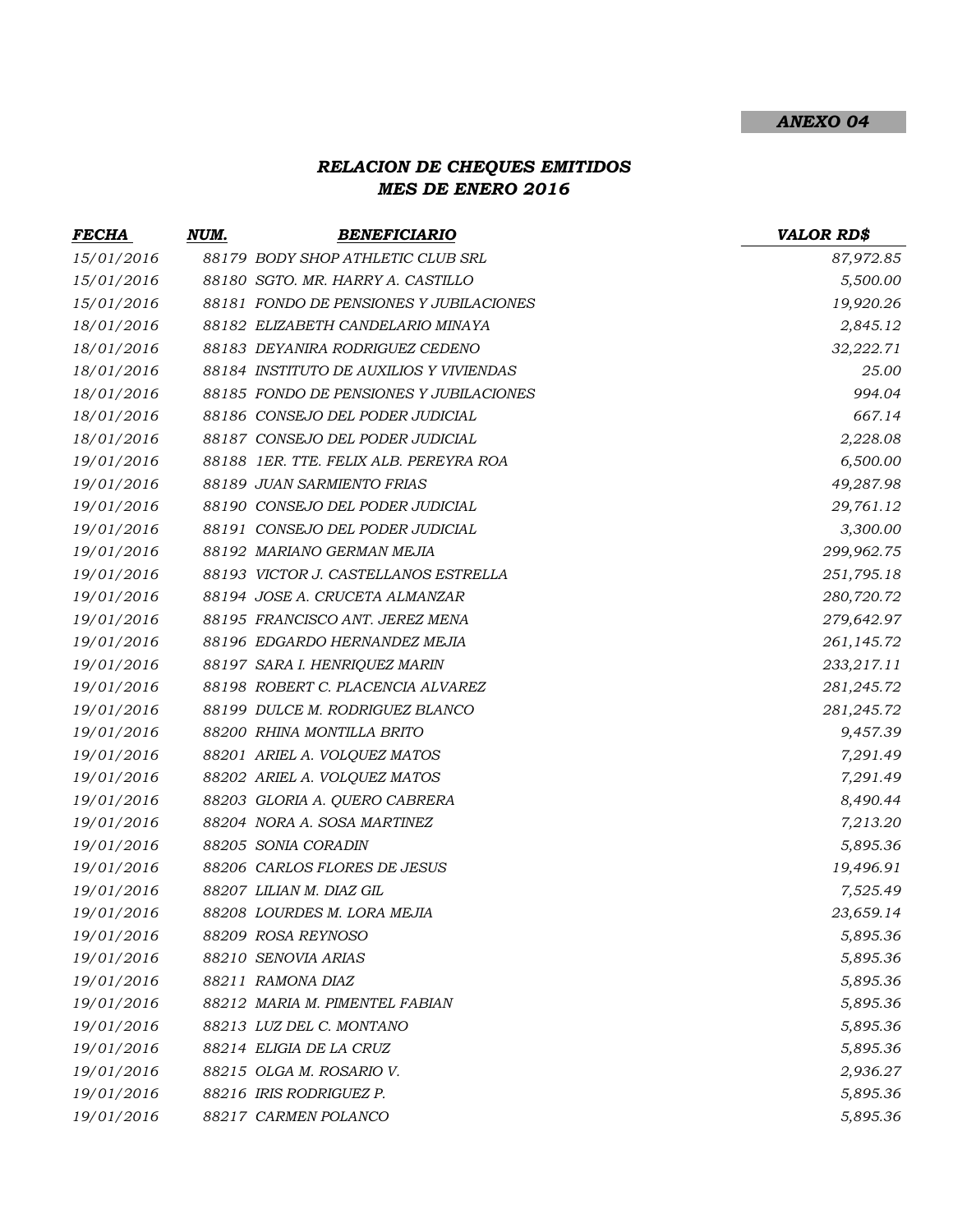***ANEXO 04***

## *RELACION DE CHEQUES EMITIDOS*
## *MES DE ENERO 2016*

| *FECHA* | *NUM.* | *BENEFICIARIO* | *VALOR RD$* |
|---|---|---|---|
| *15/01/2016* | *88179* | *BODY SHOP ATHLETIC CLUB SRL* | *87,972.85* |
| *15/01/2016* | *88180* | *SGTO. MR. HARRY A. CASTILLO* | *5,500.00* |
| *15/01/2016* | *88181* | *FONDO DE PENSIONES Y JUBILACIONES* | *19,920.26* |
| *18/01/2016* | *88182* | *ELIZABETH CANDELARIO MINAYA* | *2,845.12* |
| *18/01/2016* | *88183* | *DEYANIRA RODRIGUEZ CEDENO* | *32,222.71* |
| *18/01/2016* | *88184* | *INSTITUTO DE AUXILIOS Y VIVIENDAS* | *25.00* |
| *18/01/2016* | *88185* | *FONDO DE PENSIONES Y JUBILACIONES* | *994.04* |
| *18/01/2016* | *88186* | *CONSEJO DEL PODER JUDICIAL* | *667.14* |
| *18/01/2016* | *88187* | *CONSEJO DEL PODER JUDICIAL* | *2,228.08* |
| *19/01/2016* | *88188* | *1ER. TTE. FELIX ALB. PEREYRA ROA* | *6,500.00* |
| *19/01/2016* | *88189* | *JUAN SARMIENTO FRIAS* | *49,287.98* |
| *19/01/2016* | *88190* | *CONSEJO DEL PODER JUDICIAL* | *29,761.12* |
| *19/01/2016* | *88191* | *CONSEJO DEL PODER JUDICIAL* | *3,300.00* |
| *19/01/2016* | *88192* | *MARIANO GERMAN MEJIA* | *299,962.75* |
| *19/01/2016* | *88193* | *VICTOR J. CASTELLANOS ESTRELLA* | *251,795.18* |
| *19/01/2016* | *88194* | *JOSE A. CRUCETA ALMANZAR* | *280,720.72* |
| *19/01/2016* | *88195* | *FRANCISCO ANT. JEREZ MENA* | *279,642.97* |
| *19/01/2016* | *88196* | *EDGARDO HERNANDEZ MEJIA* | *261,145.72* |
| *19/01/2016* | *88197* | *SARA I. HENRIQUEZ MARIN* | *233,217.11* |
| *19/01/2016* | *88198* | *ROBERT C. PLACENCIA ALVAREZ* | *281,245.72* |
| *19/01/2016* | *88199* | *DULCE M. RODRIGUEZ BLANCO* | *281,245.72* |
| *19/01/2016* | *88200* | *RHINA MONTILLA BRITO* | *9,457.39* |
| *19/01/2016* | *88201* | *ARIEL A. VOLQUEZ MATOS* | *7,291.49* |
| *19/01/2016* | *88202* | *ARIEL A. VOLQUEZ MATOS* | *7,291.49* |
| *19/01/2016* | *88203* | *GLORIA A. QUERO CABRERA* | *8,490.44* |
| *19/01/2016* | *88204* | *NORA A. SOSA MARTINEZ* | *7,213.20* |
| *19/01/2016* | *88205* | *SONIA CORADIN* | *5,895.36* |
| *19/01/2016* | *88206* | *CARLOS FLORES DE JESUS* | *19,496.91* |
| *19/01/2016* | *88207* | *LILIAN M. DIAZ GIL* | *7,525.49* |
| *19/01/2016* | *88208* | *LOURDES M. LORA MEJIA* | *23,659.14* |
| *19/01/2016* | *88209* | *ROSA REYNOSO* | *5,895.36* |
| *19/01/2016* | *88210* | *SENOVIA ARIAS* | *5,895.36* |
| *19/01/2016* | *88211* | *RAMONA DIAZ* | *5,895.36* |
| *19/01/2016* | *88212* | *MARIA M. PIMENTEL FABIAN* | *5,895.36* |
| *19/01/2016* | *88213* | *LUZ DEL C. MONTANO* | *5,895.36* |
| *19/01/2016* | *88214* | *ELIGIA DE LA CRUZ* | *5,895.36* |
| *19/01/2016* | *88215* | *OLGA M. ROSARIO V.* | *2,936.27* |
| *19/01/2016* | *88216* | *IRIS RODRIGUEZ P.* | *5,895.36* |
| *19/01/2016* | *88217* | *CARMEN POLANCO* | *5,895.36* |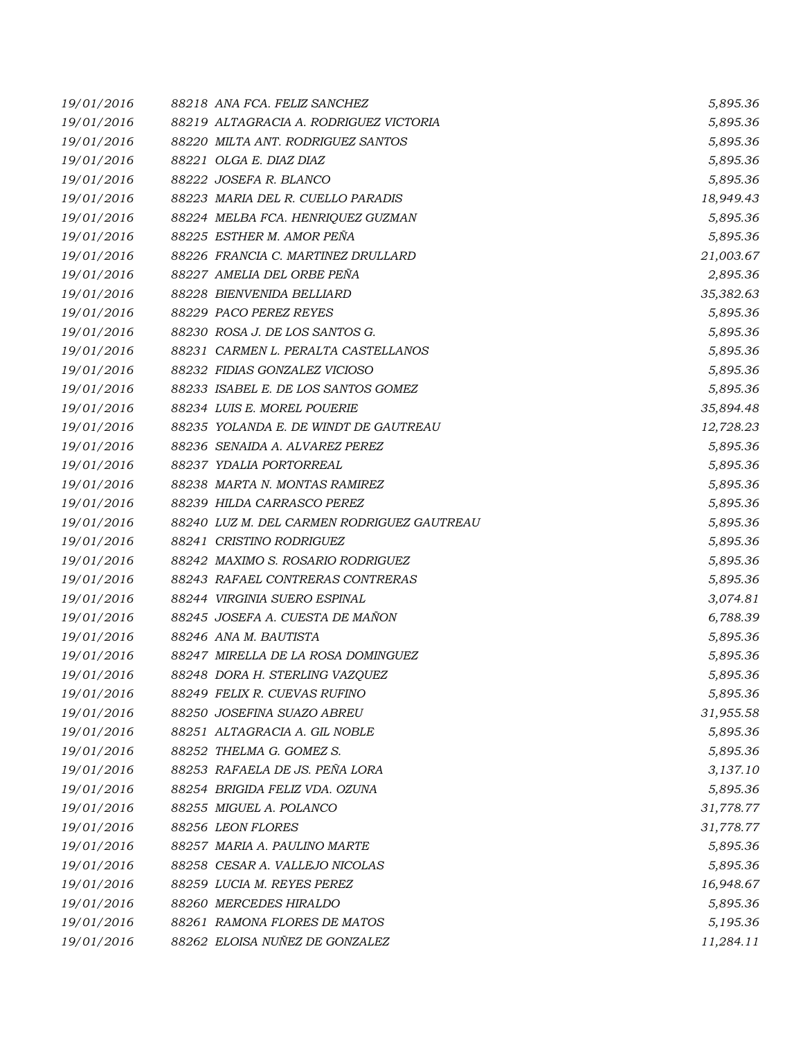| | | |
|---|---|---|
| 19/01/2016 | 88218 ANA FCA. FELIZ SANCHEZ | 5,895.36 |
| 19/01/2016 | 88219 ALTAGRACIA A. RODRIGUEZ VICTORIA | 5,895.36 |
| 19/01/2016 | 88220 MILTA ANT. RODRIGUEZ SANTOS | 5,895.36 |
| 19/01/2016 | 88221 OLGA E. DIAZ DIAZ | 5,895.36 |
| 19/01/2016 | 88222 JOSEFA R. BLANCO | 5,895.36 |
| 19/01/2016 | 88223 MARIA DEL R. CUELLO PARADIS | 18,949.43 |
| 19/01/2016 | 88224 MELBA FCA. HENRIQUEZ GUZMAN | 5,895.36 |
| 19/01/2016 | 88225 ESTHER M. AMOR PEÑA | 5,895.36 |
| 19/01/2016 | 88226 FRANCIA C. MARTINEZ DRULLARD | 21,003.67 |
| 19/01/2016 | 88227 AMELIA DEL ORBE PEÑA | 2,895.36 |
| 19/01/2016 | 88228 BIENVENIDA BELLIARD | 35,382.63 |
| 19/01/2016 | 88229 PACO PEREZ REYES | 5,895.36 |
| 19/01/2016 | 88230 ROSA J. DE LOS SANTOS G. | 5,895.36 |
| 19/01/2016 | 88231 CARMEN L. PERALTA CASTELLANOS | 5,895.36 |
| 19/01/2016 | 88232 FIDIAS GONZALEZ VICIOSO | 5,895.36 |
| 19/01/2016 | 88233 ISABEL E. DE LOS SANTOS GOMEZ | 5,895.36 |
| 19/01/2016 | 88234 LUIS E. MOREL POUERIE | 35,894.48 |
| 19/01/2016 | 88235 YOLANDA E. DE WINDT DE GAUTREAU | 12,728.23 |
| 19/01/2016 | 88236 SENAIDA A. ALVAREZ PEREZ | 5,895.36 |
| 19/01/2016 | 88237 YDALIA PORTORREAL | 5,895.36 |
| 19/01/2016 | 88238 MARTA N. MONTAS RAMIREZ | 5,895.36 |
| 19/01/2016 | 88239 HILDA CARRASCO PEREZ | 5,895.36 |
| 19/01/2016 | 88240 LUZ M. DEL CARMEN RODRIGUEZ GAUTREAU | 5,895.36 |
| 19/01/2016 | 88241 CRISTINO RODRIGUEZ | 5,895.36 |
| 19/01/2016 | 88242 MAXIMO S. ROSARIO RODRIGUEZ | 5,895.36 |
| 19/01/2016 | 88243 RAFAEL CONTRERAS CONTRERAS | 5,895.36 |
| 19/01/2016 | 88244 VIRGINIA SUERO ESPINAL | 3,074.81 |
| 19/01/2016 | 88245 JOSEFA A. CUESTA DE MAÑON | 6,788.39 |
| 19/01/2016 | 88246 ANA M. BAUTISTA | 5,895.36 |
| 19/01/2016 | 88247 MIRELLA DE LA ROSA DOMINGUEZ | 5,895.36 |
| 19/01/2016 | 88248 DORA H. STERLING VAZQUEZ | 5,895.36 |
| 19/01/2016 | 88249 FELIX R. CUEVAS RUFINO | 5,895.36 |
| 19/01/2016 | 88250 JOSEFINA SUAZO ABREU | 31,955.58 |
| 19/01/2016 | 88251 ALTAGRACIA A. GIL NOBLE | 5,895.36 |
| 19/01/2016 | 88252 THELMA G. GOMEZ S. | 5,895.36 |
| 19/01/2016 | 88253 RAFAELA DE JS. PEÑA LORA | 3,137.10 |
| 19/01/2016 | 88254 BRIGIDA FELIZ VDA. OZUNA | 5,895.36 |
| 19/01/2016 | 88255 MIGUEL A. POLANCO | 31,778.77 |
| 19/01/2016 | 88256 LEON FLORES | 31,778.77 |
| 19/01/2016 | 88257 MARIA A. PAULINO MARTE | 5,895.36 |
| 19/01/2016 | 88258 CESAR A. VALLEJO NICOLAS | 5,895.36 |
| 19/01/2016 | 88259 LUCIA M. REYES PEREZ | 16,948.67 |
| 19/01/2016 | 88260 MERCEDES HIRALDO | 5,895.36 |
| 19/01/2016 | 88261 RAMONA FLORES DE MATOS | 5,195.36 |
| 19/01/2016 | 88262 ELOISA NUÑEZ DE GONZALEZ | 11,284.11 |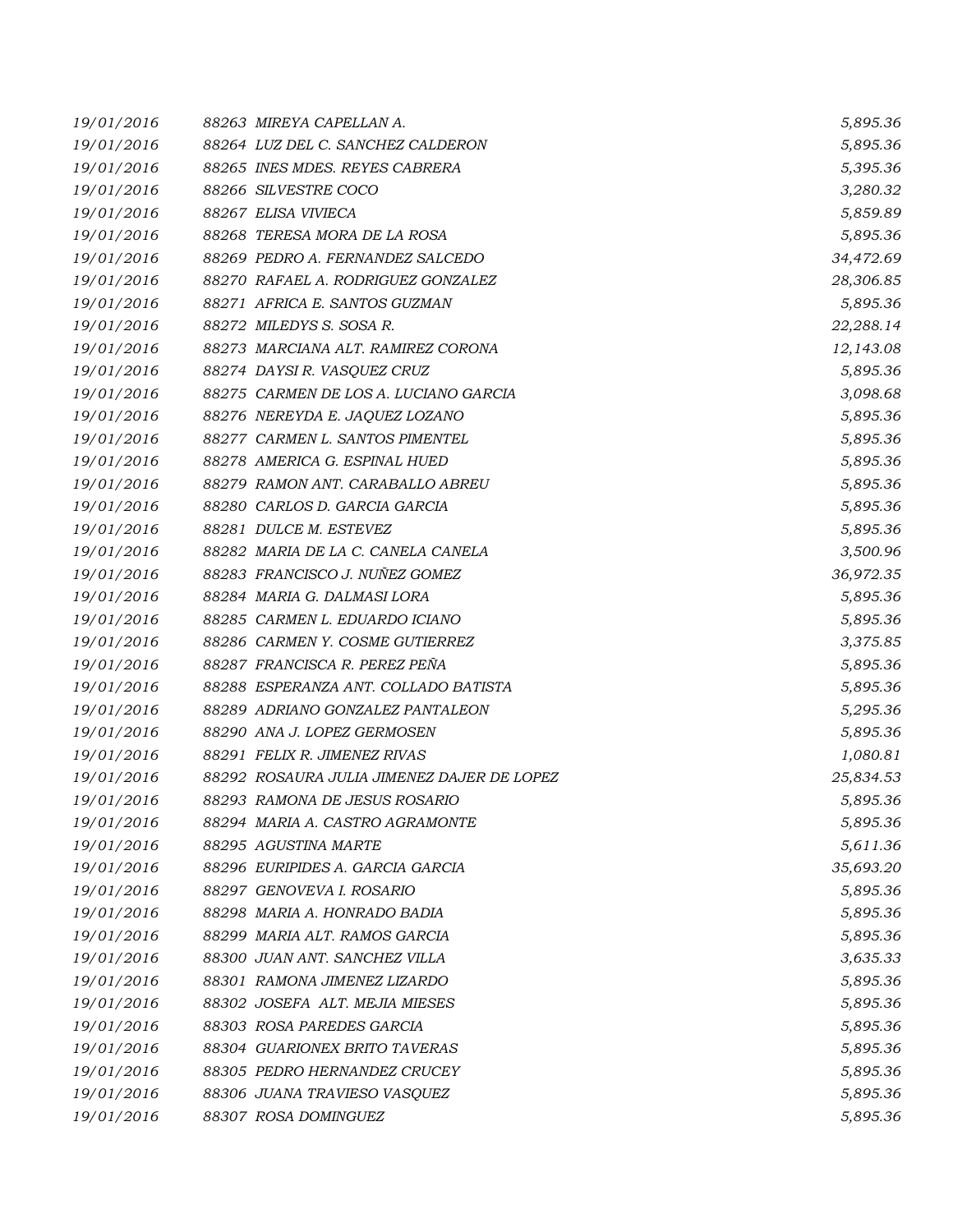| | | |
|---|---|---|
| *19/01/2016* | *88263 MIREYA CAPELLAN A.* | *5,895.36* |
| *19/01/2016* | *88264 LUZ DEL C. SANCHEZ CALDERON* | *5,895.36* |
| *19/01/2016* | *88265 INES MDES. REYES CABRERA* | *5,395.36* |
| *19/01/2016* | *88266 SILVESTRE COCO* | *3,280.32* |
| *19/01/2016* | *88267 ELISA VIVIECA* | *5,859.89* |
| *19/01/2016* | *88268 TERESA MORA DE LA ROSA* | *5,895.36* |
| *19/01/2016* | *88269 PEDRO A. FERNANDEZ SALCEDO* | *34,472.69* |
| *19/01/2016* | *88270 RAFAEL A. RODRIGUEZ GONZALEZ* | *28,306.85* |
| *19/01/2016* | *88271 AFRICA E. SANTOS GUZMAN* | *5,895.36* |
| *19/01/2016* | *88272 MILEDYS S. SOSA R.* | *22,288.14* |
| *19/01/2016* | *88273 MARCIANA ALT. RAMIREZ CORONA* | *12,143.08* |
| *19/01/2016* | *88274 DAYSI R. VASQUEZ CRUZ* | *5,895.36* |
| *19/01/2016* | *88275 CARMEN DE LOS A. LUCIANO GARCIA* | *3,098.68* |
| *19/01/2016* | *88276 NEREYDA E. JAQUEZ LOZANO* | *5,895.36* |
| *19/01/2016* | *88277 CARMEN L. SANTOS PIMENTEL* | *5,895.36* |
| *19/01/2016* | *88278 AMERICA G. ESPINAL HUED* | *5,895.36* |
| *19/01/2016* | *88279 RAMON ANT. CARABALLO ABREU* | *5,895.36* |
| *19/01/2016* | *88280 CARLOS D. GARCIA GARCIA* | *5,895.36* |
| *19/01/2016* | *88281 DULCE M. ESTEVEZ* | *5,895.36* |
| *19/01/2016* | *88282 MARIA DE LA C. CANELA CANELA* | *3,500.96* |
| *19/01/2016* | *88283 FRANCISCO J. NUÑEZ GOMEZ* | *36,972.35* |
| *19/01/2016* | *88284 MARIA G. DALMASI LORA* | *5,895.36* |
| *19/01/2016* | *88285 CARMEN L. EDUARDO ICIANO* | *5,895.36* |
| *19/01/2016* | *88286 CARMEN Y. COSME GUTIERREZ* | *3,375.85* |
| *19/01/2016* | *88287 FRANCISCA R. PEREZ PEÑA* | *5,895.36* |
| *19/01/2016* | *88288 ESPERANZA ANT. COLLADO BATISTA* | *5,895.36* |
| *19/01/2016* | *88289 ADRIANO GONZALEZ PANTALEON* | *5,295.36* |
| *19/01/2016* | *88290 ANA J. LOPEZ GERMOSEN* | *5,895.36* |
| *19/01/2016* | *88291 FELIX R. JIMENEZ RIVAS* | *1,080.81* |
| *19/01/2016* | *88292 ROSAURA JULIA JIMENEZ DAJER DE LOPEZ* | *25,834.53* |
| *19/01/2016* | *88293 RAMONA DE JESUS ROSARIO* | *5,895.36* |
| *19/01/2016* | *88294 MARIA A. CASTRO AGRAMONTE* | *5,895.36* |
| *19/01/2016* | *88295 AGUSTINA MARTE* | *5,611.36* |
| *19/01/2016* | *88296 EURIPIDES A. GARCIA GARCIA* | *35,693.20* |
| *19/01/2016* | *88297 GENOVEVA I. ROSARIO* | *5,895.36* |
| *19/01/2016* | *88298 MARIA A. HONRADO BADIA* | *5,895.36* |
| *19/01/2016* | *88299 MARIA ALT. RAMOS GARCIA* | *5,895.36* |
| *19/01/2016* | *88300 JUAN ANT. SANCHEZ VILLA* | *3,635.33* |
| *19/01/2016* | *88301 RAMONA JIMENEZ LIZARDO* | *5,895.36* |
| *19/01/2016* | *88302 JOSEFA ALT. MEJIA MIESES* | *5,895.36* |
| *19/01/2016* | *88303 ROSA PAREDES GARCIA* | *5,895.36* |
| *19/01/2016* | *88304 GUARIONEX BRITO TAVERAS* | *5,895.36* |
| *19/01/2016* | *88305 PEDRO HERNANDEZ CRUCEY* | *5,895.36* |
| *19/01/2016* | *88306 JUANA TRAVIESO VASQUEZ* | *5,895.36* |
| *19/01/2016* | *88307 ROSA DOMINGUEZ* | *5,895.36* |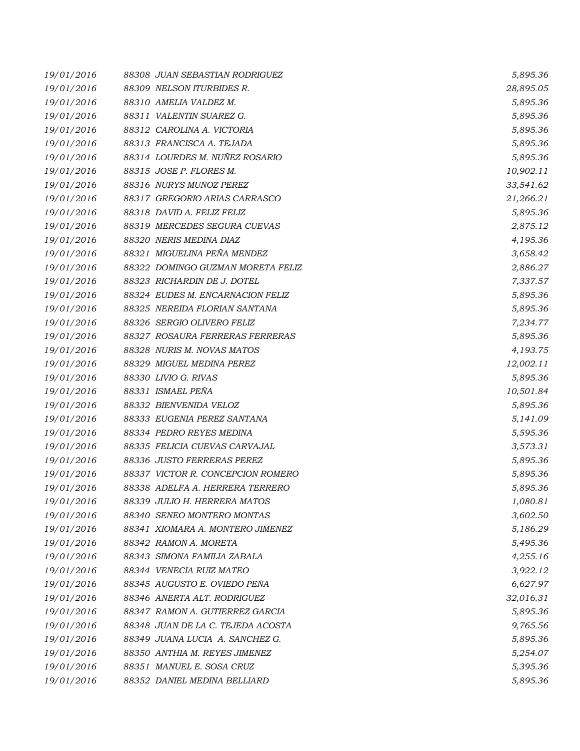| | | |
|---|---|---|
| *19/01/2016* | *88308 JUAN SEBASTIAN RODRIGUEZ* | *5,895.36* |
| *19/01/2016* | *88309 NELSON ITURBIDES R.* | *28,895.05* |
| *19/01/2016* | *88310 AMELIA VALDEZ M.* | *5,895.36* |
| *19/01/2016* | *88311 VALENTIN SUAREZ G.* | *5,895.36* |
| *19/01/2016* | *88312 CAROLINA A. VICTORIA* | *5,895.36* |
| *19/01/2016* | *88313 FRANCISCA A. TEJADA* | *5,895.36* |
| *19/01/2016* | *88314 LOURDES M. NUÑEZ ROSARIO* | *5,895.36* |
| *19/01/2016* | *88315 JOSE P. FLORES M.* | *10,902.11* |
| *19/01/2016* | *88316 NURYS MUÑOZ PEREZ* | *33,541.62* |
| *19/01/2016* | *88317 GREGORIO ARIAS CARRASCO* | *21,266.21* |
| *19/01/2016* | *88318 DAVID A. FELIZ FELIZ* | *5,895.36* |
| *19/01/2016* | *88319 MERCEDES SEGURA CUEVAS* | *2,875.12* |
| *19/01/2016* | *88320 NERIS MEDINA DIAZ* | *4,195.36* |
| *19/01/2016* | *88321 MIGUELINA PEÑA MENDEZ* | *3,658.42* |
| *19/01/2016* | *88322 DOMINGO GUZMAN MORETA FELIZ* | *2,886.27* |
| *19/01/2016* | *88323 RICHARDIN DE J. DOTEL* | *7,337.57* |
| *19/01/2016* | *88324 EUDES M. ENCARNACION FELIZ* | *5,895.36* |
| *19/01/2016* | *88325 NEREIDA FLORIAN SANTANA* | *5,895.36* |
| *19/01/2016* | *88326 SERGIO OLIVERO FELIZ* | *7,234.77* |
| *19/01/2016* | *88327 ROSAURA FERRERAS FERRERAS* | *5,895.36* |
| *19/01/2016* | *88328 NURIS M. NOVAS MATOS* | *4,193.75* |
| *19/01/2016* | *88329 MIGUEL MEDINA PEREZ* | *12,002.11* |
| *19/01/2016* | *88330 LIVIO G. RIVAS* | *5,895.36* |
| *19/01/2016* | *88331 ISMAEL PEÑA* | *10,501.84* |
| *19/01/2016* | *88332 BIENVENIDA VELOZ* | *5,895.36* |
| *19/01/2016* | *88333 EUGENIA PEREZ SANTANA* | *5,141.09* |
| *19/01/2016* | *88334 PEDRO REYES MEDINA* | *5,595.36* |
| *19/01/2016* | *88335 FELICIA CUEVAS CARVAJAL* | *3,573.31* |
| *19/01/2016* | *88336 JUSTO FERRERAS PEREZ* | *5,895.36* |
| *19/01/2016* | *88337 VICTOR R. CONCEPCION ROMERO* | *5,895.36* |
| *19/01/2016* | *88338 ADELFA A. HERRERA TERRERO* | *5,895.36* |
| *19/01/2016* | *88339 JULIO H. HERRERA MATOS* | *1,080.81* |
| *19/01/2016* | *88340 SENEO MONTERO MONTAS* | *3,602.50* |
| *19/01/2016* | *88341 XIOMARA A. MONTERO JIMENEZ* | *5,186.29* |
| *19/01/2016* | *88342 RAMON A. MORETA* | *5,495.36* |
| *19/01/2016* | *88343 SIMONA FAMILIA ZABALA* | *4,255.16* |
| *19/01/2016* | *88344 VENECIA RUIZ MATEO* | *3,922.12* |
| *19/01/2016* | *88345 AUGUSTO E. OVIEDO PEÑA* | *6,627.97* |
| *19/01/2016* | *88346 ANERTA ALT. RODRIGUEZ* | *32,016.31* |
| *19/01/2016* | *88347 RAMON A. GUTIERREZ GARCIA* | *5,895.36* |
| *19/01/2016* | *88348 JUAN DE LA C. TEJEDA ACOSTA* | *9,765.56* |
| *19/01/2016* | *88349 JUANA LUCIA A. SANCHEZ G.* | *5,895.36* |
| *19/01/2016* | *88350 ANTHIA M. REYES JIMENEZ* | *5,254.07* |
| *19/01/2016* | *88351 MANUEL E. SOSA CRUZ* | *5,395.36* |
| *19/01/2016* | *88352 DANIEL MEDINA BELLIARD* | *5,895.36* |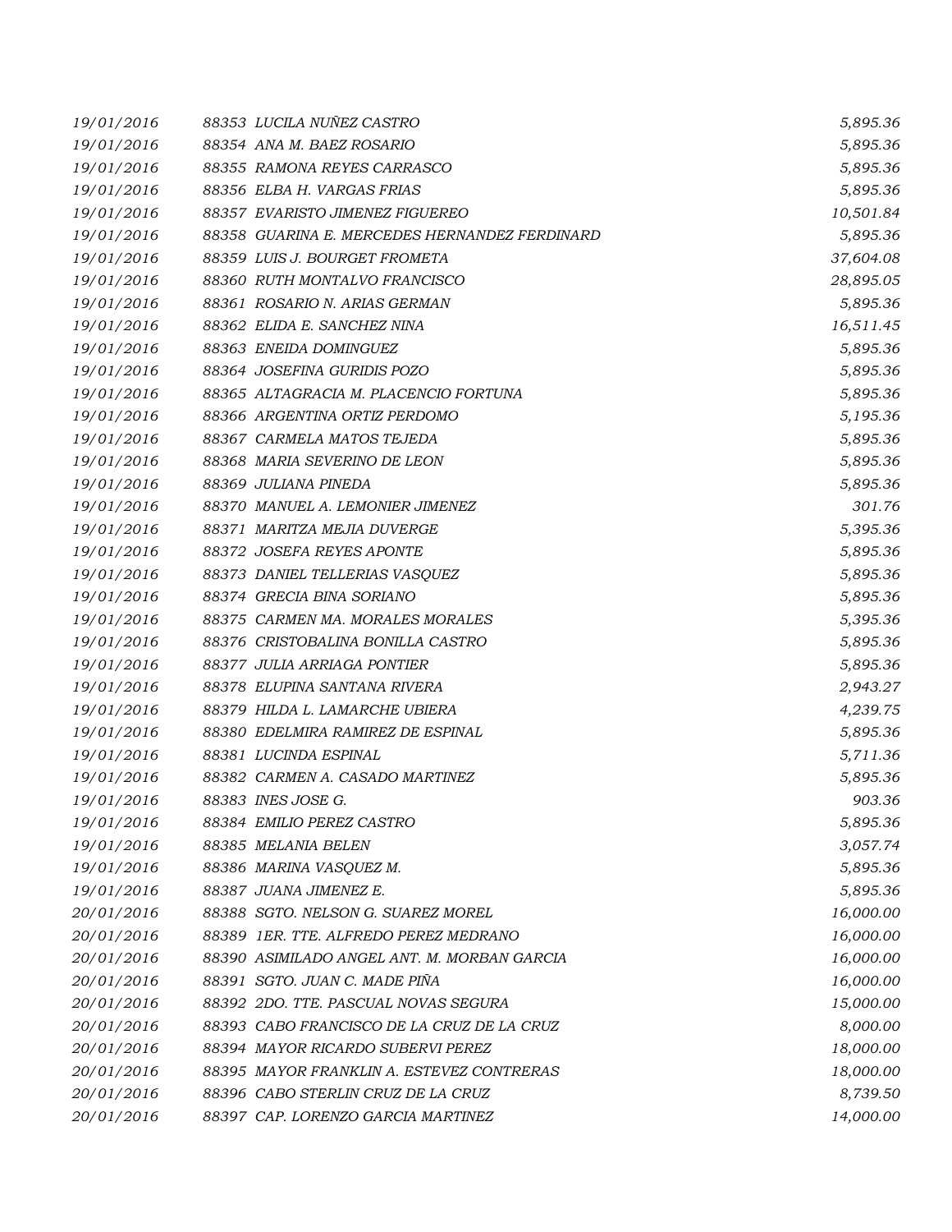| | | |
|---|---|---|
| 19/01/2016 | 88353 LUCILA NUÑEZ CASTRO | 5,895.36 |
| 19/01/2016 | 88354 ANA M. BAEZ ROSARIO | 5,895.36 |
| 19/01/2016 | 88355 RAMONA REYES CARRASCO | 5,895.36 |
| 19/01/2016 | 88356 ELBA H. VARGAS FRIAS | 5,895.36 |
| 19/01/2016 | 88357 EVARISTO JIMENEZ FIGUEREO | 10,501.84 |
| 19/01/2016 | 88358 GUARINA E. MERCEDES HERNANDEZ FERDINARD | 5,895.36 |
| 19/01/2016 | 88359 LUIS J. BOURGET FROMETA | 37,604.08 |
| 19/01/2016 | 88360 RUTH MONTALVO FRANCISCO | 28,895.05 |
| 19/01/2016 | 88361 ROSARIO N. ARIAS GERMAN | 5,895.36 |
| 19/01/2016 | 88362 ELIDA E. SANCHEZ NINA | 16,511.45 |
| 19/01/2016 | 88363 ENEIDA DOMINGUEZ | 5,895.36 |
| 19/01/2016 | 88364 JOSEFINA GURIDIS POZO | 5,895.36 |
| 19/01/2016 | 88365 ALTAGRACIA M. PLACENCIO FORTUNA | 5,895.36 |
| 19/01/2016 | 88366 ARGENTINA ORTIZ PERDOMO | 5,195.36 |
| 19/01/2016 | 88367 CARMELA MATOS TEJEDA | 5,895.36 |
| 19/01/2016 | 88368 MARIA SEVERINO DE LEON | 5,895.36 |
| 19/01/2016 | 88369 JULIANA PINEDA | 5,895.36 |
| 19/01/2016 | 88370 MANUEL A. LEMONIER JIMENEZ | 301.76 |
| 19/01/2016 | 88371 MARITZA MEJIA DUVERGE | 5,395.36 |
| 19/01/2016 | 88372 JOSEFA REYES APONTE | 5,895.36 |
| 19/01/2016 | 88373 DANIEL TELLERIAS VASQUEZ | 5,895.36 |
| 19/01/2016 | 88374 GRECIA BINA SORIANO | 5,895.36 |
| 19/01/2016 | 88375 CARMEN MA. MORALES MORALES | 5,395.36 |
| 19/01/2016 | 88376 CRISTOBALINA BONILLA CASTRO | 5,895.36 |
| 19/01/2016 | 88377 JULIA ARRIAGA PONTIER | 5,895.36 |
| 19/01/2016 | 88378 ELUPINA SANTANA RIVERA | 2,943.27 |
| 19/01/2016 | 88379 HILDA L. LAMARCHE UBIERA | 4,239.75 |
| 19/01/2016 | 88380 EDELMIRA RAMIREZ DE ESPINAL | 5,895.36 |
| 19/01/2016 | 88381 LUCINDA ESPINAL | 5,711.36 |
| 19/01/2016 | 88382 CARMEN A. CASADO MARTINEZ | 5,895.36 |
| 19/01/2016 | 88383 INES JOSE G. | 903.36 |
| 19/01/2016 | 88384 EMILIO PEREZ CASTRO | 5,895.36 |
| 19/01/2016 | 88385 MELANIA BELEN | 3,057.74 |
| 19/01/2016 | 88386 MARINA VASQUEZ M. | 5,895.36 |
| 19/01/2016 | 88387 JUANA JIMENEZ E. | 5,895.36 |
| 20/01/2016 | 88388 SGTO. NELSON G. SUAREZ MOREL | 16,000.00 |
| 20/01/2016 | 88389 1ER. TTE. ALFREDO PEREZ MEDRANO | 16,000.00 |
| 20/01/2016 | 88390 ASIMILADO ANGEL ANT. M. MORBAN GARCIA | 16,000.00 |
| 20/01/2016 | 88391 SGTO. JUAN C. MADE PIÑA | 16,000.00 |
| 20/01/2016 | 88392 2DO. TTE. PASCUAL NOVAS SEGURA | 15,000.00 |
| 20/01/2016 | 88393 CABO FRANCISCO DE LA CRUZ DE LA CRUZ | 8,000.00 |
| 20/01/2016 | 88394 MAYOR RICARDO SUBERVI PEREZ | 18,000.00 |
| 20/01/2016 | 88395 MAYOR FRANKLIN A. ESTEVEZ CONTRERAS | 18,000.00 |
| 20/01/2016 | 88396 CABO STERLIN CRUZ DE LA CRUZ | 8,739.50 |
| 20/01/2016 | 88397 CAP. LORENZO GARCIA MARTINEZ | 14,000.00 |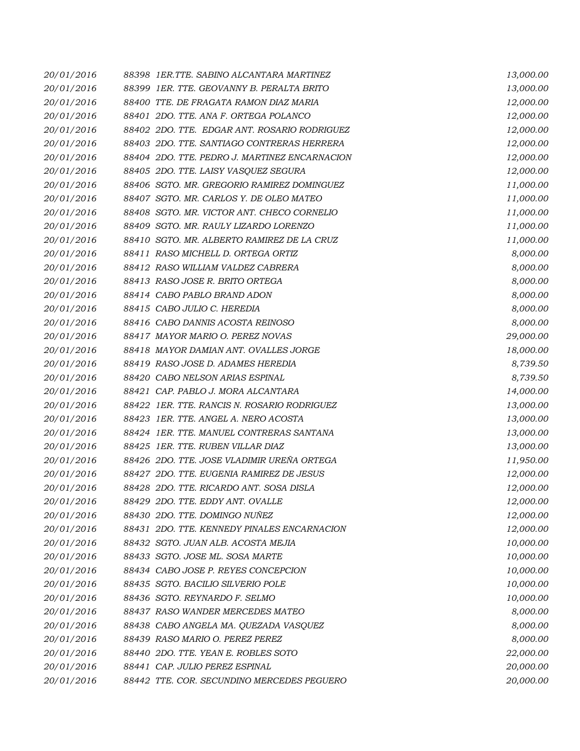| | | |
|---|---|---|
| 20/01/2016 | 88398 1ER.TTE. SABINO ALCANTARA MARTINEZ | 13,000.00 |
| 20/01/2016 | 88399 1ER. TTE. GEOVANNY B. PERALTA BRITO | 13,000.00 |
| 20/01/2016 | 88400 TTE. DE FRAGATA RAMON DIAZ MARIA | 12,000.00 |
| 20/01/2016 | 88401 2DO. TTE. ANA F. ORTEGA POLANCO | 12,000.00 |
| 20/01/2016 | 88402 2DO. TTE. EDGAR ANT. ROSARIO RODRIGUEZ | 12,000.00 |
| 20/01/2016 | 88403 2DO. TTE. SANTIAGO CONTRERAS HERRERA | 12,000.00 |
| 20/01/2016 | 88404 2DO. TTE. PEDRO J. MARTINEZ ENCARNACION | 12,000.00 |
| 20/01/2016 | 88405 2DO. TTE. LAISY VASQUEZ SEGURA | 12,000.00 |
| 20/01/2016 | 88406 SGTO. MR. GREGORIO RAMIREZ DOMINGUEZ | 11,000.00 |
| 20/01/2016 | 88407 SGTO. MR. CARLOS Y. DE OLEO MATEO | 11,000.00 |
| 20/01/2016 | 88408 SGTO. MR. VICTOR ANT. CHECO CORNELIO | 11,000.00 |
| 20/01/2016 | 88409 SGTO. MR. RAULY LIZARDO LORENZO | 11,000.00 |
| 20/01/2016 | 88410 SGTO. MR. ALBERTO RAMIREZ DE LA CRUZ | 11,000.00 |
| 20/01/2016 | 88411 RASO MICHELL D. ORTEGA ORTIZ | 8,000.00 |
| 20/01/2016 | 88412 RASO WILLIAM VALDEZ CABRERA | 8,000.00 |
| 20/01/2016 | 88413 RASO JOSE R. BRITO ORTEGA | 8,000.00 |
| 20/01/2016 | 88414 CABO PABLO BRAND ADON | 8,000.00 |
| 20/01/2016 | 88415 CABO JULIO C. HEREDIA | 8,000.00 |
| 20/01/2016 | 88416 CABO DANNIS ACOSTA REINOSO | 8,000.00 |
| 20/01/2016 | 88417 MAYOR MARIO O. PEREZ NOVAS | 29,000.00 |
| 20/01/2016 | 88418 MAYOR DAMIAN ANT. OVALLES JORGE | 18,000.00 |
| 20/01/2016 | 88419 RASO JOSE D. ADAMES HEREDIA | 8,739.50 |
| 20/01/2016 | 88420 CABO NELSON ARIAS ESPINAL | 8,739.50 |
| 20/01/2016 | 88421 CAP. PABLO J. MORA ALCANTARA | 14,000.00 |
| 20/01/2016 | 88422 1ER. TTE. RANCIS N. ROSARIO RODRIGUEZ | 13,000.00 |
| 20/01/2016 | 88423 1ER. TTE. ANGEL A. NERO ACOSTA | 13,000.00 |
| 20/01/2016 | 88424 1ER. TTE. MANUEL CONTRERAS SANTANA | 13,000.00 |
| 20/01/2016 | 88425 1ER. TTE. RUBEN VILLAR DIAZ | 13,000.00 |
| 20/01/2016 | 88426 2DO. TTE. JOSE VLADIMIR UREÑA ORTEGA | 11,950.00 |
| 20/01/2016 | 88427 2DO. TTE. EUGENIA RAMIREZ DE JESUS | 12,000.00 |
| 20/01/2016 | 88428 2DO. TTE. RICARDO ANT. SOSA DISLA | 12,000.00 |
| 20/01/2016 | 88429 2DO. TTE. EDDY ANT. OVALLE | 12,000.00 |
| 20/01/2016 | 88430 2DO. TTE. DOMINGO NUÑEZ | 12,000.00 |
| 20/01/2016 | 88431 2DO. TTE. KENNEDY PINALES ENCARNACION | 12,000.00 |
| 20/01/2016 | 88432 SGTO. JUAN ALB. ACOSTA MEJIA | 10,000.00 |
| 20/01/2016 | 88433 SGTO. JOSE ML. SOSA MARTE | 10,000.00 |
| 20/01/2016 | 88434 CABO JOSE P. REYES CONCEPCION | 10,000.00 |
| 20/01/2016 | 88435 SGTO. BACILIO SILVERIO POLE | 10,000.00 |
| 20/01/2016 | 88436 SGTO. REYNARDO F. SELMO | 10,000.00 |
| 20/01/2016 | 88437 RASO WANDER MERCEDES MATEO | 8,000.00 |
| 20/01/2016 | 88438 CABO ANGELA MA. QUEZADA VASQUEZ | 8,000.00 |
| 20/01/2016 | 88439 RASO MARIO O. PEREZ PEREZ | 8,000.00 |
| 20/01/2016 | 88440 2DO. TTE. YEAN E. ROBLES SOTO | 22,000.00 |
| 20/01/2016 | 88441 CAP. JULIO PEREZ ESPINAL | 20,000.00 |
| 20/01/2016 | 88442 TTE. COR. SECUNDINO MERCEDES PEGUERO | 20,000.00 |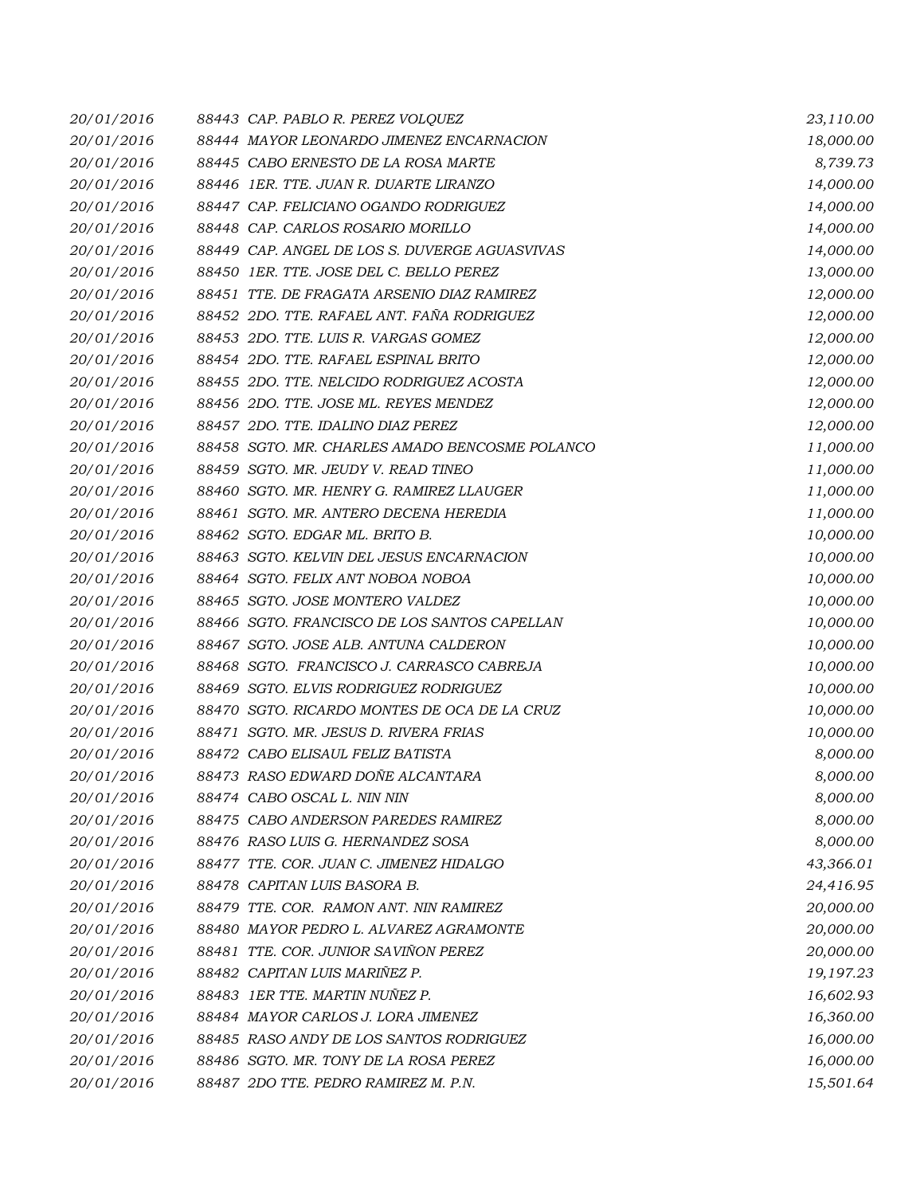| | | | |
|---|---|---|---|
| 20/01/2016 | 88443 | CAP. PABLO R. PEREZ VOLQUEZ | 23,110.00 |
| 20/01/2016 | 88444 | MAYOR LEONARDO JIMENEZ ENCARNACION | 18,000.00 |
| 20/01/2016 | 88445 | CABO ERNESTO DE LA ROSA MARTE | 8,739.73 |
| 20/01/2016 | 88446 | 1ER. TTE. JUAN R. DUARTE LIRANZO | 14,000.00 |
| 20/01/2016 | 88447 | CAP. FELICIANO OGANDO RODRIGUEZ | 14,000.00 |
| 20/01/2016 | 88448 | CAP. CARLOS ROSARIO MORILLO | 14,000.00 |
| 20/01/2016 | 88449 | CAP. ANGEL DE LOS S. DUVERGE AGUASVIVAS | 14,000.00 |
| 20/01/2016 | 88450 | 1ER. TTE. JOSE DEL C. BELLO PEREZ | 13,000.00 |
| 20/01/2016 | 88451 | TTE. DE FRAGATA ARSENIO DIAZ RAMIREZ | 12,000.00 |
| 20/01/2016 | 88452 | 2DO. TTE. RAFAEL ANT. FAÑA RODRIGUEZ | 12,000.00 |
| 20/01/2016 | 88453 | 2DO. TTE. LUIS R. VARGAS GOMEZ | 12,000.00 |
| 20/01/2016 | 88454 | 2DO. TTE. RAFAEL ESPINAL BRITO | 12,000.00 |
| 20/01/2016 | 88455 | 2DO. TTE. NELCIDO RODRIGUEZ ACOSTA | 12,000.00 |
| 20/01/2016 | 88456 | 2DO. TTE. JOSE ML. REYES MENDEZ | 12,000.00 |
| 20/01/2016 | 88457 | 2DO. TTE. IDALINO DIAZ PEREZ | 12,000.00 |
| 20/01/2016 | 88458 | SGTO. MR. CHARLES AMADO BENCOSME POLANCO | 11,000.00 |
| 20/01/2016 | 88459 | SGTO. MR. JEUDY V. READ TINEO | 11,000.00 |
| 20/01/2016 | 88460 | SGTO. MR. HENRY G. RAMIREZ LLAUGER | 11,000.00 |
| 20/01/2016 | 88461 | SGTO. MR. ANTERO DECENA HEREDIA | 11,000.00 |
| 20/01/2016 | 88462 | SGTO. EDGAR ML. BRITO B. | 10,000.00 |
| 20/01/2016 | 88463 | SGTO. KELVIN DEL JESUS ENCARNACION | 10,000.00 |
| 20/01/2016 | 88464 | SGTO. FELIX ANT NOBOA NOBOA | 10,000.00 |
| 20/01/2016 | 88465 | SGTO. JOSE MONTERO VALDEZ | 10,000.00 |
| 20/01/2016 | 88466 | SGTO. FRANCISCO DE LOS SANTOS CAPELLAN | 10,000.00 |
| 20/01/2016 | 88467 | SGTO. JOSE ALB. ANTUNA CALDERON | 10,000.00 |
| 20/01/2016 | 88468 | SGTO. FRANCISCO J. CARRASCO CABREJA | 10,000.00 |
| 20/01/2016 | 88469 | SGTO. ELVIS RODRIGUEZ RODRIGUEZ | 10,000.00 |
| 20/01/2016 | 88470 | SGTO. RICARDO MONTES DE OCA DE LA CRUZ | 10,000.00 |
| 20/01/2016 | 88471 | SGTO. MR. JESUS D. RIVERA FRIAS | 10,000.00 |
| 20/01/2016 | 88472 | CABO ELISAUL FELIZ BATISTA | 8,000.00 |
| 20/01/2016 | 88473 | RASO EDWARD DOÑE ALCANTARA | 8,000.00 |
| 20/01/2016 | 88474 | CABO OSCAL L. NIN NIN | 8,000.00 |
| 20/01/2016 | 88475 | CABO ANDERSON PAREDES RAMIREZ | 8,000.00 |
| 20/01/2016 | 88476 | RASO LUIS G. HERNANDEZ SOSA | 8,000.00 |
| 20/01/2016 | 88477 | TTE. COR. JUAN C. JIMENEZ HIDALGO | 43,366.01 |
| 20/01/2016 | 88478 | CAPITAN LUIS BASORA B. | 24,416.95 |
| 20/01/2016 | 88479 | TTE. COR. RAMON ANT. NIN RAMIREZ | 20,000.00 |
| 20/01/2016 | 88480 | MAYOR PEDRO L. ALVAREZ AGRAMONTE | 20,000.00 |
| 20/01/2016 | 88481 | TTE. COR. JUNIOR SAVIÑON PEREZ | 20,000.00 |
| 20/01/2016 | 88482 | CAPITAN LUIS MARIÑEZ P. | 19,197.23 |
| 20/01/2016 | 88483 | 1ER TTE. MARTIN NUÑEZ P. | 16,602.93 |
| 20/01/2016 | 88484 | MAYOR CARLOS J. LORA JIMENEZ | 16,360.00 |
| 20/01/2016 | 88485 | RASO ANDY DE LOS SANTOS RODRIGUEZ | 16,000.00 |
| 20/01/2016 | 88486 | SGTO. MR. TONY DE LA ROSA PEREZ | 16,000.00 |
| 20/01/2016 | 88487 | 2DO TTE. PEDRO RAMIREZ M. P.N. | 15,501.64 |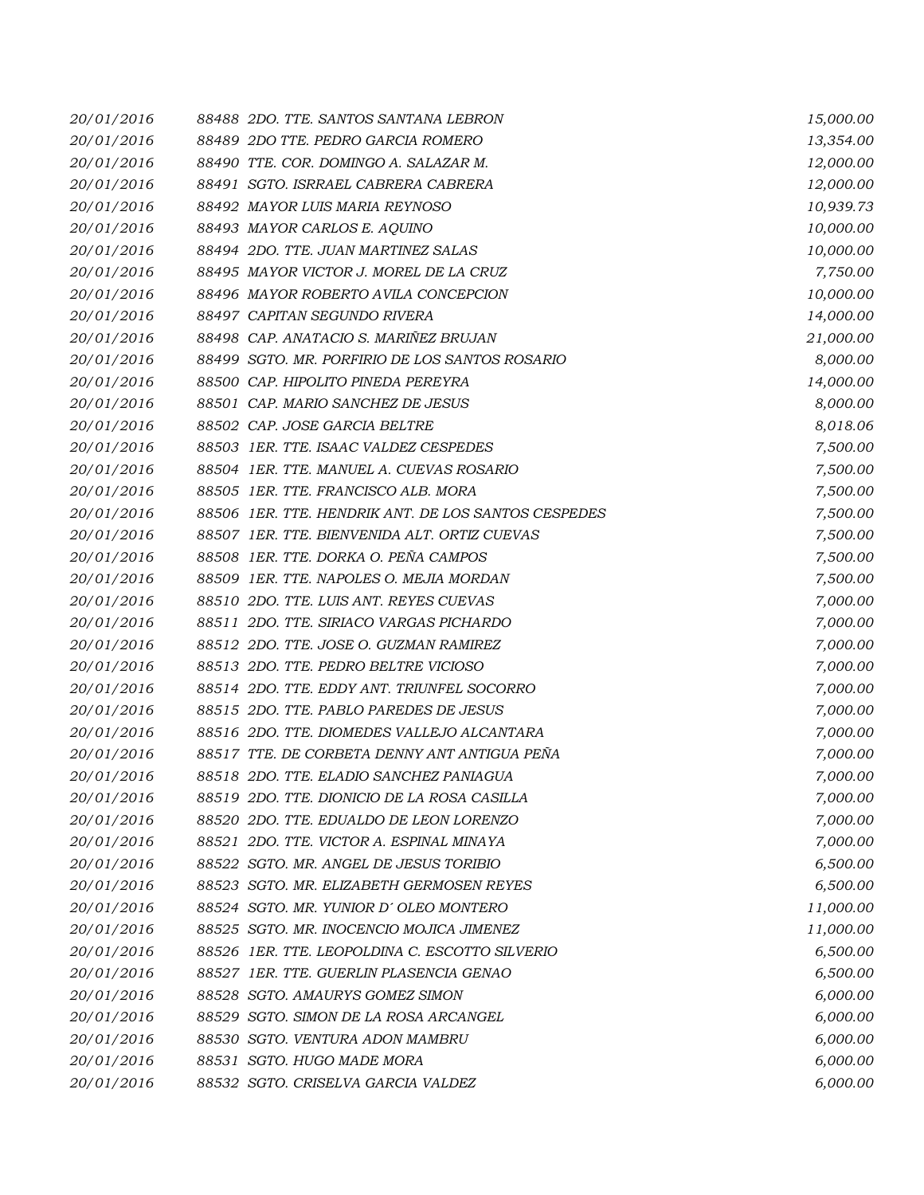| | | |
|---|---|---|
| 20/01/2016 | 88488 2DO. TTE. SANTOS SANTANA LEBRON | 15,000.00 |
| 20/01/2016 | 88489 2DO TTE. PEDRO GARCIA ROMERO | 13,354.00 |
| 20/01/2016 | 88490 TTE. COR. DOMINGO A. SALAZAR M. | 12,000.00 |
| 20/01/2016 | 88491 SGTO. ISRRAEL CABRERA CABRERA | 12,000.00 |
| 20/01/2016 | 88492 MAYOR LUIS MARIA REYNOSO | 10,939.73 |
| 20/01/2016 | 88493 MAYOR CARLOS E. AQUINO | 10,000.00 |
| 20/01/2016 | 88494 2DO. TTE. JUAN MARTINEZ SALAS | 10,000.00 |
| 20/01/2016 | 88495 MAYOR VICTOR J. MOREL DE LA CRUZ | 7,750.00 |
| 20/01/2016 | 88496 MAYOR ROBERTO AVILA CONCEPCION | 10,000.00 |
| 20/01/2016 | 88497 CAPITAN SEGUNDO RIVERA | 14,000.00 |
| 20/01/2016 | 88498 CAP. ANATACIO S. MARIÑEZ BRUJAN | 21,000.00 |
| 20/01/2016 | 88499 SGTO. MR. PORFIRIO DE LOS SANTOS ROSARIO | 8,000.00 |
| 20/01/2016 | 88500 CAP. HIPOLITO PINEDA PEREYRA | 14,000.00 |
| 20/01/2016 | 88501 CAP. MARIO SANCHEZ DE JESUS | 8,000.00 |
| 20/01/2016 | 88502 CAP. JOSE GARCIA BELTRE | 8,018.06 |
| 20/01/2016 | 88503 1ER. TTE. ISAAC VALDEZ CESPEDES | 7,500.00 |
| 20/01/2016 | 88504 1ER. TTE. MANUEL A. CUEVAS ROSARIO | 7,500.00 |
| 20/01/2016 | 88505 1ER. TTE. FRANCISCO ALB. MORA | 7,500.00 |
| 20/01/2016 | 88506 1ER. TTE. HENDRIK ANT. DE LOS SANTOS CESPEDES | 7,500.00 |
| 20/01/2016 | 88507 1ER. TTE. BIENVENIDA ALT. ORTIZ CUEVAS | 7,500.00 |
| 20/01/2016 | 88508 1ER. TTE. DORKA O. PEÑA CAMPOS | 7,500.00 |
| 20/01/2016 | 88509 1ER. TTE. NAPOLES O. MEJIA MORDAN | 7,500.00 |
| 20/01/2016 | 88510 2DO. TTE. LUIS ANT. REYES CUEVAS | 7,000.00 |
| 20/01/2016 | 88511 2DO. TTE. SIRIACO VARGAS PICHARDO | 7,000.00 |
| 20/01/2016 | 88512 2DO. TTE. JOSE O. GUZMAN RAMIREZ | 7,000.00 |
| 20/01/2016 | 88513 2DO. TTE. PEDRO BELTRE VICIOSO | 7,000.00 |
| 20/01/2016 | 88514 2DO. TTE. EDDY ANT. TRIUNFEL SOCORRO | 7,000.00 |
| 20/01/2016 | 88515 2DO. TTE. PABLO PAREDES DE JESUS | 7,000.00 |
| 20/01/2016 | 88516 2DO. TTE. DIOMEDES VALLEJO ALCANTARA | 7,000.00 |
| 20/01/2016 | 88517 TTE. DE CORBETA DENNY ANT ANTIGUA PEÑA | 7,000.00 |
| 20/01/2016 | 88518 2DO. TTE. ELADIO SANCHEZ PANIAGUA | 7,000.00 |
| 20/01/2016 | 88519 2DO. TTE. DIONICIO DE LA ROSA CASILLA | 7,000.00 |
| 20/01/2016 | 88520 2DO. TTE. EDUALDO DE LEON LORENZO | 7,000.00 |
| 20/01/2016 | 88521 2DO. TTE. VICTOR A. ESPINAL MINAYA | 7,000.00 |
| 20/01/2016 | 88522 SGTO. MR. ANGEL DE JESUS TORIBIO | 6,500.00 |
| 20/01/2016 | 88523 SGTO. MR. ELIZABETH GERMOSEN REYES | 6,500.00 |
| 20/01/2016 | 88524 SGTO. MR. YUNIOR D´ OLEO MONTERO | 11,000.00 |
| 20/01/2016 | 88525 SGTO. MR. INOCENCIO MOJICA JIMENEZ | 11,000.00 |
| 20/01/2016 | 88526 1ER. TTE. LEOPOLDINA C. ESCOTTO SILVERIO | 6,500.00 |
| 20/01/2016 | 88527 1ER. TTE. GUERLIN PLASENCIA GENAO | 6,500.00 |
| 20/01/2016 | 88528 SGTO. AMAURYS GOMEZ SIMON | 6,000.00 |
| 20/01/2016 | 88529 SGTO. SIMON DE LA ROSA ARCANGEL | 6,000.00 |
| 20/01/2016 | 88530 SGTO. VENTURA ADON MAMBRU | 6,000.00 |
| 20/01/2016 | 88531 SGTO. HUGO MADE MORA | 6,000.00 |
| 20/01/2016 | 88532 SGTO. CRISELVA GARCIA VALDEZ | 6,000.00 |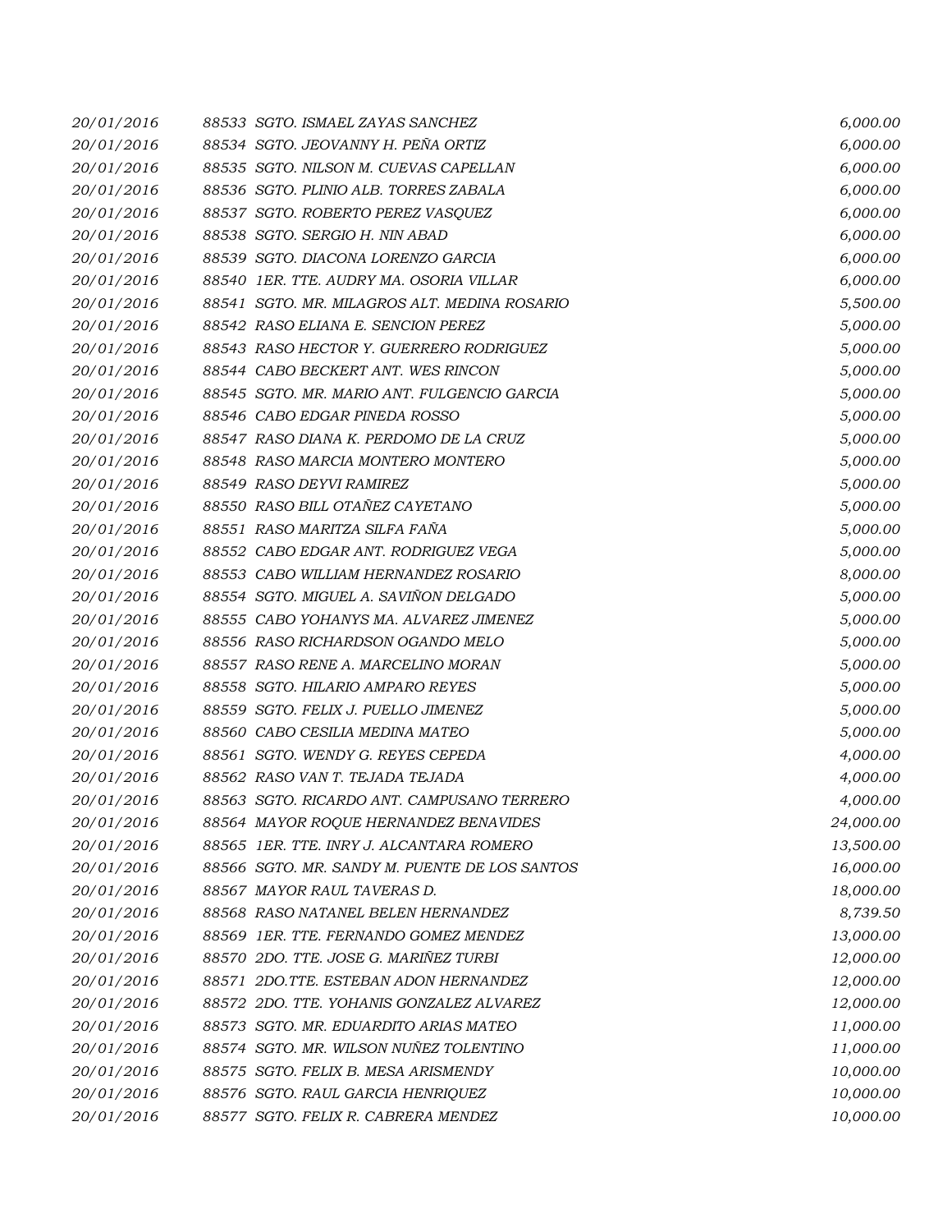| | | | |
|---|---|---|---|
| 20/01/2016 | 88533 | SGTO. ISMAEL ZAYAS SANCHEZ | 6,000.00 |
| 20/01/2016 | 88534 | SGTO. JEOVANNY H. PEÑA ORTIZ | 6,000.00 |
| 20/01/2016 | 88535 | SGTO. NILSON M. CUEVAS CAPELLAN | 6,000.00 |
| 20/01/2016 | 88536 | SGTO. PLINIO ALB. TORRES ZABALA | 6,000.00 |
| 20/01/2016 | 88537 | SGTO. ROBERTO PEREZ VASQUEZ | 6,000.00 |
| 20/01/2016 | 88538 | SGTO. SERGIO H. NIN ABAD | 6,000.00 |
| 20/01/2016 | 88539 | SGTO. DIACONA LORENZO GARCIA | 6,000.00 |
| 20/01/2016 | 88540 | 1ER. TTE. AUDRY MA. OSORIA VILLAR | 6,000.00 |
| 20/01/2016 | 88541 | SGTO. MR. MILAGROS ALT. MEDINA ROSARIO | 5,500.00 |
| 20/01/2016 | 88542 | RASO ELIANA E. SENCION PEREZ | 5,000.00 |
| 20/01/2016 | 88543 | RASO HECTOR Y. GUERRERO RODRIGUEZ | 5,000.00 |
| 20/01/2016 | 88544 | CABO BECKERT ANT. WES RINCON | 5,000.00 |
| 20/01/2016 | 88545 | SGTO. MR. MARIO ANT. FULGENCIO GARCIA | 5,000.00 |
| 20/01/2016 | 88546 | CABO EDGAR PINEDA ROSSO | 5,000.00 |
| 20/01/2016 | 88547 | RASO DIANA K. PERDOMO DE LA CRUZ | 5,000.00 |
| 20/01/2016 | 88548 | RASO MARCIA MONTERO MONTERO | 5,000.00 |
| 20/01/2016 | 88549 | RASO DEYVI RAMIREZ | 5,000.00 |
| 20/01/2016 | 88550 | RASO BILL OTAÑEZ CAYETANO | 5,000.00 |
| 20/01/2016 | 88551 | RASO MARITZA SILFA FAÑA | 5,000.00 |
| 20/01/2016 | 88552 | CABO EDGAR ANT. RODRIGUEZ VEGA | 5,000.00 |
| 20/01/2016 | 88553 | CABO WILLIAM HERNANDEZ ROSARIO | 8,000.00 |
| 20/01/2016 | 88554 | SGTO. MIGUEL A. SAVIÑON DELGADO | 5,000.00 |
| 20/01/2016 | 88555 | CABO YOHANYS MA. ALVAREZ JIMENEZ | 5,000.00 |
| 20/01/2016 | 88556 | RASO RICHARDSON OGANDO MELO | 5,000.00 |
| 20/01/2016 | 88557 | RASO RENE A. MARCELINO MORAN | 5,000.00 |
| 20/01/2016 | 88558 | SGTO. HILARIO AMPARO REYES | 5,000.00 |
| 20/01/2016 | 88559 | SGTO. FELIX J. PUELLO JIMENEZ | 5,000.00 |
| 20/01/2016 | 88560 | CABO CESILIA MEDINA MATEO | 5,000.00 |
| 20/01/2016 | 88561 | SGTO. WENDY G. REYES CEPEDA | 4,000.00 |
| 20/01/2016 | 88562 | RASO VAN T. TEJADA TEJADA | 4,000.00 |
| 20/01/2016 | 88563 | SGTO. RICARDO ANT. CAMPUSANO TERRERO | 4,000.00 |
| 20/01/2016 | 88564 | MAYOR ROQUE HERNANDEZ BENAVIDES | 24,000.00 |
| 20/01/2016 | 88565 | 1ER. TTE. INRY J. ALCANTARA ROMERO | 13,500.00 |
| 20/01/2016 | 88566 | SGTO. MR. SANDY M. PUENTE DE LOS SANTOS | 16,000.00 |
| 20/01/2016 | 88567 | MAYOR RAUL TAVERAS D. | 18,000.00 |
| 20/01/2016 | 88568 | RASO NATANEL BELEN HERNANDEZ | 8,739.50 |
| 20/01/2016 | 88569 | 1ER. TTE. FERNANDO GOMEZ MENDEZ | 13,000.00 |
| 20/01/2016 | 88570 | 2DO. TTE. JOSE G. MARIÑEZ TURBI | 12,000.00 |
| 20/01/2016 | 88571 | 2DO.TTE. ESTEBAN ADON HERNANDEZ | 12,000.00 |
| 20/01/2016 | 88572 | 2DO. TTE. YOHANIS GONZALEZ ALVAREZ | 12,000.00 |
| 20/01/2016 | 88573 | SGTO. MR. EDUARDITO ARIAS MATEO | 11,000.00 |
| 20/01/2016 | 88574 | SGTO. MR. WILSON NUÑEZ TOLENTINO | 11,000.00 |
| 20/01/2016 | 88575 | SGTO. FELIX B. MESA ARISMENDY | 10,000.00 |
| 20/01/2016 | 88576 | SGTO. RAUL GARCIA HENRIQUEZ | 10,000.00 |
| 20/01/2016 | 88577 | SGTO. FELIX R. CABRERA MENDEZ | 10,000.00 |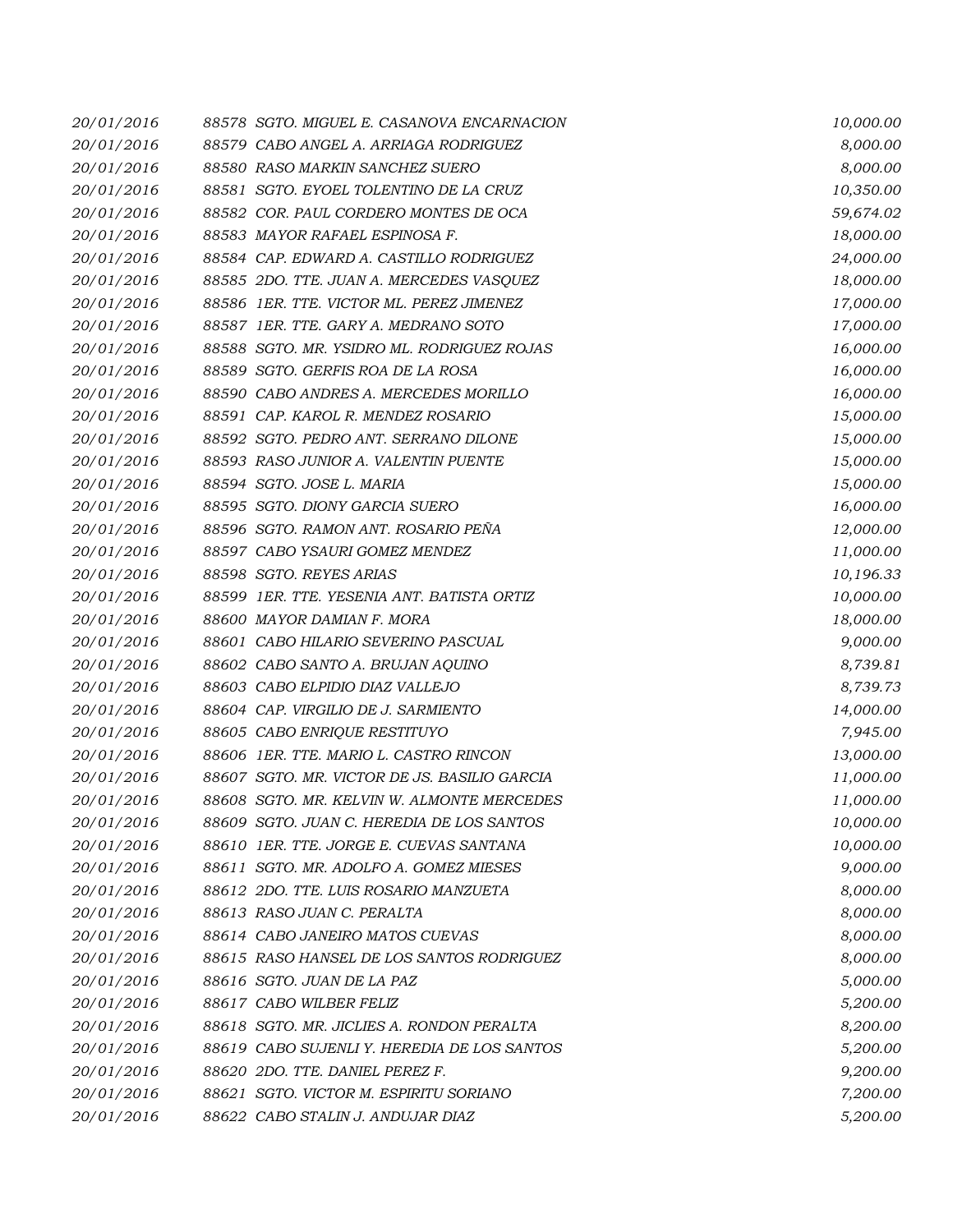| | | |
|---|---|---|
| 20/01/2016 | 88578 SGTO. MIGUEL E. CASANOVA ENCARNACION | 10,000.00 |
| 20/01/2016 | 88579 CABO ANGEL A. ARRIAGA RODRIGUEZ | 8,000.00 |
| 20/01/2016 | 88580 RASO MARKIN SANCHEZ SUERO | 8,000.00 |
| 20/01/2016 | 88581 SGTO. EYOEL TOLENTINO DE LA CRUZ | 10,350.00 |
| 20/01/2016 | 88582 COR. PAUL CORDERO MONTES DE OCA | 59,674.02 |
| 20/01/2016 | 88583 MAYOR RAFAEL ESPINOSA F. | 18,000.00 |
| 20/01/2016 | 88584 CAP. EDWARD A. CASTILLO RODRIGUEZ | 24,000.00 |
| 20/01/2016 | 88585 2DO. TTE. JUAN A. MERCEDES VASQUEZ | 18,000.00 |
| 20/01/2016 | 88586 1ER. TTE. VICTOR ML. PEREZ JIMENEZ | 17,000.00 |
| 20/01/2016 | 88587 1ER. TTE. GARY A. MEDRANO SOTO | 17,000.00 |
| 20/01/2016 | 88588 SGTO. MR. YSIDRO ML. RODRIGUEZ ROJAS | 16,000.00 |
| 20/01/2016 | 88589 SGTO. GERFIS ROA DE LA ROSA | 16,000.00 |
| 20/01/2016 | 88590 CABO ANDRES A. MERCEDES MORILLO | 16,000.00 |
| 20/01/2016 | 88591 CAP. KAROL R. MENDEZ ROSARIO | 15,000.00 |
| 20/01/2016 | 88592 SGTO. PEDRO ANT. SERRANO DILONE | 15,000.00 |
| 20/01/2016 | 88593 RASO JUNIOR A. VALENTIN PUENTE | 15,000.00 |
| 20/01/2016 | 88594 SGTO. JOSE L. MARIA | 15,000.00 |
| 20/01/2016 | 88595 SGTO. DIONY GARCIA SUERO | 16,000.00 |
| 20/01/2016 | 88596 SGTO. RAMON ANT. ROSARIO PEÑA | 12,000.00 |
| 20/01/2016 | 88597 CABO YSAURI GOMEZ MENDEZ | 11,000.00 |
| 20/01/2016 | 88598 SGTO. REYES ARIAS | 10,196.33 |
| 20/01/2016 | 88599 1ER. TTE. YESENIA ANT. BATISTA ORTIZ | 10,000.00 |
| 20/01/2016 | 88600 MAYOR DAMIAN F. MORA | 18,000.00 |
| 20/01/2016 | 88601 CABO HILARIO SEVERINO PASCUAL | 9,000.00 |
| 20/01/2016 | 88602 CABO SANTO A. BRUJAN AQUINO | 8,739.81 |
| 20/01/2016 | 88603 CABO ELPIDIO DIAZ VALLEJO | 8,739.73 |
| 20/01/2016 | 88604 CAP. VIRGILIO DE J. SARMIENTO | 14,000.00 |
| 20/01/2016 | 88605 CABO ENRIQUE RESTITUYO | 7,945.00 |
| 20/01/2016 | 88606 1ER. TTE. MARIO L. CASTRO RINCON | 13,000.00 |
| 20/01/2016 | 88607 SGTO. MR. VICTOR DE JS. BASILIO GARCIA | 11,000.00 |
| 20/01/2016 | 88608 SGTO. MR. KELVIN W. ALMONTE MERCEDES | 11,000.00 |
| 20/01/2016 | 88609 SGTO. JUAN C. HEREDIA DE LOS SANTOS | 10,000.00 |
| 20/01/2016 | 88610 1ER. TTE. JORGE E. CUEVAS SANTANA | 10,000.00 |
| 20/01/2016 | 88611 SGTO. MR. ADOLFO A. GOMEZ MIESES | 9,000.00 |
| 20/01/2016 | 88612 2DO. TTE. LUIS ROSARIO MANZUETA | 8,000.00 |
| 20/01/2016 | 88613 RASO JUAN C. PERALTA | 8,000.00 |
| 20/01/2016 | 88614 CABO JANEIRO MATOS CUEVAS | 8,000.00 |
| 20/01/2016 | 88615 RASO HANSEL DE LOS SANTOS RODRIGUEZ | 8,000.00 |
| 20/01/2016 | 88616 SGTO. JUAN DE LA PAZ | 5,000.00 |
| 20/01/2016 | 88617 CABO WILBER FELIZ | 5,200.00 |
| 20/01/2016 | 88618 SGTO. MR. JICLIES A. RONDON PERALTA | 8,200.00 |
| 20/01/2016 | 88619 CABO SUJENLI Y. HEREDIA DE LOS SANTOS | 5,200.00 |
| 20/01/2016 | 88620 2DO. TTE. DANIEL PEREZ F. | 9,200.00 |
| 20/01/2016 | 88621 SGTO. VICTOR M. ESPIRITU SORIANO | 7,200.00 |
| 20/01/2016 | 88622 CABO STALIN J. ANDUJAR DIAZ | 5,200.00 |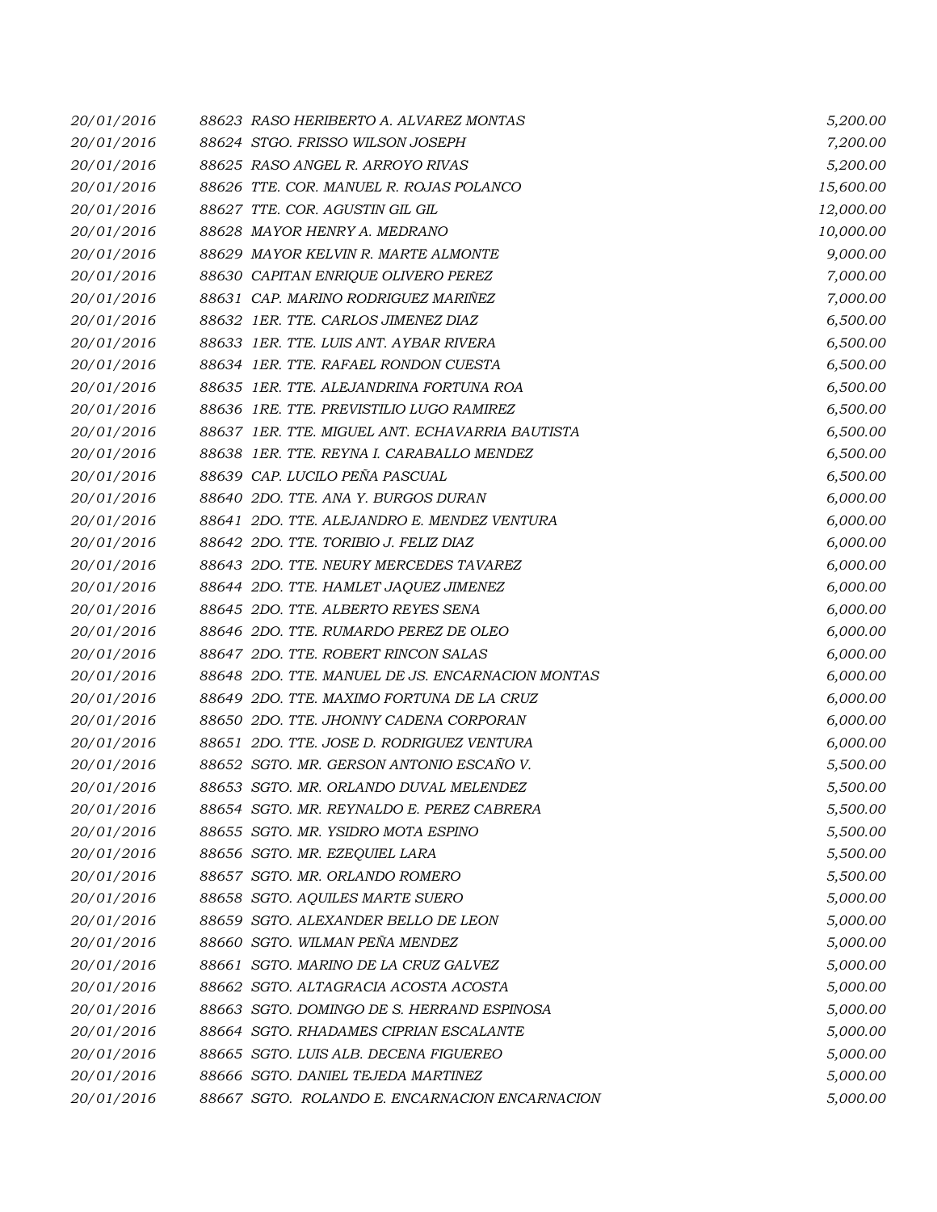| | | |
|---|---|---|
| 20/01/2016 | 88623 RASO HERIBERTO A. ALVAREZ MONTAS | 5,200.00 |
| 20/01/2016 | 88624 STGO. FRISSO WILSON JOSEPH | 7,200.00 |
| 20/01/2016 | 88625 RASO ANGEL R. ARROYO RIVAS | 5,200.00 |
| 20/01/2016 | 88626 TTE. COR. MANUEL R. ROJAS POLANCO | 15,600.00 |
| 20/01/2016 | 88627 TTE. COR. AGUSTIN GIL GIL | 12,000.00 |
| 20/01/2016 | 88628 MAYOR HENRY A. MEDRANO | 10,000.00 |
| 20/01/2016 | 88629 MAYOR KELVIN R. MARTE ALMONTE | 9,000.00 |
| 20/01/2016 | 88630 CAPITAN ENRIQUE OLIVERO PEREZ | 7,000.00 |
| 20/01/2016 | 88631 CAP. MARINO RODRIGUEZ MARIÑEZ | 7,000.00 |
| 20/01/2016 | 88632 1ER. TTE. CARLOS JIMENEZ DIAZ | 6,500.00 |
| 20/01/2016 | 88633 1ER. TTE. LUIS ANT. AYBAR RIVERA | 6,500.00 |
| 20/01/2016 | 88634 1ER. TTE. RAFAEL RONDON CUESTA | 6,500.00 |
| 20/01/2016 | 88635 1ER. TTE. ALEJANDRINA FORTUNA ROA | 6,500.00 |
| 20/01/2016 | 88636 1RE. TTE. PREVISTILIO LUGO RAMIREZ | 6,500.00 |
| 20/01/2016 | 88637 1ER. TTE. MIGUEL ANT. ECHAVARRIA BAUTISTA | 6,500.00 |
| 20/01/2016 | 88638 1ER. TTE. REYNA I. CARABALLO MENDEZ | 6,500.00 |
| 20/01/2016 | 88639 CAP. LUCILO PEÑA PASCUAL | 6,500.00 |
| 20/01/2016 | 88640 2DO. TTE. ANA Y. BURGOS DURAN | 6,000.00 |
| 20/01/2016 | 88641 2DO. TTE. ALEJANDRO E. MENDEZ VENTURA | 6,000.00 |
| 20/01/2016 | 88642 2DO. TTE. TORIBIO J. FELIZ DIAZ | 6,000.00 |
| 20/01/2016 | 88643 2DO. TTE. NEURY MERCEDES TAVAREZ | 6,000.00 |
| 20/01/2016 | 88644 2DO. TTE. HAMLET JAQUEZ JIMENEZ | 6,000.00 |
| 20/01/2016 | 88645 2DO. TTE. ALBERTO REYES SENA | 6,000.00 |
| 20/01/2016 | 88646 2DO. TTE. RUMARDO PEREZ DE OLEO | 6,000.00 |
| 20/01/2016 | 88647 2DO. TTE. ROBERT RINCON SALAS | 6,000.00 |
| 20/01/2016 | 88648 2DO. TTE. MANUEL DE JS. ENCARNACION MONTAS | 6,000.00 |
| 20/01/2016 | 88649 2DO. TTE. MAXIMO FORTUNA DE LA CRUZ | 6,000.00 |
| 20/01/2016 | 88650 2DO. TTE. JHONNY CADENA CORPORAN | 6,000.00 |
| 20/01/2016 | 88651 2DO. TTE. JOSE D. RODRIGUEZ VENTURA | 6,000.00 |
| 20/01/2016 | 88652 SGTO. MR. GERSON ANTONIO ESCAÑO V. | 5,500.00 |
| 20/01/2016 | 88653 SGTO. MR. ORLANDO DUVAL MELENDEZ | 5,500.00 |
| 20/01/2016 | 88654 SGTO. MR. REYNALDO E. PEREZ CABRERA | 5,500.00 |
| 20/01/2016 | 88655 SGTO. MR. YSIDRO MOTA ESPINO | 5,500.00 |
| 20/01/2016 | 88656 SGTO. MR. EZEQUIEL LARA | 5,500.00 |
| 20/01/2016 | 88657 SGTO. MR. ORLANDO ROMERO | 5,500.00 |
| 20/01/2016 | 88658 SGTO. AQUILES MARTE SUERO | 5,000.00 |
| 20/01/2016 | 88659 SGTO. ALEXANDER BELLO DE LEON | 5,000.00 |
| 20/01/2016 | 88660 SGTO. WILMAN PEÑA MENDEZ | 5,000.00 |
| 20/01/2016 | 88661 SGTO. MARINO DE LA CRUZ GALVEZ | 5,000.00 |
| 20/01/2016 | 88662 SGTO. ALTAGRACIA ACOSTA ACOSTA | 5,000.00 |
| 20/01/2016 | 88663 SGTO. DOMINGO DE S. HERRAND ESPINOSA | 5,000.00 |
| 20/01/2016 | 88664 SGTO. RHADAMES CIPRIAN ESCALANTE | 5,000.00 |
| 20/01/2016 | 88665 SGTO. LUIS ALB. DECENA FIGUEREO | 5,000.00 |
| 20/01/2016 | 88666 SGTO. DANIEL TEJEDA MARTINEZ | 5,000.00 |
| 20/01/2016 | 88667 SGTO. ROLANDO E. ENCARNACION ENCARNACION | 5,000.00 |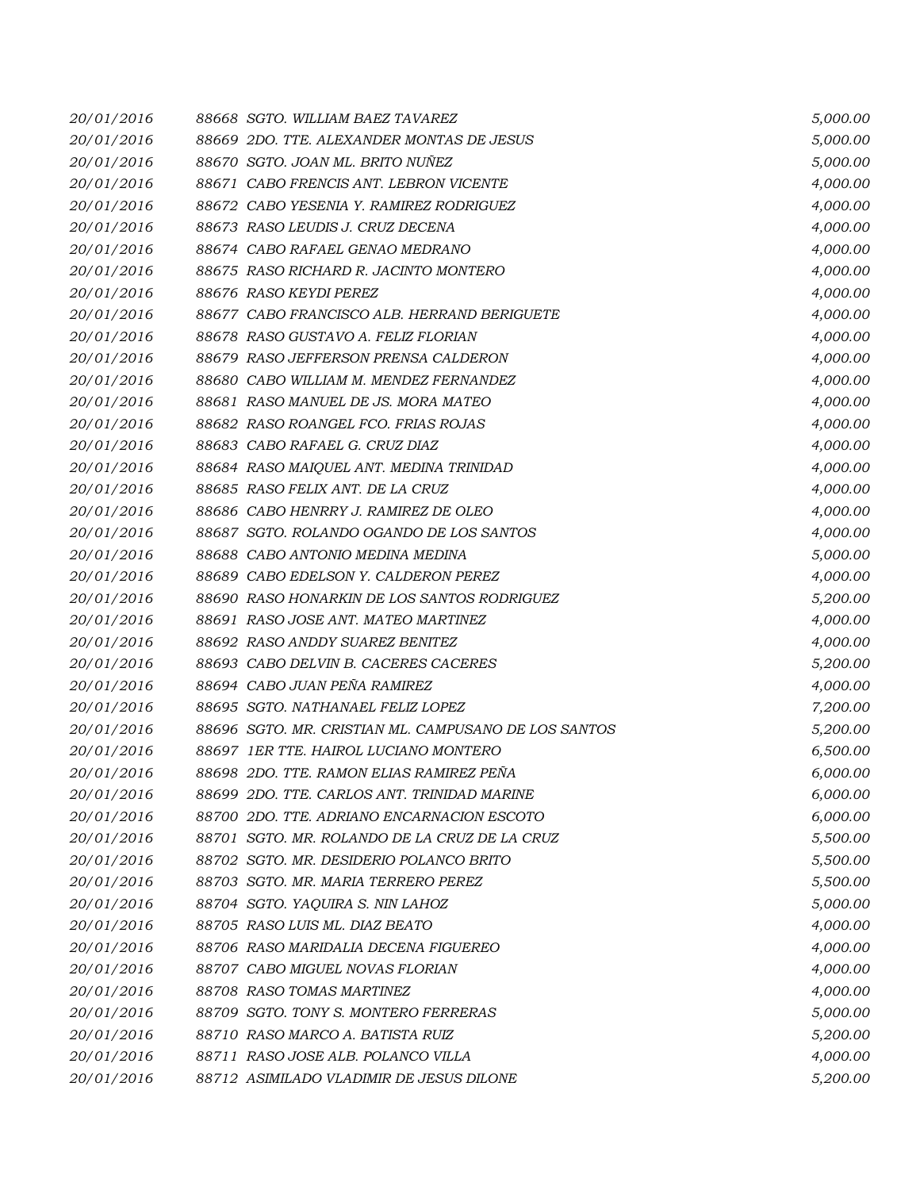| | | |
|---|---|---|
| 20/01/2016 | 88668 SGTO. WILLIAM BAEZ TAVAREZ | 5,000.00 |
| 20/01/2016 | 88669 2DO. TTE. ALEXANDER MONTAS DE JESUS | 5,000.00 |
| 20/01/2016 | 88670 SGTO. JOAN ML. BRITO NUÑEZ | 5,000.00 |
| 20/01/2016 | 88671 CABO FRENCIS ANT. LEBRON VICENTE | 4,000.00 |
| 20/01/2016 | 88672 CABO YESENIA Y. RAMIREZ RODRIGUEZ | 4,000.00 |
| 20/01/2016 | 88673 RASO LEUDIS J. CRUZ DECENA | 4,000.00 |
| 20/01/2016 | 88674 CABO RAFAEL GENAO MEDRANO | 4,000.00 |
| 20/01/2016 | 88675 RASO RICHARD R. JACINTO MONTERO | 4,000.00 |
| 20/01/2016 | 88676 RASO KEYDI PEREZ | 4,000.00 |
| 20/01/2016 | 88677 CABO FRANCISCO ALB. HERRAND BERIGUETE | 4,000.00 |
| 20/01/2016 | 88678 RASO GUSTAVO A. FELIZ FLORIAN | 4,000.00 |
| 20/01/2016 | 88679 RASO JEFFERSON PRENSA CALDERON | 4,000.00 |
| 20/01/2016 | 88680 CABO WILLIAM M. MENDEZ FERNANDEZ | 4,000.00 |
| 20/01/2016 | 88681 RASO MANUEL DE JS. MORA MATEO | 4,000.00 |
| 20/01/2016 | 88682 RASO ROANGEL FCO. FRIAS ROJAS | 4,000.00 |
| 20/01/2016 | 88683 CABO RAFAEL G. CRUZ DIAZ | 4,000.00 |
| 20/01/2016 | 88684 RASO MAIQUEL ANT. MEDINA TRINIDAD | 4,000.00 |
| 20/01/2016 | 88685 RASO FELIX ANT. DE LA CRUZ | 4,000.00 |
| 20/01/2016 | 88686 CABO HENRRY J. RAMIREZ DE OLEO | 4,000.00 |
| 20/01/2016 | 88687 SGTO. ROLANDO OGANDO DE LOS SANTOS | 4,000.00 |
| 20/01/2016 | 88688 CABO ANTONIO MEDINA MEDINA | 5,000.00 |
| 20/01/2016 | 88689 CABO EDELSON Y. CALDERON PEREZ | 4,000.00 |
| 20/01/2016 | 88690 RASO HONARKIN DE LOS SANTOS RODRIGUEZ | 5,200.00 |
| 20/01/2016 | 88691 RASO JOSE ANT. MATEO MARTINEZ | 4,000.00 |
| 20/01/2016 | 88692 RASO ANDDY SUAREZ BENITEZ | 4,000.00 |
| 20/01/2016 | 88693 CABO DELVIN B. CACERES CACERES | 5,200.00 |
| 20/01/2016 | 88694 CABO JUAN PEÑA RAMIREZ | 4,000.00 |
| 20/01/2016 | 88695 SGTO. NATHANAEL FELIZ LOPEZ | 7,200.00 |
| 20/01/2016 | 88696 SGTO. MR. CRISTIAN ML. CAMPUSANO DE LOS SANTOS | 5,200.00 |
| 20/01/2016 | 88697 1ER TTE. HAIROL LUCIANO MONTERO | 6,500.00 |
| 20/01/2016 | 88698 2DO. TTE. RAMON ELIAS RAMIREZ PEÑA | 6,000.00 |
| 20/01/2016 | 88699 2DO. TTE. CARLOS ANT. TRINIDAD MARINE | 6,000.00 |
| 20/01/2016 | 88700 2DO. TTE. ADRIANO ENCARNACION ESCOTO | 6,000.00 |
| 20/01/2016 | 88701 SGTO. MR. ROLANDO DE LA CRUZ DE LA CRUZ | 5,500.00 |
| 20/01/2016 | 88702 SGTO. MR. DESIDERIO POLANCO BRITO | 5,500.00 |
| 20/01/2016 | 88703 SGTO. MR. MARIA TERRERO PEREZ | 5,500.00 |
| 20/01/2016 | 88704 SGTO. YAQUIRA S. NIN LAHOZ | 5,000.00 |
| 20/01/2016 | 88705 RASO LUIS ML. DIAZ BEATO | 4,000.00 |
| 20/01/2016 | 88706 RASO MARIDALIA DECENA FIGUEREO | 4,000.00 |
| 20/01/2016 | 88707 CABO MIGUEL NOVAS FLORIAN | 4,000.00 |
| 20/01/2016 | 88708 RASO TOMAS MARTINEZ | 4,000.00 |
| 20/01/2016 | 88709 SGTO. TONY S. MONTERO FERRERAS | 5,000.00 |
| 20/01/2016 | 88710 RASO MARCO A. BATISTA RUIZ | 5,200.00 |
| 20/01/2016 | 88711 RASO JOSE ALB. POLANCO VILLA | 4,000.00 |
| 20/01/2016 | 88712 ASIMILADO VLADIMIR DE JESUS DILONE | 5,200.00 |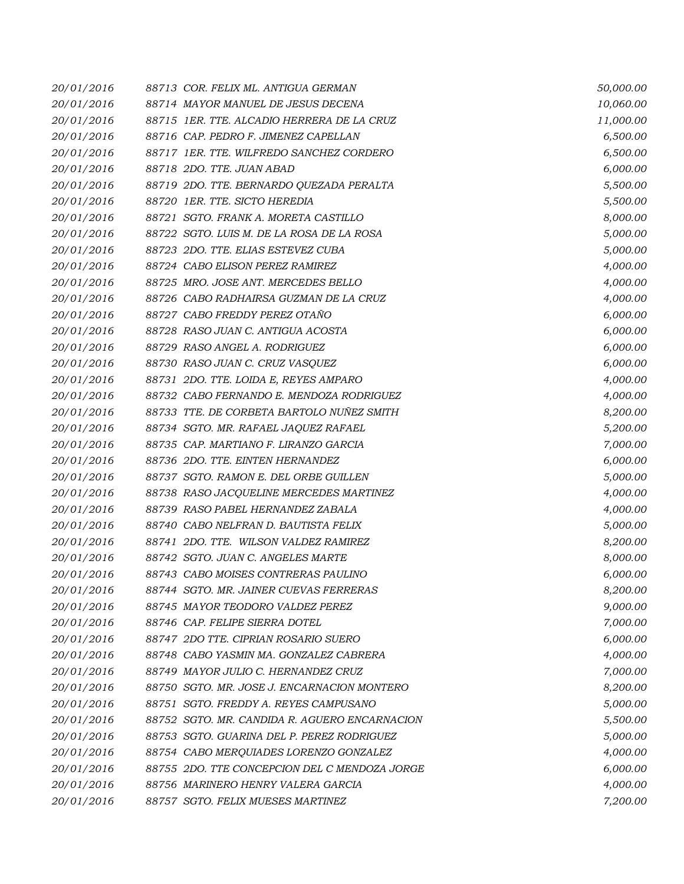| | | |
|---|---|---|
| 20/01/2016 | 88713 COR. FELIX ML. ANTIGUA GERMAN | 50,000.00 |
| 20/01/2016 | 88714 MAYOR MANUEL DE JESUS DECENA | 10,060.00 |
| 20/01/2016 | 88715 1ER. TTE. ALCADIO HERRERA DE LA CRUZ | 11,000.00 |
| 20/01/2016 | 88716 CAP. PEDRO F. JIMENEZ CAPELLAN | 6,500.00 |
| 20/01/2016 | 88717 1ER. TTE. WILFREDO SANCHEZ CORDERO | 6,500.00 |
| 20/01/2016 | 88718 2DO. TTE. JUAN ABAD | 6,000.00 |
| 20/01/2016 | 88719 2DO. TTE. BERNARDO QUEZADA PERALTA | 5,500.00 |
| 20/01/2016 | 88720 1ER. TTE. SICTO HEREDIA | 5,500.00 |
| 20/01/2016 | 88721 SGTO. FRANK A. MORETA CASTILLO | 8,000.00 |
| 20/01/2016 | 88722 SGTO. LUIS M. DE LA ROSA DE LA ROSA | 5,000.00 |
| 20/01/2016 | 88723 2DO. TTE. ELIAS ESTEVEZ CUBA | 5,000.00 |
| 20/01/2016 | 88724 CABO ELISON PEREZ RAMIREZ | 4,000.00 |
| 20/01/2016 | 88725 MRO. JOSE ANT. MERCEDES BELLO | 4,000.00 |
| 20/01/2016 | 88726 CABO RADHAIRSA GUZMAN DE LA CRUZ | 4,000.00 |
| 20/01/2016 | 88727 CABO FREDDY PEREZ OTAÑO | 6,000.00 |
| 20/01/2016 | 88728 RASO JUAN C. ANTIGUA ACOSTA | 6,000.00 |
| 20/01/2016 | 88729 RASO ANGEL A. RODRIGUEZ | 6,000.00 |
| 20/01/2016 | 88730 RASO JUAN C. CRUZ VASQUEZ | 6,000.00 |
| 20/01/2016 | 88731 2DO. TTE. LOIDA E, REYES AMPARO | 4,000.00 |
| 20/01/2016 | 88732 CABO FERNANDO E. MENDOZA RODRIGUEZ | 4,000.00 |
| 20/01/2016 | 88733 TTE. DE CORBETA BARTOLO NUÑEZ SMITH | 8,200.00 |
| 20/01/2016 | 88734 SGTO. MR. RAFAEL JAQUEZ RAFAEL | 5,200.00 |
| 20/01/2016 | 88735 CAP. MARTIANO F. LIRANZO GARCIA | 7,000.00 |
| 20/01/2016 | 88736 2DO. TTE. EINTEN HERNANDEZ | 6,000.00 |
| 20/01/2016 | 88737 SGTO. RAMON E. DEL ORBE GUILLEN | 5,000.00 |
| 20/01/2016 | 88738 RASO JACQUELINE MERCEDES MARTINEZ | 4,000.00 |
| 20/01/2016 | 88739 RASO PABEL HERNANDEZ ZABALA | 4,000.00 |
| 20/01/2016 | 88740 CABO NELFRAN D. BAUTISTA FELIX | 5,000.00 |
| 20/01/2016 | 88741 2DO. TTE. WILSON VALDEZ RAMIREZ | 8,200.00 |
| 20/01/2016 | 88742 SGTO. JUAN C. ANGELES MARTE | 8,000.00 |
| 20/01/2016 | 88743 CABO MOISES CONTRERAS PAULINO | 6,000.00 |
| 20/01/2016 | 88744 SGTO. MR. JAINER CUEVAS FERRERAS | 8,200.00 |
| 20/01/2016 | 88745 MAYOR TEODORO VALDEZ PEREZ | 9,000.00 |
| 20/01/2016 | 88746 CAP. FELIPE SIERRA DOTEL | 7,000.00 |
| 20/01/2016 | 88747 2DO TTE. CIPRIAN ROSARIO SUERO | 6,000.00 |
| 20/01/2016 | 88748 CABO YASMIN MA. GONZALEZ CABRERA | 4,000.00 |
| 20/01/2016 | 88749 MAYOR JULIO C. HERNANDEZ CRUZ | 7,000.00 |
| 20/01/2016 | 88750 SGTO. MR. JOSE J. ENCARNACION MONTERO | 8,200.00 |
| 20/01/2016 | 88751 SGTO. FREDDY A. REYES CAMPUSANO | 5,000.00 |
| 20/01/2016 | 88752 SGTO. MR. CANDIDA R. AGUERO ENCARNACION | 5,500.00 |
| 20/01/2016 | 88753 SGTO. GUARINA DEL P. PEREZ RODRIGUEZ | 5,000.00 |
| 20/01/2016 | 88754 CABO MERQUIADES LORENZO GONZALEZ | 4,000.00 |
| 20/01/2016 | 88755 2DO. TTE CONCEPCION DEL C MENDOZA JORGE | 6,000.00 |
| 20/01/2016 | 88756 MARINERO HENRY VALERA GARCIA | 4,000.00 |
| 20/01/2016 | 88757 SGTO. FELIX MUESES MARTINEZ | 7,200.00 |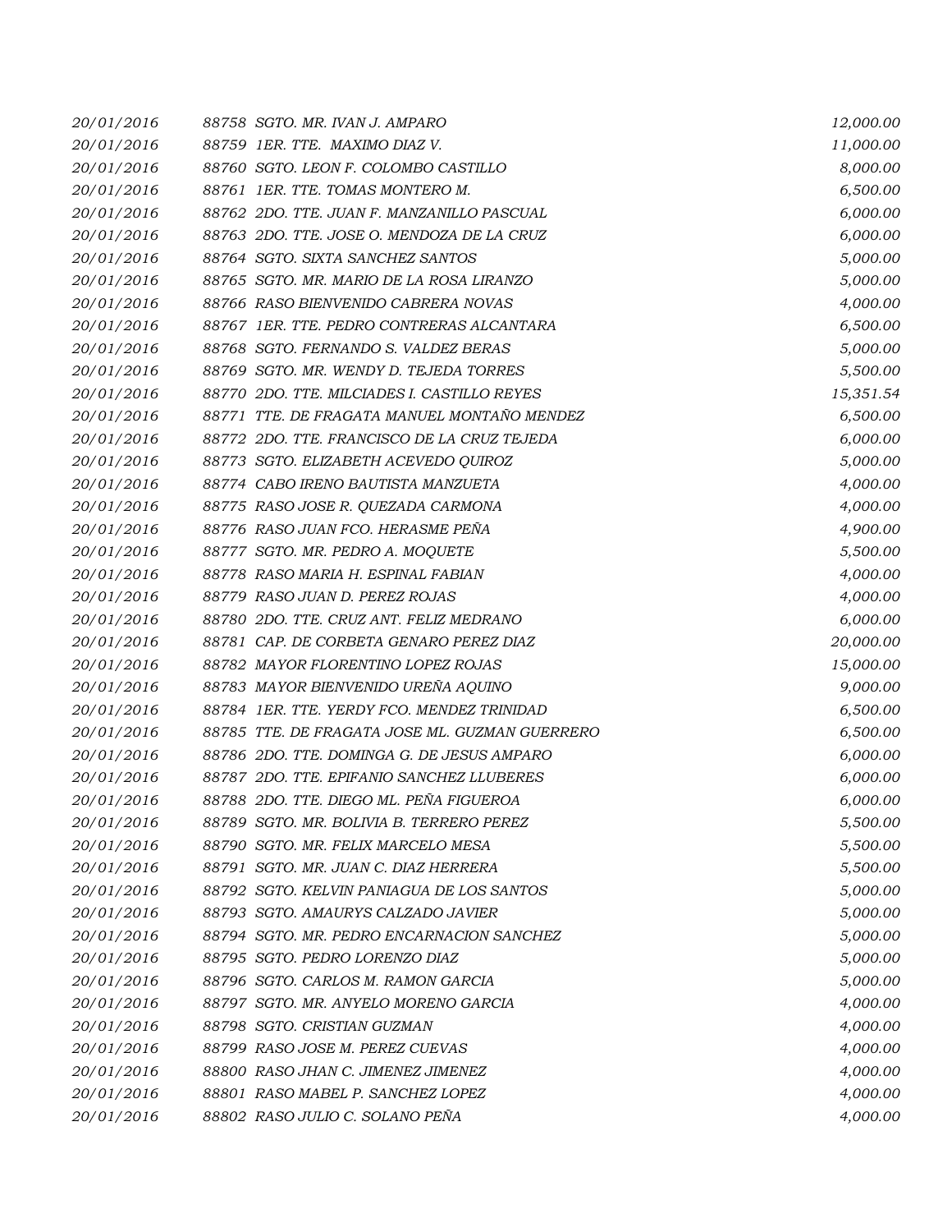| | | |
|---|---|---|
| 20/01/2016 | 88758 SGTO. MR. IVAN J. AMPARO | 12,000.00 |
| 20/01/2016 | 88759 1ER. TTE. MAXIMO DIAZ V. | 11,000.00 |
| 20/01/2016 | 88760 SGTO. LEON F. COLOMBO CASTILLO | 8,000.00 |
| 20/01/2016 | 88761 1ER. TTE. TOMAS MONTERO M. | 6,500.00 |
| 20/01/2016 | 88762 2DO. TTE. JUAN F. MANZANILLO PASCUAL | 6,000.00 |
| 20/01/2016 | 88763 2DO. TTE. JOSE O. MENDOZA DE LA CRUZ | 6,000.00 |
| 20/01/2016 | 88764 SGTO. SIXTA SANCHEZ SANTOS | 5,000.00 |
| 20/01/2016 | 88765 SGTO. MR. MARIO DE LA ROSA LIRANZO | 5,000.00 |
| 20/01/2016 | 88766 RASO BIENVENIDO CABRERA NOVAS | 4,000.00 |
| 20/01/2016 | 88767 1ER. TTE. PEDRO CONTRERAS ALCANTARA | 6,500.00 |
| 20/01/2016 | 88768 SGTO. FERNANDO S. VALDEZ BERAS | 5,000.00 |
| 20/01/2016 | 88769 SGTO. MR. WENDY D. TEJEDA TORRES | 5,500.00 |
| 20/01/2016 | 88770 2DO. TTE. MILCIADES I. CASTILLO REYES | 15,351.54 |
| 20/01/2016 | 88771 TTE. DE FRAGATA MANUEL MONTAÑO MENDEZ | 6,500.00 |
| 20/01/2016 | 88772 2DO. TTE. FRANCISCO DE LA CRUZ TEJEDA | 6,000.00 |
| 20/01/2016 | 88773 SGTO. ELIZABETH ACEVEDO QUIROZ | 5,000.00 |
| 20/01/2016 | 88774 CABO IRENO BAUTISTA MANZUETA | 4,000.00 |
| 20/01/2016 | 88775 RASO JOSE R. QUEZADA CARMONA | 4,000.00 |
| 20/01/2016 | 88776 RASO JUAN FCO. HERASME PEÑA | 4,900.00 |
| 20/01/2016 | 88777 SGTO. MR. PEDRO A. MOQUETE | 5,500.00 |
| 20/01/2016 | 88778 RASO MARIA H. ESPINAL FABIAN | 4,000.00 |
| 20/01/2016 | 88779 RASO JUAN D. PEREZ ROJAS | 4,000.00 |
| 20/01/2016 | 88780 2DO. TTE. CRUZ ANT. FELIZ MEDRANO | 6,000.00 |
| 20/01/2016 | 88781 CAP. DE CORBETA GENARO PEREZ DIAZ | 20,000.00 |
| 20/01/2016 | 88782 MAYOR FLORENTINO LOPEZ ROJAS | 15,000.00 |
| 20/01/2016 | 88783 MAYOR BIENVENIDO UREÑA AQUINO | 9,000.00 |
| 20/01/2016 | 88784 1ER. TTE. YERDY FCO. MENDEZ TRINIDAD | 6,500.00 |
| 20/01/2016 | 88785 TTE. DE FRAGATA JOSE ML. GUZMAN GUERRERO | 6,500.00 |
| 20/01/2016 | 88786 2DO. TTE. DOMINGA G. DE JESUS AMPARO | 6,000.00 |
| 20/01/2016 | 88787 2DO. TTE. EPIFANIO SANCHEZ LLUBERES | 6,000.00 |
| 20/01/2016 | 88788 2DO. TTE. DIEGO ML. PEÑA FIGUEROA | 6,000.00 |
| 20/01/2016 | 88789 SGTO. MR. BOLIVIA B. TERRERO PEREZ | 5,500.00 |
| 20/01/2016 | 88790 SGTO. MR. FELIX MARCELO MESA | 5,500.00 |
| 20/01/2016 | 88791 SGTO. MR. JUAN C. DIAZ HERRERA | 5,500.00 |
| 20/01/2016 | 88792 SGTO. KELVIN PANIAGUA DE LOS SANTOS | 5,000.00 |
| 20/01/2016 | 88793 SGTO. AMAURYS CALZADO JAVIER | 5,000.00 |
| 20/01/2016 | 88794 SGTO. MR. PEDRO ENCARNACION SANCHEZ | 5,000.00 |
| 20/01/2016 | 88795 SGTO. PEDRO LORENZO DIAZ | 5,000.00 |
| 20/01/2016 | 88796 SGTO. CARLOS M. RAMON GARCIA | 5,000.00 |
| 20/01/2016 | 88797 SGTO. MR. ANYELO MORENO GARCIA | 4,000.00 |
| 20/01/2016 | 88798 SGTO. CRISTIAN GUZMAN | 4,000.00 |
| 20/01/2016 | 88799 RASO JOSE M. PEREZ CUEVAS | 4,000.00 |
| 20/01/2016 | 88800 RASO JHAN C. JIMENEZ JIMENEZ | 4,000.00 |
| 20/01/2016 | 88801 RASO MABEL P. SANCHEZ LOPEZ | 4,000.00 |
| 20/01/2016 | 88802 RASO JULIO C. SOLANO PEÑA | 4,000.00 |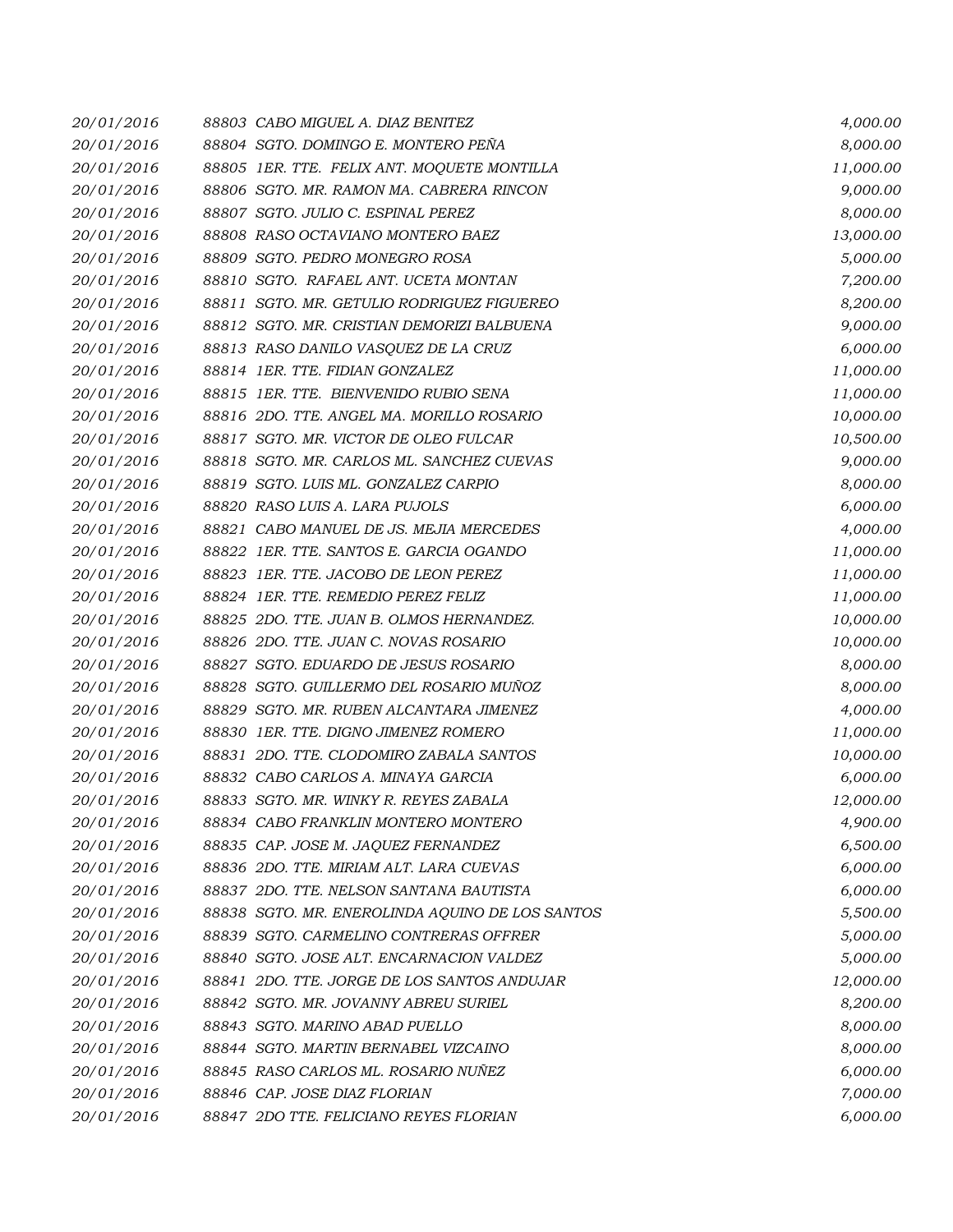| | | |
|---|---|---|
| 20/01/2016 | 88803 CABO MIGUEL A. DIAZ BENITEZ | 4,000.00 |
| 20/01/2016 | 88804 SGTO. DOMINGO E. MONTERO PEÑA | 8,000.00 |
| 20/01/2016 | 88805 1ER. TTE. FELIX ANT. MOQUETE MONTILLA | 11,000.00 |
| 20/01/2016 | 88806 SGTO. MR. RAMON MA. CABRERA RINCON | 9,000.00 |
| 20/01/2016 | 88807 SGTO. JULIO C. ESPINAL PEREZ | 8,000.00 |
| 20/01/2016 | 88808 RASO OCTAVIANO MONTERO BAEZ | 13,000.00 |
| 20/01/2016 | 88809 SGTO. PEDRO MONEGRO ROSA | 5,000.00 |
| 20/01/2016 | 88810 SGTO. RAFAEL ANT. UCETA MONTAN | 7,200.00 |
| 20/01/2016 | 88811 SGTO. MR. GETULIO RODRIGUEZ FIGUEREO | 8,200.00 |
| 20/01/2016 | 88812 SGTO. MR. CRISTIAN DEMORIZI BALBUENA | 9,000.00 |
| 20/01/2016 | 88813 RASO DANILO VASQUEZ DE LA CRUZ | 6,000.00 |
| 20/01/2016 | 88814 1ER. TTE. FIDIAN GONZALEZ | 11,000.00 |
| 20/01/2016 | 88815 1ER. TTE. BIENVENIDO RUBIO SENA | 11,000.00 |
| 20/01/2016 | 88816 2DO. TTE. ANGEL MA. MORILLO ROSARIO | 10,000.00 |
| 20/01/2016 | 88817 SGTO. MR. VICTOR DE OLEO FULCAR | 10,500.00 |
| 20/01/2016 | 88818 SGTO. MR. CARLOS ML. SANCHEZ CUEVAS | 9,000.00 |
| 20/01/2016 | 88819 SGTO. LUIS ML. GONZALEZ CARPIO | 8,000.00 |
| 20/01/2016 | 88820 RASO LUIS A. LARA PUJOLS | 6,000.00 |
| 20/01/2016 | 88821 CABO MANUEL DE JS. MEJIA MERCEDES | 4,000.00 |
| 20/01/2016 | 88822 1ER. TTE. SANTOS E. GARCIA OGANDO | 11,000.00 |
| 20/01/2016 | 88823 1ER. TTE. JACOBO DE LEON PEREZ | 11,000.00 |
| 20/01/2016 | 88824 1ER. TTE. REMEDIO PEREZ FELIZ | 11,000.00 |
| 20/01/2016 | 88825 2DO. TTE. JUAN B. OLMOS HERNANDEZ. | 10,000.00 |
| 20/01/2016 | 88826 2DO. TTE. JUAN C. NOVAS ROSARIO | 10,000.00 |
| 20/01/2016 | 88827 SGTO. EDUARDO DE JESUS ROSARIO | 8,000.00 |
| 20/01/2016 | 88828 SGTO. GUILLERMO DEL ROSARIO MUÑOZ | 8,000.00 |
| 20/01/2016 | 88829 SGTO. MR. RUBEN ALCANTARA JIMENEZ | 4,000.00 |
| 20/01/2016 | 88830 1ER. TTE. DIGNO JIMENEZ ROMERO | 11,000.00 |
| 20/01/2016 | 88831 2DO. TTE. CLODOMIRO ZABALA SANTOS | 10,000.00 |
| 20/01/2016 | 88832 CABO CARLOS A. MINAYA GARCIA | 6,000.00 |
| 20/01/2016 | 88833 SGTO. MR. WINKY R. REYES ZABALA | 12,000.00 |
| 20/01/2016 | 88834 CABO FRANKLIN MONTERO MONTERO | 4,900.00 |
| 20/01/2016 | 88835 CAP. JOSE M. JAQUEZ FERNANDEZ | 6,500.00 |
| 20/01/2016 | 88836 2DO. TTE. MIRIAM ALT. LARA CUEVAS | 6,000.00 |
| 20/01/2016 | 88837 2DO. TTE. NELSON SANTANA BAUTISTA | 6,000.00 |
| 20/01/2016 | 88838 SGTO. MR. ENEROLINDA AQUINO DE LOS SANTOS | 5,500.00 |
| 20/01/2016 | 88839 SGTO. CARMELINO CONTRERAS OFFRER | 5,000.00 |
| 20/01/2016 | 88840 SGTO. JOSE ALT. ENCARNACION VALDEZ | 5,000.00 |
| 20/01/2016 | 88841 2DO. TTE. JORGE DE LOS SANTOS ANDUJAR | 12,000.00 |
| 20/01/2016 | 88842 SGTO. MR. JOVANNY ABREU SURIEL | 8,200.00 |
| 20/01/2016 | 88843 SGTO. MARINO ABAD PUELLO | 8,000.00 |
| 20/01/2016 | 88844 SGTO. MARTIN BERNABEL VIZCAINO | 8,000.00 |
| 20/01/2016 | 88845 RASO CARLOS ML. ROSARIO NUÑEZ | 6,000.00 |
| 20/01/2016 | 88846 CAP. JOSE DIAZ FLORIAN | 7,000.00 |
| 20/01/2016 | 88847 2DO TTE. FELICIANO REYES FLORIAN | 6,000.00 |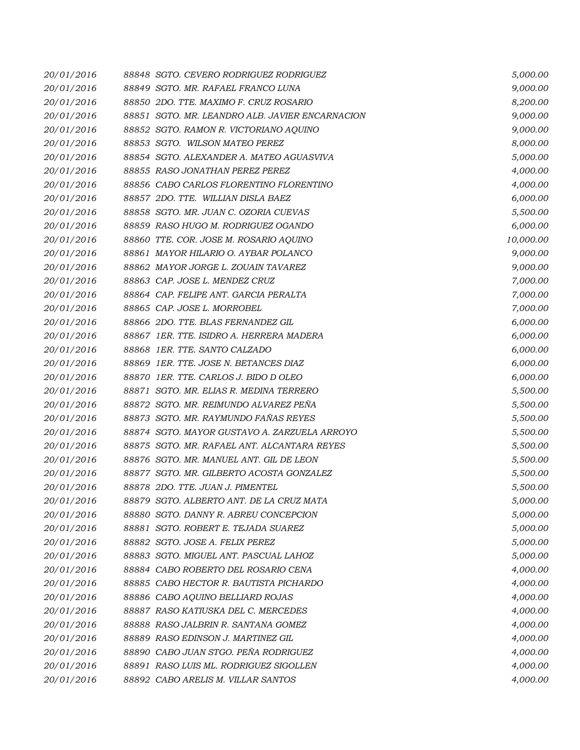| | | |
|---|---|---|
| 20/01/2016 | 88848 SGTO. CEVERO RODRIGUEZ RODRIGUEZ | 5,000.00 |
| 20/01/2016 | 88849 SGTO. MR. RAFAEL FRANCO LUNA | 9,000.00 |
| 20/01/2016 | 88850 2DO. TTE. MAXIMO F. CRUZ ROSARIO | 8,200.00 |
| 20/01/2016 | 88851 SGTO. MR. LEANDRO ALB. JAVIER ENCARNACION | 9,000.00 |
| 20/01/2016 | 88852 SGTO. RAMON R. VICTORIANO AQUINO | 9,000.00 |
| 20/01/2016 | 88853 SGTO. WILSON MATEO PEREZ | 8,000.00 |
| 20/01/2016 | 88854 SGTO. ALEXANDER A. MATEO AGUASVIVA | 5,000.00 |
| 20/01/2016 | 88855 RASO JONATHAN PEREZ PEREZ | 4,000.00 |
| 20/01/2016 | 88856 CABO CARLOS FLORENTINO FLORENTINO | 4,000.00 |
| 20/01/2016 | 88857 2DO. TTE. WILLIAN DISLA BAEZ | 6,000.00 |
| 20/01/2016 | 88858 SGTO. MR. JUAN C. OZORIA CUEVAS | 5,500.00 |
| 20/01/2016 | 88859 RASO HUGO M. RODRIGUEZ OGANDO | 6,000.00 |
| 20/01/2016 | 88860 TTE. COR. JOSE M. ROSARIO AQUINO | 10,000.00 |
| 20/01/2016 | 88861 MAYOR HILARIO O. AYBAR POLANCO | 9,000.00 |
| 20/01/2016 | 88862 MAYOR JORGE L. ZOUAIN TAVAREZ | 9,000.00 |
| 20/01/2016 | 88863 CAP. JOSE L. MENDEZ CRUZ | 7,000.00 |
| 20/01/2016 | 88864 CAP. FELIPE ANT. GARCIA PERALTA | 7,000.00 |
| 20/01/2016 | 88865 CAP. JOSE L. MORROBEL | 7,000.00 |
| 20/01/2016 | 88866 2DO. TTE. BLAS FERNANDEZ GIL | 6,000.00 |
| 20/01/2016 | 88867 1ER. TTE. ISIDRO A. HERRERA MADERA | 6,000.00 |
| 20/01/2016 | 88868 1ER. TTE. SANTO CALZADO | 6,000.00 |
| 20/01/2016 | 88869 1ER. TTE. JOSE N. BETANCES DIAZ | 6,000.00 |
| 20/01/2016 | 88870 1ER. TTE. CARLOS J. BIDO D OLEO | 6,000.00 |
| 20/01/2016 | 88871 SGTO. MR. ELIAS R. MEDINA TERRERO | 5,500.00 |
| 20/01/2016 | 88872 SGTO. MR. REIMUNDO ALVAREZ PEÑA | 5,500.00 |
| 20/01/2016 | 88873 SGTO. MR. RAYMUNDO FAÑAS REYES | 5,500.00 |
| 20/01/2016 | 88874 SGTO. MAYOR GUSTAVO A. ZARZUELA ARROYO | 5,500.00 |
| 20/01/2016 | 88875 SGTO. MR. RAFAEL ANT. ALCANTARA REYES | 5,500.00 |
| 20/01/2016 | 88876 SGTO. MR. MANUEL ANT. GIL DE LEON | 5,500.00 |
| 20/01/2016 | 88877 SGTO. MR. GILBERTO ACOSTA GONZALEZ | 5,500.00 |
| 20/01/2016 | 88878 2DO. TTE. JUAN J. PIMENTEL | 5,500.00 |
| 20/01/2016 | 88879 SGTO. ALBERTO ANT. DE LA CRUZ MATA | 5,000.00 |
| 20/01/2016 | 88880 SGTO. DANNY R. ABREU CONCEPCION | 5,000.00 |
| 20/01/2016 | 88881 SGTO. ROBERT E. TEJADA SUAREZ | 5,000.00 |
| 20/01/2016 | 88882 SGTO. JOSE A. FELIX PEREZ | 5,000.00 |
| 20/01/2016 | 88883 SGTO. MIGUEL ANT. PASCUAL LAHOZ | 5,000.00 |
| 20/01/2016 | 88884 CABO ROBERTO DEL ROSARIO CENA | 4,000.00 |
| 20/01/2016 | 88885 CABO HECTOR R. BAUTISTA PICHARDO | 4,000.00 |
| 20/01/2016 | 88886 CABO AQUINO BELLIARD ROJAS | 4,000.00 |
| 20/01/2016 | 88887 RASO KATIUSKA DEL C. MERCEDES | 4,000.00 |
| 20/01/2016 | 88888 RASO JALBRIN R. SANTANA GOMEZ | 4,000.00 |
| 20/01/2016 | 88889 RASO EDINSON J. MARTINEZ GIL | 4,000.00 |
| 20/01/2016 | 88890 CABO JUAN STGO. PEÑA RODRIGUEZ | 4,000.00 |
| 20/01/2016 | 88891 RASO LUIS ML. RODRIGUEZ SIGOLLEN | 4,000.00 |
| 20/01/2016 | 88892 CABO ARELIS M. VILLAR SANTOS | 4,000.00 |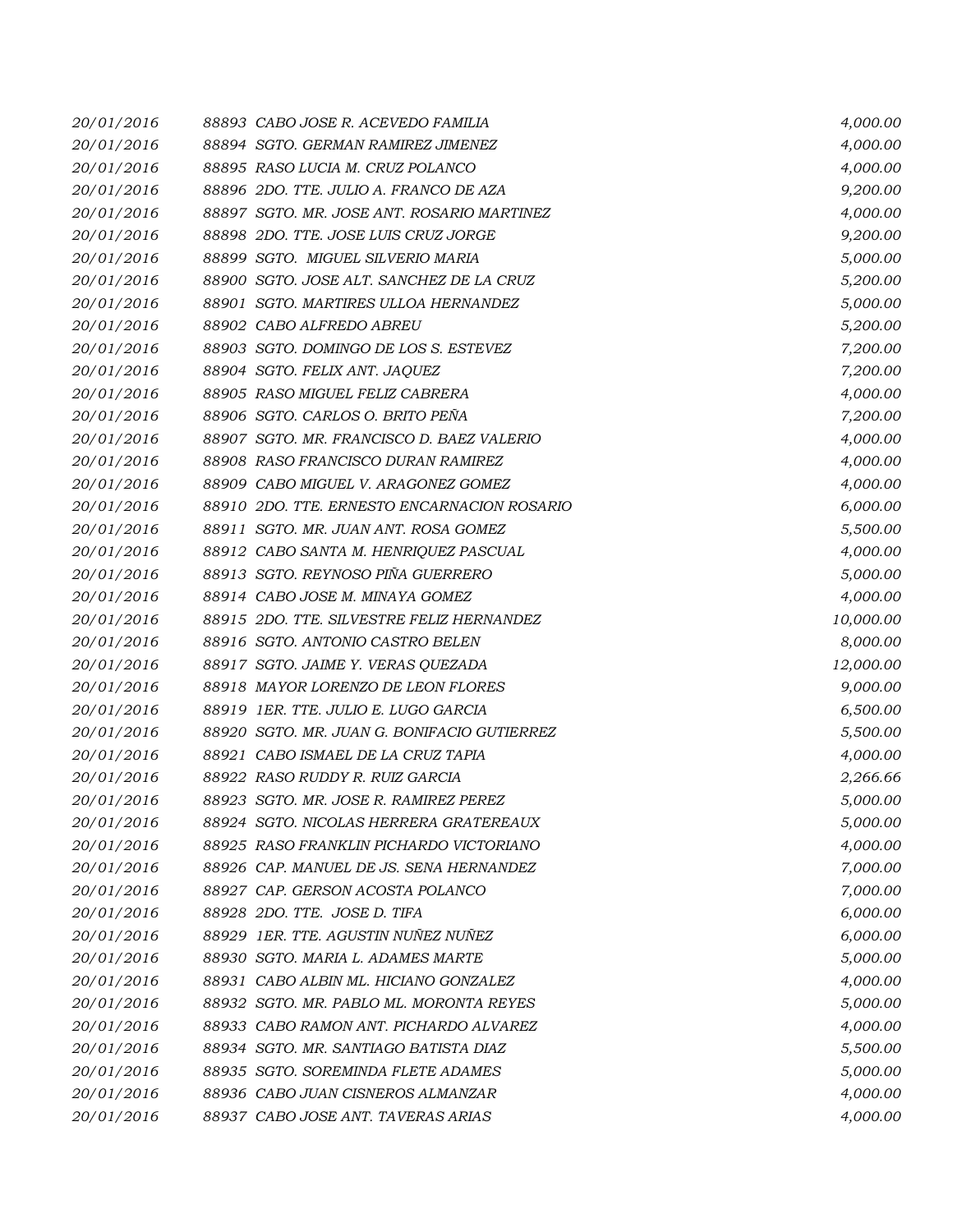| | | |
|---|---|---|
| 20/01/2016 | 88893 CABO JOSE R. ACEVEDO FAMILIA | 4,000.00 |
| 20/01/2016 | 88894 SGTO. GERMAN RAMIREZ JIMENEZ | 4,000.00 |
| 20/01/2016 | 88895 RASO LUCIA M. CRUZ POLANCO | 4,000.00 |
| 20/01/2016 | 88896 2DO. TTE. JULIO A. FRANCO DE AZA | 9,200.00 |
| 20/01/2016 | 88897 SGTO. MR. JOSE ANT. ROSARIO MARTINEZ | 4,000.00 |
| 20/01/2016 | 88898 2DO. TTE. JOSE LUIS CRUZ JORGE | 9,200.00 |
| 20/01/2016 | 88899 SGTO. MIGUEL SILVERIO MARIA | 5,000.00 |
| 20/01/2016 | 88900 SGTO. JOSE ALT. SANCHEZ DE LA CRUZ | 5,200.00 |
| 20/01/2016 | 88901 SGTO. MARTIRES ULLOA HERNANDEZ | 5,000.00 |
| 20/01/2016 | 88902 CABO ALFREDO ABREU | 5,200.00 |
| 20/01/2016 | 88903 SGTO. DOMINGO DE LOS S. ESTEVEZ | 7,200.00 |
| 20/01/2016 | 88904 SGTO. FELIX ANT. JAQUEZ | 7,200.00 |
| 20/01/2016 | 88905 RASO MIGUEL FELIZ CABRERA | 4,000.00 |
| 20/01/2016 | 88906 SGTO. CARLOS O. BRITO PEÑA | 7,200.00 |
| 20/01/2016 | 88907 SGTO. MR. FRANCISCO D. BAEZ VALERIO | 4,000.00 |
| 20/01/2016 | 88908 RASO FRANCISCO DURAN RAMIREZ | 4,000.00 |
| 20/01/2016 | 88909 CABO MIGUEL V. ARAGONEZ GOMEZ | 4,000.00 |
| 20/01/2016 | 88910 2DO. TTE. ERNESTO ENCARNACION ROSARIO | 6,000.00 |
| 20/01/2016 | 88911 SGTO. MR. JUAN ANT. ROSA GOMEZ | 5,500.00 |
| 20/01/2016 | 88912 CABO SANTA M. HENRIQUEZ PASCUAL | 4,000.00 |
| 20/01/2016 | 88913 SGTO. REYNOSO PIÑA GUERRERO | 5,000.00 |
| 20/01/2016 | 88914 CABO JOSE M. MINAYA GOMEZ | 4,000.00 |
| 20/01/2016 | 88915 2DO. TTE. SILVESTRE FELIZ HERNANDEZ | 10,000.00 |
| 20/01/2016 | 88916 SGTO. ANTONIO CASTRO BELEN | 8,000.00 |
| 20/01/2016 | 88917 SGTO. JAIME Y. VERAS QUEZADA | 12,000.00 |
| 20/01/2016 | 88918 MAYOR LORENZO DE LEON FLORES | 9,000.00 |
| 20/01/2016 | 88919 1ER. TTE. JULIO E. LUGO GARCIA | 6,500.00 |
| 20/01/2016 | 88920 SGTO. MR. JUAN G. BONIFACIO GUTIERREZ | 5,500.00 |
| 20/01/2016 | 88921 CABO ISMAEL DE LA CRUZ TAPIA | 4,000.00 |
| 20/01/2016 | 88922 RASO RUDDY R. RUIZ GARCIA | 2,266.66 |
| 20/01/2016 | 88923 SGTO. MR. JOSE R. RAMIREZ PEREZ | 5,000.00 |
| 20/01/2016 | 88924 SGTO. NICOLAS HERRERA GRATEREAUX | 5,000.00 |
| 20/01/2016 | 88925 RASO FRANKLIN PICHARDO VICTORIANO | 4,000.00 |
| 20/01/2016 | 88926 CAP. MANUEL DE JS. SENA HERNANDEZ | 7,000.00 |
| 20/01/2016 | 88927 CAP. GERSON ACOSTA POLANCO | 7,000.00 |
| 20/01/2016 | 88928 2DO. TTE. JOSE D. TIFA | 6,000.00 |
| 20/01/2016 | 88929 1ER. TTE. AGUSTIN NUÑEZ NUÑEZ | 6,000.00 |
| 20/01/2016 | 88930 SGTO. MARIA L. ADAMES MARTE | 5,000.00 |
| 20/01/2016 | 88931 CABO ALBIN ML. HICIANO GONZALEZ | 4,000.00 |
| 20/01/2016 | 88932 SGTO. MR. PABLO ML. MORONTA REYES | 5,000.00 |
| 20/01/2016 | 88933 CABO RAMON ANT. PICHARDO ALVAREZ | 4,000.00 |
| 20/01/2016 | 88934 SGTO. MR. SANTIAGO BATISTA DIAZ | 5,500.00 |
| 20/01/2016 | 88935 SGTO. SOREMINDA FLETE ADAMES | 5,000.00 |
| 20/01/2016 | 88936 CABO JUAN CISNEROS ALMANZAR | 4,000.00 |
| 20/01/2016 | 88937 CABO JOSE ANT. TAVERAS ARIAS | 4,000.00 |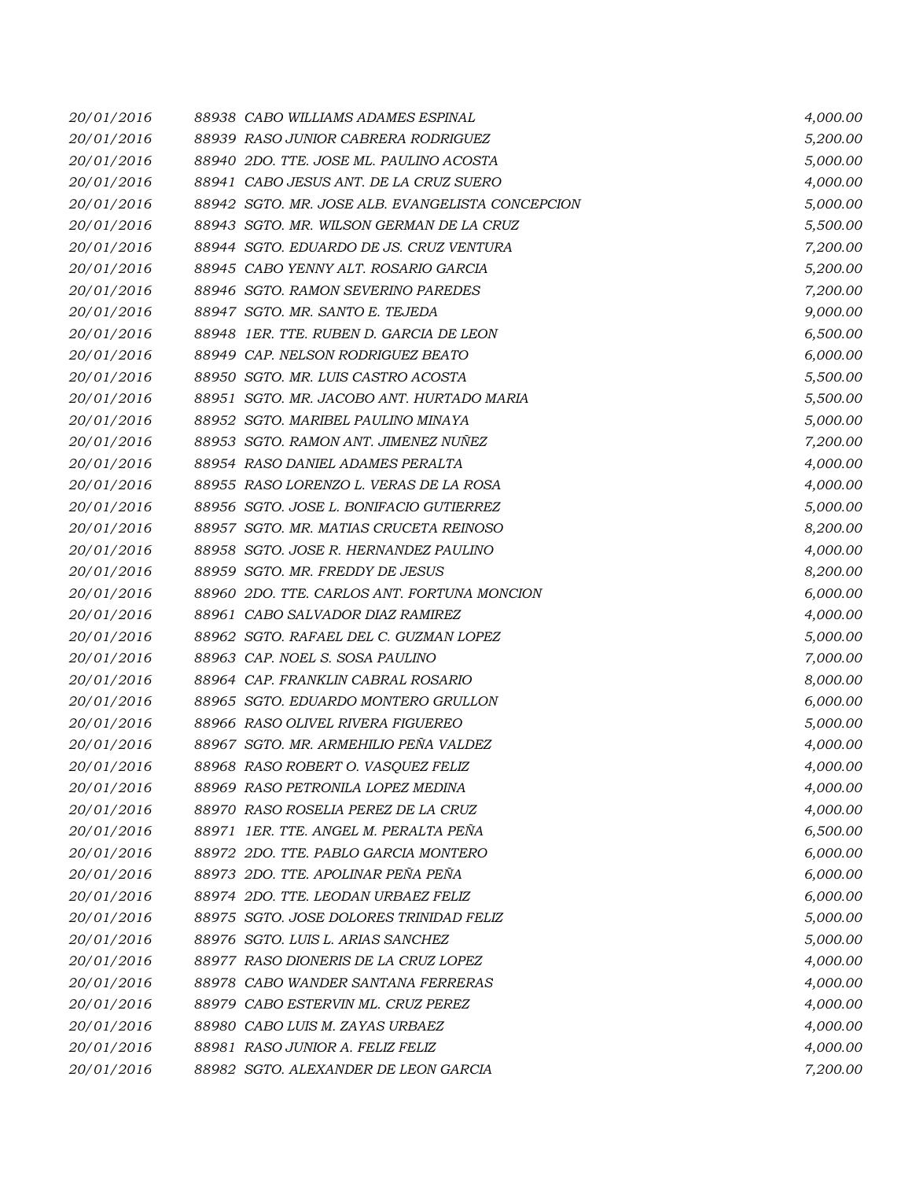| | | |
|---|---|---|
| *20/01/2016* | *88938 CABO WILLIAMS ADAMES ESPINAL* | *4,000.00* |
| *20/01/2016* | *88939 RASO JUNIOR CABRERA RODRIGUEZ* | *5,200.00* |
| *20/01/2016* | *88940 2DO. TTE. JOSE ML. PAULINO ACOSTA* | *5,000.00* |
| *20/01/2016* | *88941 CABO JESUS ANT. DE LA CRUZ SUERO* | *4,000.00* |
| *20/01/2016* | *88942 SGTO. MR. JOSE ALB. EVANGELISTA CONCEPCION* | *5,000.00* |
| *20/01/2016* | *88943 SGTO. MR. WILSON GERMAN DE LA CRUZ* | *5,500.00* |
| *20/01/2016* | *88944 SGTO. EDUARDO DE JS. CRUZ VENTURA* | *7,200.00* |
| *20/01/2016* | *88945 CABO YENNY ALT. ROSARIO GARCIA* | *5,200.00* |
| *20/01/2016* | *88946 SGTO. RAMON SEVERINO PAREDES* | *7,200.00* |
| *20/01/2016* | *88947 SGTO. MR. SANTO E. TEJEDA* | *9,000.00* |
| *20/01/2016* | *88948 1ER. TTE. RUBEN D. GARCIA DE LEON* | *6,500.00* |
| *20/01/2016* | *88949 CAP. NELSON RODRIGUEZ BEATO* | *6,000.00* |
| *20/01/2016* | *88950 SGTO. MR. LUIS CASTRO ACOSTA* | *5,500.00* |
| *20/01/2016* | *88951 SGTO. MR. JACOBO ANT. HURTADO MARIA* | *5,500.00* |
| *20/01/2016* | *88952 SGTO. MARIBEL PAULINO MINAYA* | *5,000.00* |
| *20/01/2016* | *88953 SGTO. RAMON ANT. JIMENEZ NUÑEZ* | *7,200.00* |
| *20/01/2016* | *88954 RASO DANIEL ADAMES PERALTA* | *4,000.00* |
| *20/01/2016* | *88955 RASO LORENZO L. VERAS DE LA ROSA* | *4,000.00* |
| *20/01/2016* | *88956 SGTO. JOSE L. BONIFACIO GUTIERREZ* | *5,000.00* |
| *20/01/2016* | *88957 SGTO. MR. MATIAS CRUCETA REINOSO* | *8,200.00* |
| *20/01/2016* | *88958 SGTO. JOSE R. HERNANDEZ PAULINO* | *4,000.00* |
| *20/01/2016* | *88959 SGTO. MR. FREDDY DE JESUS* | *8,200.00* |
| *20/01/2016* | *88960 2DO. TTE. CARLOS ANT. FORTUNA MONCION* | *6,000.00* |
| *20/01/2016* | *88961 CABO SALVADOR DIAZ RAMIREZ* | *4,000.00* |
| *20/01/2016* | *88962 SGTO. RAFAEL DEL C. GUZMAN LOPEZ* | *5,000.00* |
| *20/01/2016* | *88963 CAP. NOEL S. SOSA PAULINO* | *7,000.00* |
| *20/01/2016* | *88964 CAP. FRANKLIN CABRAL ROSARIO* | *8,000.00* |
| *20/01/2016* | *88965 SGTO. EDUARDO MONTERO GRULLON* | *6,000.00* |
| *20/01/2016* | *88966 RASO OLIVEL RIVERA FIGUEREO* | *5,000.00* |
| *20/01/2016* | *88967 SGTO. MR. ARMEHILIO PEÑA VALDEZ* | *4,000.00* |
| *20/01/2016* | *88968 RASO ROBERT O. VASQUEZ FELIZ* | *4,000.00* |
| *20/01/2016* | *88969 RASO PETRONILA LOPEZ MEDINA* | *4,000.00* |
| *20/01/2016* | *88970 RASO ROSELIA PEREZ DE LA CRUZ* | *4,000.00* |
| *20/01/2016* | *88971 1ER. TTE. ANGEL M. PERALTA PEÑA* | *6,500.00* |
| *20/01/2016* | *88972 2DO. TTE. PABLO GARCIA MONTERO* | *6,000.00* |
| *20/01/2016* | *88973 2DO. TTE. APOLINAR PEÑA PEÑA* | *6,000.00* |
| *20/01/2016* | *88974 2DO. TTE. LEODAN URBAEZ FELIZ* | *6,000.00* |
| *20/01/2016* | *88975 SGTO. JOSE DOLORES TRINIDAD FELIZ* | *5,000.00* |
| *20/01/2016* | *88976 SGTO. LUIS L. ARIAS SANCHEZ* | *5,000.00* |
| *20/01/2016* | *88977 RASO DIONERIS DE LA CRUZ LOPEZ* | *4,000.00* |
| *20/01/2016* | *88978 CABO WANDER SANTANA FERRERAS* | *4,000.00* |
| *20/01/2016* | *88979 CABO ESTERVIN ML. CRUZ PEREZ* | *4,000.00* |
| *20/01/2016* | *88980 CABO LUIS M. ZAYAS URBAEZ* | *4,000.00* |
| *20/01/2016* | *88981 RASO JUNIOR A. FELIZ FELIZ* | *4,000.00* |
| *20/01/2016* | *88982 SGTO. ALEXANDER DE LEON GARCIA* | *7,200.00* |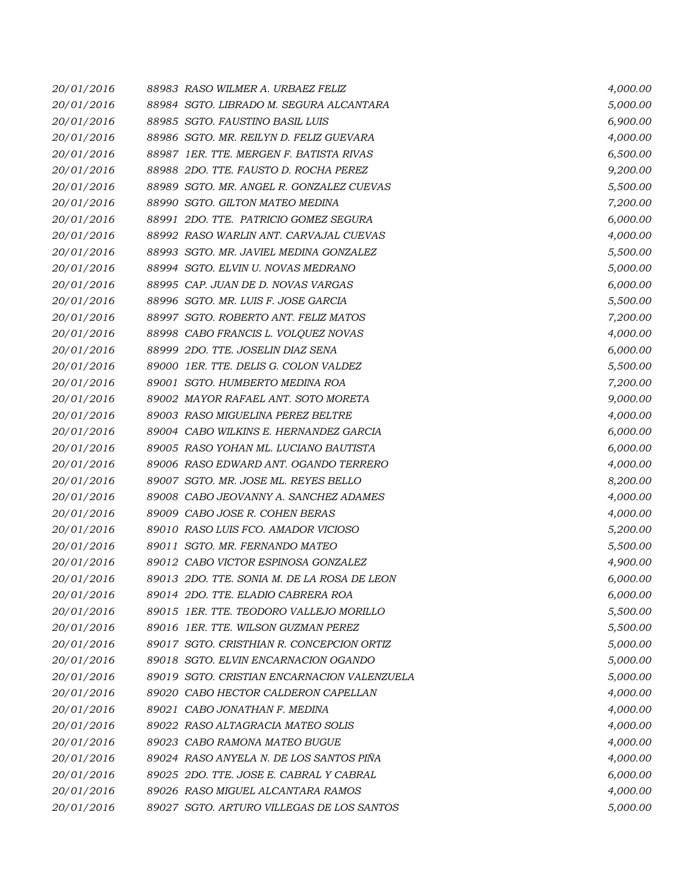| | | |
|---|---|---|
| 20/01/2016 | 88983 RASO WILMER A. URBAEZ FELIZ | 4,000.00 |
| 20/01/2016 | 88984 SGTO. LIBRADO M. SEGURA ALCANTARA | 5,000.00 |
| 20/01/2016 | 88985 SGTO. FAUSTINO BASIL LUIS | 6,900.00 |
| 20/01/2016 | 88986 SGTO. MR. REILYN D. FELIZ GUEVARA | 4,000.00 |
| 20/01/2016 | 88987 1ER. TTE. MERGEN F. BATISTA RIVAS | 6,500.00 |
| 20/01/2016 | 88988 2DO. TTE. FAUSTO D. ROCHA PEREZ | 9,200.00 |
| 20/01/2016 | 88989 SGTO. MR. ANGEL R. GONZALEZ CUEVAS | 5,500.00 |
| 20/01/2016 | 88990 SGTO. GILTON MATEO MEDINA | 7,200.00 |
| 20/01/2016 | 88991 2DO. TTE. PATRICIO GOMEZ SEGURA | 6,000.00 |
| 20/01/2016 | 88992 RASO WARLIN ANT. CARVAJAL CUEVAS | 4,000.00 |
| 20/01/2016 | 88993 SGTO. MR. JAVIEL MEDINA GONZALEZ | 5,500.00 |
| 20/01/2016 | 88994 SGTO. ELVIN U. NOVAS MEDRANO | 5,000.00 |
| 20/01/2016 | 88995 CAP. JUAN DE D. NOVAS VARGAS | 6,000.00 |
| 20/01/2016 | 88996 SGTO. MR. LUIS F. JOSE GARCIA | 5,500.00 |
| 20/01/2016 | 88997 SGTO. ROBERTO ANT. FELIZ MATOS | 7,200.00 |
| 20/01/2016 | 88998 CABO FRANCIS L. VOLQUEZ NOVAS | 4,000.00 |
| 20/01/2016 | 88999 2DO. TTE. JOSELIN DIAZ SENA | 6,000.00 |
| 20/01/2016 | 89000 1ER. TTE. DELIS G. COLON VALDEZ | 5,500.00 |
| 20/01/2016 | 89001 SGTO. HUMBERTO MEDINA ROA | 7,200.00 |
| 20/01/2016 | 89002 MAYOR RAFAEL ANT. SOTO MORETA | 9,000.00 |
| 20/01/2016 | 89003 RASO MIGUELINA PEREZ BELTRE | 4,000.00 |
| 20/01/2016 | 89004 CABO WILKINS E. HERNANDEZ GARCIA | 6,000.00 |
| 20/01/2016 | 89005 RASO YOHAN ML. LUCIANO BAUTISTA | 6,000.00 |
| 20/01/2016 | 89006 RASO EDWARD ANT. OGANDO TERRERO | 4,000.00 |
| 20/01/2016 | 89007 SGTO. MR. JOSE ML. REYES BELLO | 8,200.00 |
| 20/01/2016 | 89008 CABO JEOVANNY A. SANCHEZ ADAMES | 4,000.00 |
| 20/01/2016 | 89009 CABO JOSE R. COHEN BERAS | 4,000.00 |
| 20/01/2016 | 89010 RASO LUIS FCO. AMADOR VICIOSO | 5,200.00 |
| 20/01/2016 | 89011 SGTO. MR. FERNANDO MATEO | 5,500.00 |
| 20/01/2016 | 89012 CABO VICTOR ESPINOSA GONZALEZ | 4,900.00 |
| 20/01/2016 | 89013 2DO. TTE. SONIA M. DE LA ROSA DE LEON | 6,000.00 |
| 20/01/2016 | 89014 2DO. TTE. ELADIO CABRERA ROA | 6,000.00 |
| 20/01/2016 | 89015 1ER. TTE. TEODORO VALLEJO MORILLO | 5,500.00 |
| 20/01/2016 | 89016 1ER. TTE. WILSON GUZMAN PEREZ | 5,500.00 |
| 20/01/2016 | 89017 SGTO. CRISTHIAN R. CONCEPCION ORTIZ | 5,000.00 |
| 20/01/2016 | 89018 SGTO. ELVIN ENCARNACION OGANDO | 5,000.00 |
| 20/01/2016 | 89019 SGTO. CRISTIAN ENCARNACION VALENZUELA | 5,000.00 |
| 20/01/2016 | 89020 CABO HECTOR CALDERON CAPELLAN | 4,000.00 |
| 20/01/2016 | 89021 CABO JONATHAN F. MEDINA | 4,000.00 |
| 20/01/2016 | 89022 RASO ALTAGRACIA MATEO SOLIS | 4,000.00 |
| 20/01/2016 | 89023 CABO RAMONA MATEO BUGUE | 4,000.00 |
| 20/01/2016 | 89024 RASO ANYELA N. DE LOS SANTOS PIÑA | 4,000.00 |
| 20/01/2016 | 89025 2DO. TTE. JOSE E. CABRAL Y CABRAL | 6,000.00 |
| 20/01/2016 | 89026 RASO MIGUEL ALCANTARA RAMOS | 4,000.00 |
| 20/01/2016 | 89027 SGTO. ARTURO VILLEGAS DE LOS SANTOS | 5,000.00 |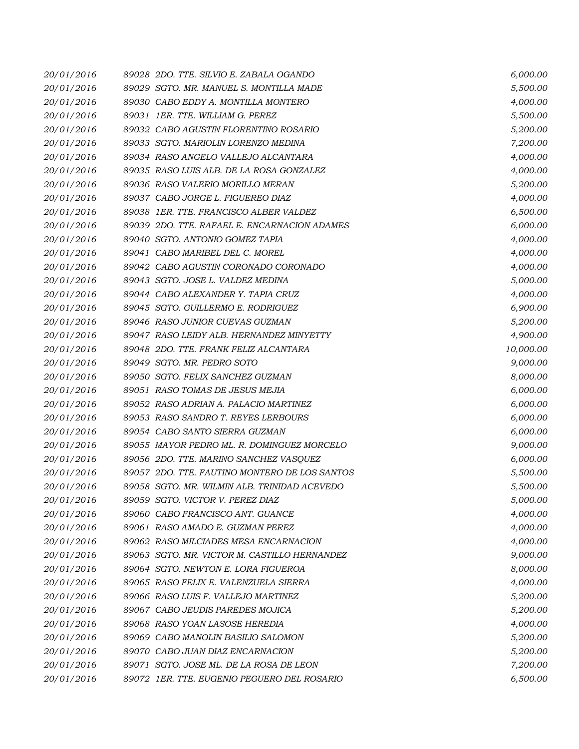| | | |
|---|---|---|
| 20/01/2016 | 89028 2DO. TTE. SILVIO E. ZABALA OGANDO | 6,000.00 |
| 20/01/2016 | 89029 SGTO. MR. MANUEL S. MONTILLA MADE | 5,500.00 |
| 20/01/2016 | 89030 CABO EDDY A. MONTILLA MONTERO | 4,000.00 |
| 20/01/2016 | 89031 1ER. TTE. WILLIAM G. PEREZ | 5,500.00 |
| 20/01/2016 | 89032 CABO AGUSTIN FLORENTINO ROSARIO | 5,200.00 |
| 20/01/2016 | 89033 SGTO. MARIOLIN LORENZO MEDINA | 7,200.00 |
| 20/01/2016 | 89034 RASO ANGELO VALLEJO ALCANTARA | 4,000.00 |
| 20/01/2016 | 89035 RASO LUIS ALB. DE LA ROSA GONZALEZ | 4,000.00 |
| 20/01/2016 | 89036 RASO VALERIO MORILLO MERAN | 5,200.00 |
| 20/01/2016 | 89037 CABO JORGE L. FIGUEREO DIAZ | 4,000.00 |
| 20/01/2016 | 89038 1ER. TTE. FRANCISCO ALBER VALDEZ | 6,500.00 |
| 20/01/2016 | 89039 2DO. TTE. RAFAEL E. ENCARNACION ADAMES | 6,000.00 |
| 20/01/2016 | 89040 SGTO. ANTONIO GOMEZ TAPIA | 4,000.00 |
| 20/01/2016 | 89041 CABO MARIBEL DEL C. MOREL | 4,000.00 |
| 20/01/2016 | 89042 CABO AGUSTIN CORONADO CORONADO | 4,000.00 |
| 20/01/2016 | 89043 SGTO. JOSE L. VALDEZ MEDINA | 5,000.00 |
| 20/01/2016 | 89044 CABO ALEXANDER Y. TAPIA CRUZ | 4,000.00 |
| 20/01/2016 | 89045 SGTO. GUILLERMO E. RODRIGUEZ | 6,900.00 |
| 20/01/2016 | 89046 RASO JUNIOR CUEVAS GUZMAN | 5,200.00 |
| 20/01/2016 | 89047 RASO LEIDY ALB. HERNANDEZ MINYETTY | 4,900.00 |
| 20/01/2016 | 89048 2DO. TTE. FRANK FELIZ ALCANTARA | 10,000.00 |
| 20/01/2016 | 89049 SGTO. MR. PEDRO SOTO | 9,000.00 |
| 20/01/2016 | 89050 SGTO. FELIX SANCHEZ GUZMAN | 8,000.00 |
| 20/01/2016 | 89051 RASO TOMAS DE JESUS MEJIA | 6,000.00 |
| 20/01/2016 | 89052 RASO ADRIAN A. PALACIO MARTINEZ | 6,000.00 |
| 20/01/2016 | 89053 RASO SANDRO T. REYES LERBOURS | 6,000.00 |
| 20/01/2016 | 89054 CABO SANTO SIERRA GUZMAN | 6,000.00 |
| 20/01/2016 | 89055 MAYOR PEDRO ML. R. DOMINGUEZ MORCELO | 9,000.00 |
| 20/01/2016 | 89056 2DO. TTE. MARINO SANCHEZ VASQUEZ | 6,000.00 |
| 20/01/2016 | 89057 2DO. TTE. FAUTINO MONTERO DE LOS SANTOS | 5,500.00 |
| 20/01/2016 | 89058 SGTO. MR. WILMIN ALB. TRINIDAD ACEVEDO | 5,500.00 |
| 20/01/2016 | 89059 SGTO. VICTOR V. PEREZ DIAZ | 5,000.00 |
| 20/01/2016 | 89060 CABO FRANCISCO ANT. GUANCE | 4,000.00 |
| 20/01/2016 | 89061 RASO AMADO E. GUZMAN PEREZ | 4,000.00 |
| 20/01/2016 | 89062 RASO MILCIADES MESA ENCARNACION | 4,000.00 |
| 20/01/2016 | 89063 SGTO. MR. VICTOR M. CASTILLO HERNANDEZ | 9,000.00 |
| 20/01/2016 | 89064 SGTO. NEWTON E. LORA FIGUEROA | 8,000.00 |
| 20/01/2016 | 89065 RASO FELIX E. VALENZUELA SIERRA | 4,000.00 |
| 20/01/2016 | 89066 RASO LUIS F. VALLEJO MARTINEZ | 5,200.00 |
| 20/01/2016 | 89067 CABO JEUDIS PAREDES MOJICA | 5,200.00 |
| 20/01/2016 | 89068 RASO YOAN LASOSE HEREDIA | 4,000.00 |
| 20/01/2016 | 89069 CABO MANOLIN BASILIO SALOMON | 5,200.00 |
| 20/01/2016 | 89070 CABO JUAN DIAZ ENCARNACION | 5,200.00 |
| 20/01/2016 | 89071 SGTO. JOSE ML. DE LA ROSA DE LEON | 7,200.00 |
| 20/01/2016 | 89072 1ER. TTE. EUGENIO PEGUERO DEL ROSARIO | 6,500.00 |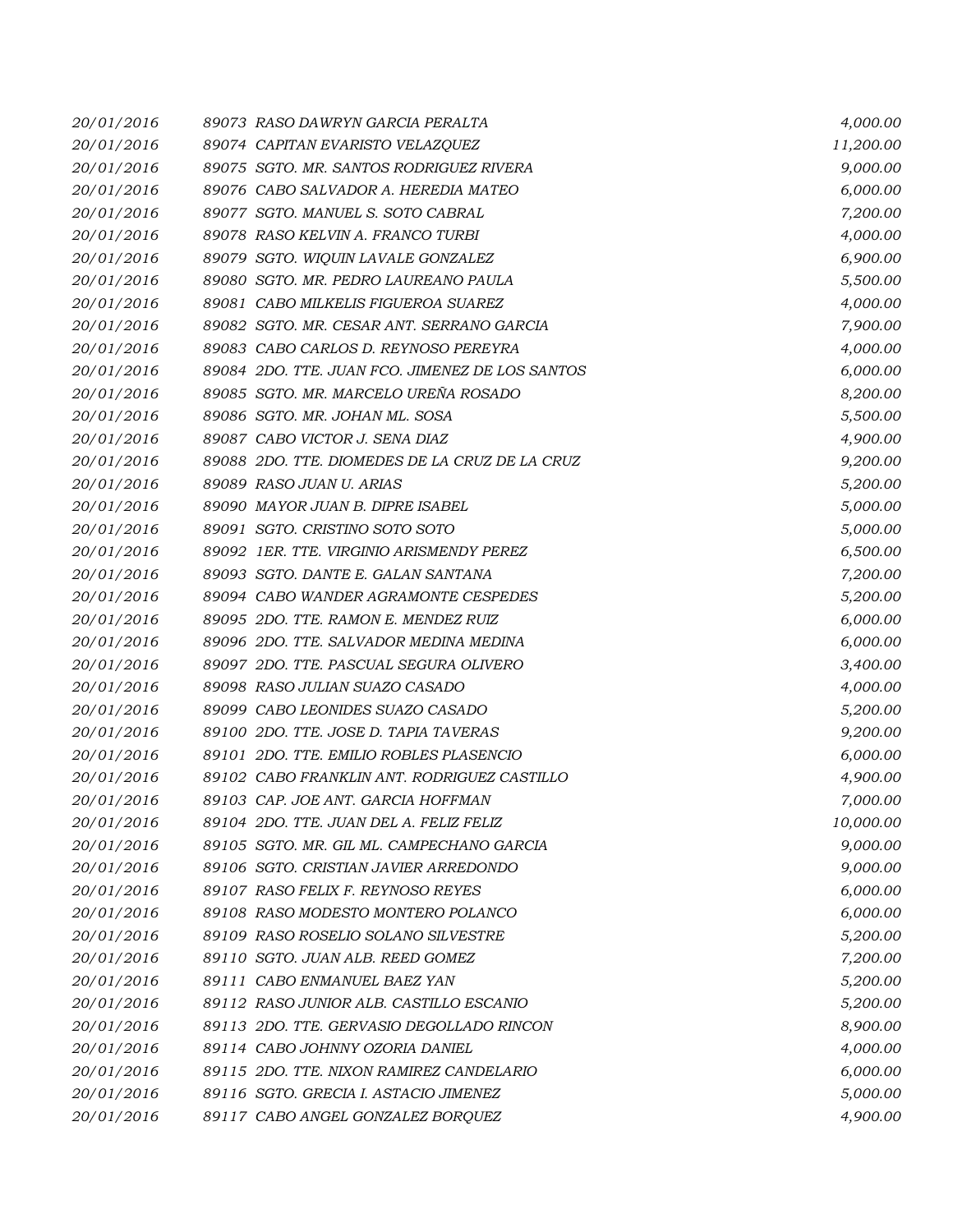| | | |
|---|---|---|
| *20/01/2016* | *89073 RASO DAWRYN GARCIA PERALTA* | *4,000.00* |
| *20/01/2016* | *89074 CAPITAN EVARISTO VELAZQUEZ* | *11,200.00* |
| *20/01/2016* | *89075 SGTO. MR. SANTOS RODRIGUEZ RIVERA* | *9,000.00* |
| *20/01/2016* | *89076 CABO SALVADOR A. HEREDIA MATEO* | *6,000.00* |
| *20/01/2016* | *89077 SGTO. MANUEL S. SOTO CABRAL* | *7,200.00* |
| *20/01/2016* | *89078 RASO KELVIN A. FRANCO TURBI* | *4,000.00* |
| *20/01/2016* | *89079 SGTO. WIQUIN LAVALE GONZALEZ* | *6,900.00* |
| *20/01/2016* | *89080 SGTO. MR. PEDRO LAUREANO PAULA* | *5,500.00* |
| *20/01/2016* | *89081 CABO MILKELIS FIGUEROA SUAREZ* | *4,000.00* |
| *20/01/2016* | *89082 SGTO. MR. CESAR ANT. SERRANO GARCIA* | *7,900.00* |
| *20/01/2016* | *89083 CABO CARLOS D. REYNOSO PEREYRA* | *4,000.00* |
| *20/01/2016* | *89084 2DO. TTE. JUAN FCO. JIMENEZ DE LOS SANTOS* | *6,000.00* |
| *20/01/2016* | *89085 SGTO. MR. MARCELO UREÑA ROSADO* | *8,200.00* |
| *20/01/2016* | *89086 SGTO. MR. JOHAN ML. SOSA* | *5,500.00* |
| *20/01/2016* | *89087 CABO VICTOR J. SENA DIAZ* | *4,900.00* |
| *20/01/2016* | *89088 2DO. TTE. DIOMEDES DE LA CRUZ DE LA CRUZ* | *9,200.00* |
| *20/01/2016* | *89089 RASO JUAN U. ARIAS* | *5,200.00* |
| *20/01/2016* | *89090 MAYOR JUAN B. DIPRE ISABEL* | *5,000.00* |
| *20/01/2016* | *89091 SGTO. CRISTINO SOTO SOTO* | *5,000.00* |
| *20/01/2016* | *89092 1ER. TTE. VIRGINIO ARISMENDY PEREZ* | *6,500.00* |
| *20/01/2016* | *89093 SGTO. DANTE E. GALAN SANTANA* | *7,200.00* |
| *20/01/2016* | *89094 CABO WANDER AGRAMONTE CESPEDES* | *5,200.00* |
| *20/01/2016* | *89095 2DO. TTE. RAMON E. MENDEZ RUIZ* | *6,000.00* |
| *20/01/2016* | *89096 2DO. TTE. SALVADOR MEDINA MEDINA* | *6,000.00* |
| *20/01/2016* | *89097 2DO. TTE. PASCUAL SEGURA OLIVERO* | *3,400.00* |
| *20/01/2016* | *89098 RASO JULIAN SUAZO CASADO* | *4,000.00* |
| *20/01/2016* | *89099 CABO LEONIDES SUAZO CASADO* | *5,200.00* |
| *20/01/2016* | *89100 2DO. TTE. JOSE D. TAPIA TAVERAS* | *9,200.00* |
| *20/01/2016* | *89101 2DO. TTE. EMILIO ROBLES PLASENCIO* | *6,000.00* |
| *20/01/2016* | *89102 CABO FRANKLIN ANT. RODRIGUEZ CASTILLO* | *4,900.00* |
| *20/01/2016* | *89103 CAP. JOE ANT. GARCIA HOFFMAN* | *7,000.00* |
| *20/01/2016* | *89104 2DO. TTE. JUAN DEL A. FELIZ FELIZ* | *10,000.00* |
| *20/01/2016* | *89105 SGTO. MR. GIL ML. CAMPECHANO GARCIA* | *9,000.00* |
| *20/01/2016* | *89106 SGTO. CRISTIAN JAVIER ARREDONDO* | *9,000.00* |
| *20/01/2016* | *89107 RASO FELIX F. REYNOSO REYES* | *6,000.00* |
| *20/01/2016* | *89108 RASO MODESTO MONTERO POLANCO* | *6,000.00* |
| *20/01/2016* | *89109 RASO ROSELIO SOLANO SILVESTRE* | *5,200.00* |
| *20/01/2016* | *89110 SGTO. JUAN ALB. REED GOMEZ* | *7,200.00* |
| *20/01/2016* | *89111 CABO ENMANUEL BAEZ YAN* | *5,200.00* |
| *20/01/2016* | *89112 RASO JUNIOR ALB. CASTILLO ESCANIO* | *5,200.00* |
| *20/01/2016* | *89113 2DO. TTE. GERVASIO DEGOLLADO RINCON* | *8,900.00* |
| *20/01/2016* | *89114 CABO JOHNNY OZORIA DANIEL* | *4,000.00* |
| *20/01/2016* | *89115 2DO. TTE. NIXON RAMIREZ CANDELARIO* | *6,000.00* |
| *20/01/2016* | *89116 SGTO. GRECIA I. ASTACIO JIMENEZ* | *5,000.00* |
| *20/01/2016* | *89117 CABO ANGEL GONZALEZ BORQUEZ* | *4,900.00* |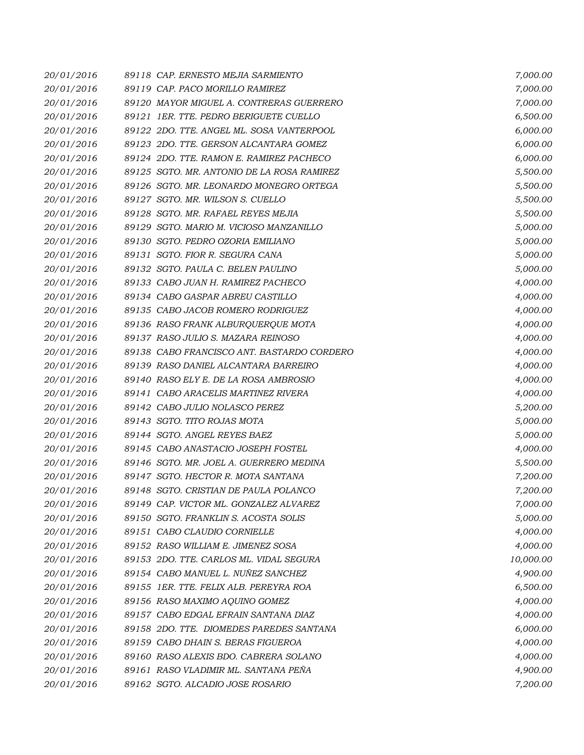| | | |
|---|---|---|
| *20/01/2016* | *89118 CAP. ERNESTO MEJIA SARMIENTO* | *7,000.00* |
| *20/01/2016* | *89119 CAP. PACO MORILLO RAMIREZ* | *7,000.00* |
| *20/01/2016* | *89120 MAYOR MIGUEL A. CONTRERAS GUERRERO* | *7,000.00* |
| *20/01/2016* | *89121 1ER. TTE. PEDRO BERIGUETE CUELLO* | *6,500.00* |
| *20/01/2016* | *89122 2DO. TTE. ANGEL ML. SOSA VANTERPOOL* | *6,000.00* |
| *20/01/2016* | *89123 2DO. TTE. GERSON ALCANTARA GOMEZ* | *6,000.00* |
| *20/01/2016* | *89124 2DO. TTE. RAMON E. RAMIREZ PACHECO* | *6,000.00* |
| *20/01/2016* | *89125 SGTO. MR. ANTONIO DE LA ROSA RAMIREZ* | *5,500.00* |
| *20/01/2016* | *89126 SGTO. MR. LEONARDO MONEGRO ORTEGA* | *5,500.00* |
| *20/01/2016* | *89127 SGTO. MR. WILSON S. CUELLO* | *5,500.00* |
| *20/01/2016* | *89128 SGTO. MR. RAFAEL REYES MEJIA* | *5,500.00* |
| *20/01/2016* | *89129 SGTO. MARIO M. VICIOSO MANZANILLO* | *5,000.00* |
| *20/01/2016* | *89130 SGTO. PEDRO OZORIA EMILIANO* | *5,000.00* |
| *20/01/2016* | *89131 SGTO. FIOR R. SEGURA CANA* | *5,000.00* |
| *20/01/2016* | *89132 SGTO. PAULA C. BELEN PAULINO* | *5,000.00* |
| *20/01/2016* | *89133 CABO JUAN H. RAMIREZ PACHECO* | *4,000.00* |
| *20/01/2016* | *89134 CABO GASPAR ABREU CASTILLO* | *4,000.00* |
| *20/01/2016* | *89135 CABO JACOB ROMERO RODRIGUEZ* | *4,000.00* |
| *20/01/2016* | *89136 RASO FRANK ALBURQUERQUE MOTA* | *4,000.00* |
| *20/01/2016* | *89137 RASO JULIO S. MAZARA REINOSO* | *4,000.00* |
| *20/01/2016* | *89138 CABO FRANCISCO ANT. BASTARDO CORDERO* | *4,000.00* |
| *20/01/2016* | *89139 RASO DANIEL ALCANTARA BARREIRO* | *4,000.00* |
| *20/01/2016* | *89140 RASO ELY E. DE LA ROSA AMBROSIO* | *4,000.00* |
| *20/01/2016* | *89141 CABO ARACELIS MARTINEZ RIVERA* | *4,000.00* |
| *20/01/2016* | *89142 CABO JULIO NOLASCO PEREZ* | *5,200.00* |
| *20/01/2016* | *89143 SGTO. TITO ROJAS MOTA* | *5,000.00* |
| *20/01/2016* | *89144 SGTO. ANGEL REYES BAEZ* | *5,000.00* |
| *20/01/2016* | *89145 CABO ANASTACIO JOSEPH FOSTEL* | *4,000.00* |
| *20/01/2016* | *89146 SGTO. MR. JOEL A. GUERRERO MEDINA* | *5,500.00* |
| *20/01/2016* | *89147 SGTO. HECTOR R. MOTA SANTANA* | *7,200.00* |
| *20/01/2016* | *89148 SGTO. CRISTIAN DE PAULA POLANCO* | *7,200.00* |
| *20/01/2016* | *89149 CAP. VICTOR ML. GONZALEZ ALVAREZ* | *7,000.00* |
| *20/01/2016* | *89150 SGTO. FRANKLIN S. ACOSTA SOLIS* | *5,000.00* |
| *20/01/2016* | *89151 CABO CLAUDIO CORNIELLE* | *4,000.00* |
| *20/01/2016* | *89152 RASO WILLIAM E. JIMENEZ SOSA* | *4,000.00* |
| *20/01/2016* | *89153 2DO. TTE. CARLOS ML. VIDAL SEGURA* | *10,000.00* |
| *20/01/2016* | *89154 CABO MANUEL L. NUÑEZ SANCHEZ* | *4,900.00* |
| *20/01/2016* | *89155 1ER. TTE. FELIX ALB. PEREYRA ROA* | *6,500.00* |
| *20/01/2016* | *89156 RASO MAXIMO AQUINO GOMEZ* | *4,000.00* |
| *20/01/2016* | *89157 CABO EDGAL EFRAIN SANTANA DIAZ* | *4,000.00* |
| *20/01/2016* | *89158 2DO. TTE. DIOMEDES PAREDES SANTANA* | *6,000.00* |
| *20/01/2016* | *89159 CABO DHAIN S. BERAS FIGUEROA* | *4,000.00* |
| *20/01/2016* | *89160 RASO ALEXIS BDO. CABRERA SOLANO* | *4,000.00* |
| *20/01/2016* | *89161 RASO VLADIMIR ML. SANTANA PEÑA* | *4,900.00* |
| *20/01/2016* | *89162 SGTO. ALCADIO JOSE ROSARIO* | *7,200.00* |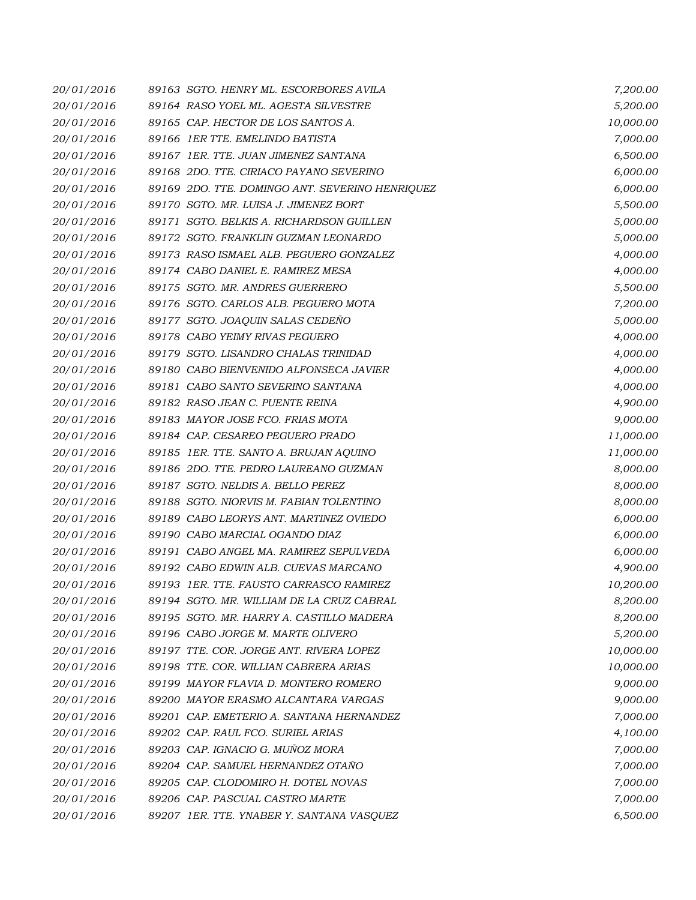| | | |
|---|---|---|
| *20/01/2016* | *89163 SGTO. HENRY ML. ESCORBORES AVILA* | *7,200.00* |
| *20/01/2016* | *89164 RASO YOEL ML. AGESTA SILVESTRE* | *5,200.00* |
| *20/01/2016* | *89165 CAP. HECTOR DE LOS SANTOS A.* | *10,000.00* |
| *20/01/2016* | *89166 1ER TTE. EMELINDO BATISTA* | *7,000.00* |
| *20/01/2016* | *89167 1ER. TTE. JUAN JIMENEZ SANTANA* | *6,500.00* |
| *20/01/2016* | *89168 2DO. TTE. CIRIACO PAYANO SEVERINO* | *6,000.00* |
| *20/01/2016* | *89169 2DO. TTE. DOMINGO ANT. SEVERINO HENRIQUEZ* | *6,000.00* |
| *20/01/2016* | *89170 SGTO. MR. LUISA J. JIMENEZ BORT* | *5,500.00* |
| *20/01/2016* | *89171 SGTO. BELKIS A. RICHARDSON GUILLEN* | *5,000.00* |
| *20/01/2016* | *89172 SGTO. FRANKLIN GUZMAN LEONARDO* | *5,000.00* |
| *20/01/2016* | *89173 RASO ISMAEL ALB. PEGUERO GONZALEZ* | *4,000.00* |
| *20/01/2016* | *89174 CABO DANIEL E. RAMIREZ MESA* | *4,000.00* |
| *20/01/2016* | *89175 SGTO. MR. ANDRES GUERRERO* | *5,500.00* |
| *20/01/2016* | *89176 SGTO. CARLOS ALB. PEGUERO MOTA* | *7,200.00* |
| *20/01/2016* | *89177 SGTO. JOAQUIN SALAS CEDEÑO* | *5,000.00* |
| *20/01/2016* | *89178 CABO YEIMY RIVAS PEGUERO* | *4,000.00* |
| *20/01/2016* | *89179 SGTO. LISANDRO CHALAS TRINIDAD* | *4,000.00* |
| *20/01/2016* | *89180 CABO BIENVENIDO ALFONSECA JAVIER* | *4,000.00* |
| *20/01/2016* | *89181 CABO SANTO SEVERINO SANTANA* | *4,000.00* |
| *20/01/2016* | *89182 RASO JEAN C. PUENTE REINA* | *4,900.00* |
| *20/01/2016* | *89183 MAYOR JOSE FCO. FRIAS MOTA* | *9,000.00* |
| *20/01/2016* | *89184 CAP. CESAREO PEGUERO PRADO* | *11,000.00* |
| *20/01/2016* | *89185 1ER. TTE. SANTO A. BRUJAN AQUINO* | *11,000.00* |
| *20/01/2016* | *89186 2DO. TTE. PEDRO LAUREANO GUZMAN* | *8,000.00* |
| *20/01/2016* | *89187 SGTO. NELDIS A. BELLO PEREZ* | *8,000.00* |
| *20/01/2016* | *89188 SGTO. NIORVIS M. FABIAN TOLENTINO* | *8,000.00* |
| *20/01/2016* | *89189 CABO LEORYS ANT. MARTINEZ OVIEDO* | *6,000.00* |
| *20/01/2016* | *89190 CABO MARCIAL OGANDO DIAZ* | *6,000.00* |
| *20/01/2016* | *89191 CABO ANGEL MA. RAMIREZ SEPULVEDA* | *6,000.00* |
| *20/01/2016* | *89192 CABO EDWIN ALB. CUEVAS MARCANO* | *4,900.00* |
| *20/01/2016* | *89193 1ER. TTE. FAUSTO CARRASCO RAMIREZ* | *10,200.00* |
| *20/01/2016* | *89194 SGTO. MR. WILLIAM DE LA CRUZ CABRAL* | *8,200.00* |
| *20/01/2016* | *89195 SGTO. MR. HARRY A. CASTILLO MADERA* | *8,200.00* |
| *20/01/2016* | *89196 CABO JORGE M. MARTE OLIVERO* | *5,200.00* |
| *20/01/2016* | *89197 TTE. COR. JORGE ANT. RIVERA LOPEZ* | *10,000.00* |
| *20/01/2016* | *89198 TTE. COR. WILLIAN CABRERA ARIAS* | *10,000.00* |
| *20/01/2016* | *89199 MAYOR FLAVIA D. MONTERO ROMERO* | *9,000.00* |
| *20/01/2016* | *89200 MAYOR ERASMO ALCANTARA VARGAS* | *9,000.00* |
| *20/01/2016* | *89201 CAP. EMETERIO A. SANTANA HERNANDEZ* | *7,000.00* |
| *20/01/2016* | *89202 CAP. RAUL FCO. SURIEL ARIAS* | *4,100.00* |
| *20/01/2016* | *89203 CAP. IGNACIO G. MUÑOZ MORA* | *7,000.00* |
| *20/01/2016* | *89204 CAP. SAMUEL HERNANDEZ OTAÑO* | *7,000.00* |
| *20/01/2016* | *89205 CAP. CLODOMIRO H. DOTEL NOVAS* | *7,000.00* |
| *20/01/2016* | *89206 CAP. PASCUAL CASTRO MARTE* | *7,000.00* |
| *20/01/2016* | *89207 1ER. TTE. YNABER Y. SANTANA VASQUEZ* | *6,500.00* |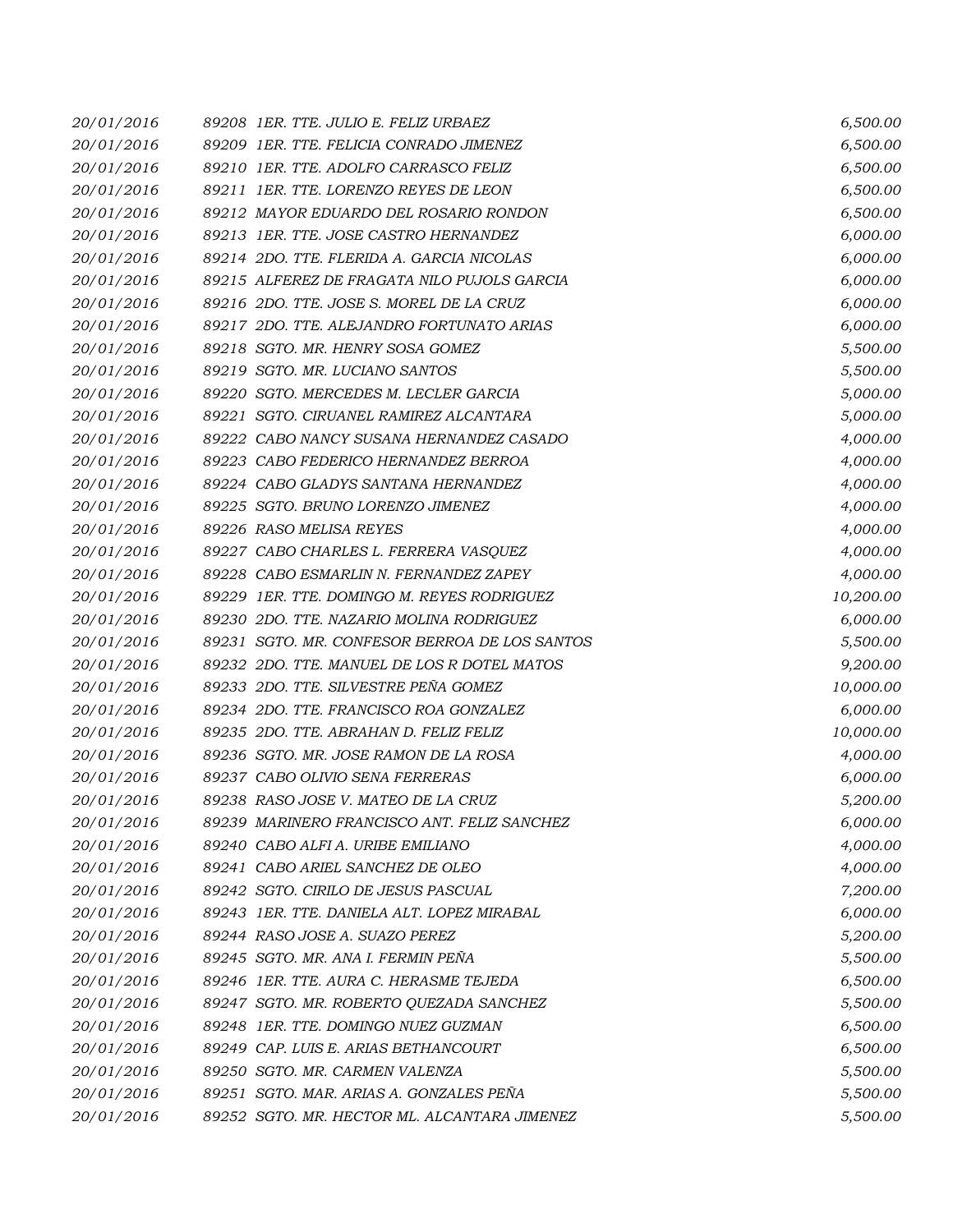| | | |
|---|---|---|
| *20/01/2016* | *89208 1ER. TTE. JULIO E. FELIZ URBAEZ* | *6,500.00* |
| *20/01/2016* | *89209 1ER. TTE. FELICIA CONRADO JIMENEZ* | *6,500.00* |
| *20/01/2016* | *89210 1ER. TTE. ADOLFO CARRASCO FELIZ* | *6,500.00* |
| *20/01/2016* | *89211 1ER. TTE. LORENZO REYES DE LEON* | *6,500.00* |
| *20/01/2016* | *89212 MAYOR EDUARDO DEL ROSARIO RONDON* | *6,500.00* |
| *20/01/2016* | *89213 1ER. TTE. JOSE CASTRO HERNANDEZ* | *6,000.00* |
| *20/01/2016* | *89214 2DO. TTE. FLERIDA A. GARCIA NICOLAS* | *6,000.00* |
| *20/01/2016* | *89215 ALFEREZ DE FRAGATA NILO PUJOLS GARCIA* | *6,000.00* |
| *20/01/2016* | *89216 2DO. TTE. JOSE S. MOREL DE LA CRUZ* | *6,000.00* |
| *20/01/2016* | *89217 2DO. TTE. ALEJANDRO FORTUNATO ARIAS* | *6,000.00* |
| *20/01/2016* | *89218 SGTO. MR. HENRY SOSA GOMEZ* | *5,500.00* |
| *20/01/2016* | *89219 SGTO. MR. LUCIANO SANTOS* | *5,500.00* |
| *20/01/2016* | *89220 SGTO. MERCEDES M. LECLER GARCIA* | *5,000.00* |
| *20/01/2016* | *89221 SGTO. CIRUANEL RAMIREZ ALCANTARA* | *5,000.00* |
| *20/01/2016* | *89222 CABO NANCY SUSANA HERNANDEZ CASADO* | *4,000.00* |
| *20/01/2016* | *89223 CABO FEDERICO HERNANDEZ BERROA* | *4,000.00* |
| *20/01/2016* | *89224 CABO GLADYS SANTANA HERNANDEZ* | *4,000.00* |
| *20/01/2016* | *89225 SGTO. BRUNO LORENZO JIMENEZ* | *4,000.00* |
| *20/01/2016* | *89226 RASO MELISA REYES* | *4,000.00* |
| *20/01/2016* | *89227 CABO CHARLES L. FERRERA VASQUEZ* | *4,000.00* |
| *20/01/2016* | *89228 CABO ESMARLIN N. FERNANDEZ ZAPEY* | *4,000.00* |
| *20/01/2016* | *89229 1ER. TTE. DOMINGO M. REYES RODRIGUEZ* | *10,200.00* |
| *20/01/2016* | *89230 2DO. TTE. NAZARIO MOLINA RODRIGUEZ* | *6,000.00* |
| *20/01/2016* | *89231 SGTO. MR. CONFESOR BERROA DE LOS SANTOS* | *5,500.00* |
| *20/01/2016* | *89232 2DO. TTE. MANUEL DE LOS R DOTEL MATOS* | *9,200.00* |
| *20/01/2016* | *89233 2DO. TTE. SILVESTRE PEÑA GOMEZ* | *10,000.00* |
| *20/01/2016* | *89234 2DO. TTE. FRANCISCO ROA GONZALEZ* | *6,000.00* |
| *20/01/2016* | *89235 2DO. TTE. ABRAHAN D. FELIZ FELIZ* | *10,000.00* |
| *20/01/2016* | *89236 SGTO. MR. JOSE RAMON DE LA ROSA* | *4,000.00* |
| *20/01/2016* | *89237 CABO OLIVIO SENA FERRERAS* | *6,000.00* |
| *20/01/2016* | *89238 RASO JOSE V. MATEO DE LA CRUZ* | *5,200.00* |
| *20/01/2016* | *89239 MARINERO FRANCISCO ANT. FELIZ SANCHEZ* | *6,000.00* |
| *20/01/2016* | *89240 CABO ALFI A. URIBE EMILIANO* | *4,000.00* |
| *20/01/2016* | *89241 CABO ARIEL SANCHEZ DE OLEO* | *4,000.00* |
| *20/01/2016* | *89242 SGTO. CIRILO DE JESUS PASCUAL* | *7,200.00* |
| *20/01/2016* | *89243 1ER. TTE. DANIELA ALT. LOPEZ MIRABAL* | *6,000.00* |
| *20/01/2016* | *89244 RASO JOSE A. SUAZO PEREZ* | *5,200.00* |
| *20/01/2016* | *89245 SGTO. MR. ANA I. FERMIN PEÑA* | *5,500.00* |
| *20/01/2016* | *89246 1ER. TTE. AURA C. HERASME TEJEDA* | *6,500.00* |
| *20/01/2016* | *89247 SGTO. MR. ROBERTO QUEZADA SANCHEZ* | *5,500.00* |
| *20/01/2016* | *89248 1ER. TTE. DOMINGO NUEZ GUZMAN* | *6,500.00* |
| *20/01/2016* | *89249 CAP. LUIS E. ARIAS BETHANCOURT* | *6,500.00* |
| *20/01/2016* | *89250 SGTO. MR. CARMEN VALENZA* | *5,500.00* |
| *20/01/2016* | *89251 SGTO. MAR. ARIAS A. GONZALES PEÑA* | *5,500.00* |
| *20/01/2016* | *89252 SGTO. MR. HECTOR ML. ALCANTARA JIMENEZ* | *5,500.00* |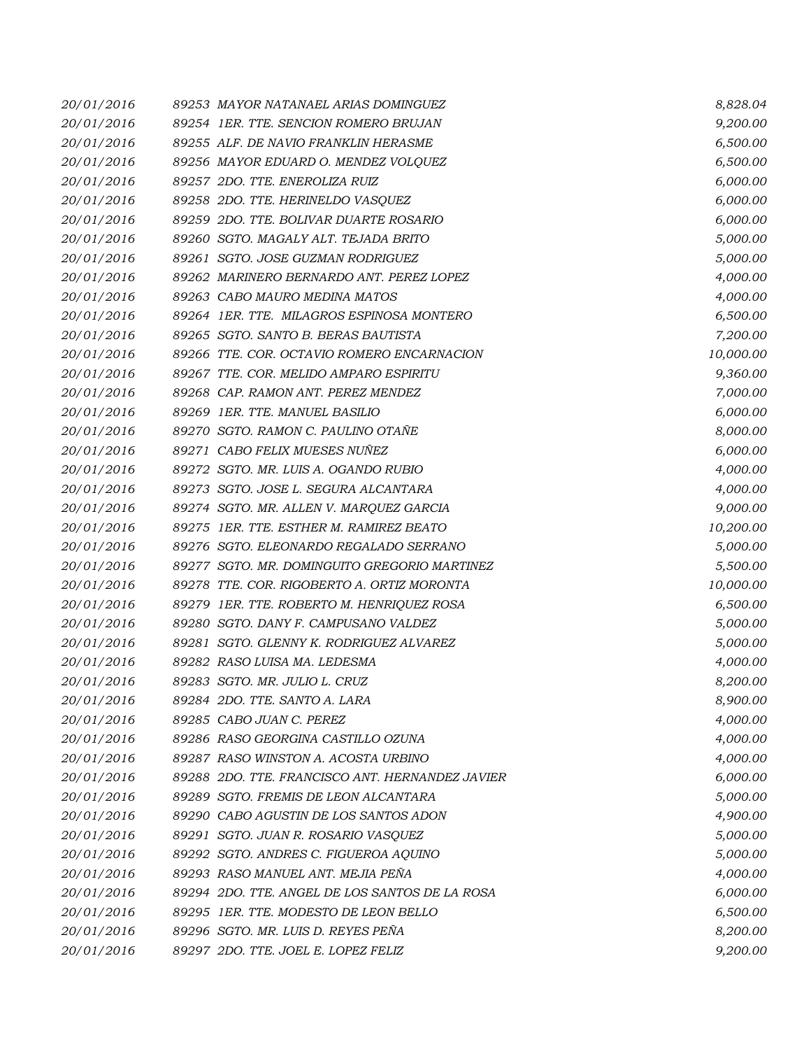| | | |
|---|---|---|
| 20/01/2016 | 89253 MAYOR NATANAEL ARIAS DOMINGUEZ | 8,828.04 |
| 20/01/2016 | 89254 1ER. TTE. SENCION ROMERO BRUJAN | 9,200.00 |
| 20/01/2016 | 89255 ALF. DE NAVIO FRANKLIN HERASME | 6,500.00 |
| 20/01/2016 | 89256 MAYOR EDUARD O. MENDEZ VOLQUEZ | 6,500.00 |
| 20/01/2016 | 89257 2DO. TTE. ENEROLIZA RUIZ | 6,000.00 |
| 20/01/2016 | 89258 2DO. TTE. HERINELDO VASQUEZ | 6,000.00 |
| 20/01/2016 | 89259 2DO. TTE. BOLIVAR DUARTE ROSARIO | 6,000.00 |
| 20/01/2016 | 89260 SGTO. MAGALY ALT. TEJADA BRITO | 5,000.00 |
| 20/01/2016 | 89261 SGTO. JOSE GUZMAN RODRIGUEZ | 5,000.00 |
| 20/01/2016 | 89262 MARINERO BERNARDO ANT. PEREZ LOPEZ | 4,000.00 |
| 20/01/2016 | 89263 CABO MAURO MEDINA MATOS | 4,000.00 |
| 20/01/2016 | 89264 1ER. TTE. MILAGROS ESPINOSA MONTERO | 6,500.00 |
| 20/01/2016 | 89265 SGTO. SANTO B. BERAS BAUTISTA | 7,200.00 |
| 20/01/2016 | 89266 TTE. COR. OCTAVIO ROMERO ENCARNACION | 10,000.00 |
| 20/01/2016 | 89267 TTE. COR. MELIDO AMPARO ESPIRITU | 9,360.00 |
| 20/01/2016 | 89268 CAP. RAMON ANT. PEREZ MENDEZ | 7,000.00 |
| 20/01/2016 | 89269 1ER. TTE. MANUEL BASILIO | 6,000.00 |
| 20/01/2016 | 89270 SGTO. RAMON C. PAULINO OTAÑE | 8,000.00 |
| 20/01/2016 | 89271 CABO FELIX MUESES NUÑEZ | 6,000.00 |
| 20/01/2016 | 89272 SGTO. MR. LUIS A. OGANDO RUBIO | 4,000.00 |
| 20/01/2016 | 89273 SGTO. JOSE L. SEGURA ALCANTARA | 4,000.00 |
| 20/01/2016 | 89274 SGTO. MR. ALLEN V. MARQUEZ GARCIA | 9,000.00 |
| 20/01/2016 | 89275 1ER. TTE. ESTHER M. RAMIREZ BEATO | 10,200.00 |
| 20/01/2016 | 89276 SGTO. ELEONARDO REGALADO SERRANO | 5,000.00 |
| 20/01/2016 | 89277 SGTO. MR. DOMINGUITO GREGORIO MARTINEZ | 5,500.00 |
| 20/01/2016 | 89278 TTE. COR. RIGOBERTO A. ORTIZ MORONTA | 10,000.00 |
| 20/01/2016 | 89279 1ER. TTE. ROBERTO M. HENRIQUEZ ROSA | 6,500.00 |
| 20/01/2016 | 89280 SGTO. DANY F. CAMPUSANO VALDEZ | 5,000.00 |
| 20/01/2016 | 89281 SGTO. GLENNY K. RODRIGUEZ ALVAREZ | 5,000.00 |
| 20/01/2016 | 89282 RASO LUISA MA. LEDESMA | 4,000.00 |
| 20/01/2016 | 89283 SGTO. MR. JULIO L. CRUZ | 8,200.00 |
| 20/01/2016 | 89284 2DO. TTE. SANTO A. LARA | 8,900.00 |
| 20/01/2016 | 89285 CABO JUAN C. PEREZ | 4,000.00 |
| 20/01/2016 | 89286 RASO GEORGINA CASTILLO OZUNA | 4,000.00 |
| 20/01/2016 | 89287 RASO WINSTON A. ACOSTA URBINO | 4,000.00 |
| 20/01/2016 | 89288 2DO. TTE. FRANCISCO ANT. HERNANDEZ JAVIER | 6,000.00 |
| 20/01/2016 | 89289 SGTO. FREMIS DE LEON ALCANTARA | 5,000.00 |
| 20/01/2016 | 89290 CABO AGUSTIN DE LOS SANTOS ADON | 4,900.00 |
| 20/01/2016 | 89291 SGTO. JUAN R. ROSARIO VASQUEZ | 5,000.00 |
| 20/01/2016 | 89292 SGTO. ANDRES C. FIGUEROA AQUINO | 5,000.00 |
| 20/01/2016 | 89293 RASO MANUEL ANT. MEJIA PEÑA | 4,000.00 |
| 20/01/2016 | 89294 2DO. TTE. ANGEL DE LOS SANTOS DE LA ROSA | 6,000.00 |
| 20/01/2016 | 89295 1ER. TTE. MODESTO DE LEON BELLO | 6,500.00 |
| 20/01/2016 | 89296 SGTO. MR. LUIS D. REYES PEÑA | 8,200.00 |
| 20/01/2016 | 89297 2DO. TTE. JOEL E. LOPEZ FELIZ | 9,200.00 |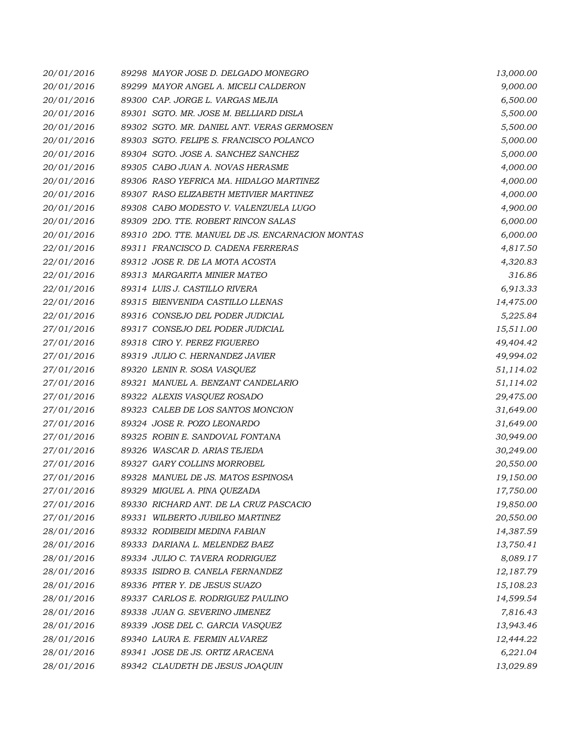| | | |
|---|---|---|
| 20/01/2016 | 89298 MAYOR JOSE D. DELGADO MONEGRO | 13,000.00 |
| 20/01/2016 | 89299 MAYOR ANGEL A. MICELI CALDERON | 9,000.00 |
| 20/01/2016 | 89300 CAP. JORGE L. VARGAS MEJIA | 6,500.00 |
| 20/01/2016 | 89301 SGTO. MR. JOSE M. BELLIARD DISLA | 5,500.00 |
| 20/01/2016 | 89302 SGTO. MR. DANIEL ANT. VERAS GERMOSEN | 5,500.00 |
| 20/01/2016 | 89303 SGTO. FELIPE S. FRANCISCO POLANCO | 5,000.00 |
| 20/01/2016 | 89304 SGTO. JOSE A. SANCHEZ SANCHEZ | 5,000.00 |
| 20/01/2016 | 89305 CABO JUAN A. NOVAS HERASME | 4,000.00 |
| 20/01/2016 | 89306 RASO YEFRICA MA. HIDALGO MARTINEZ | 4,000.00 |
| 20/01/2016 | 89307 RASO ELIZABETH METIVIER MARTINEZ | 4,000.00 |
| 20/01/2016 | 89308 CABO MODESTO V. VALENZUELA LUGO | 4,900.00 |
| 20/01/2016 | 89309 2DO. TTE. ROBERT RINCON SALAS | 6,000.00 |
| 20/01/2016 | 89310 2DO. TTE. MANUEL DE JS. ENCARNACION MONTAS | 6,000.00 |
| 22/01/2016 | 89311 FRANCISCO D. CADENA FERRERAS | 4,817.50 |
| 22/01/2016 | 89312 JOSE R. DE LA MOTA ACOSTA | 4,320.83 |
| 22/01/2016 | 89313 MARGARITA MINIER MATEO | 316.86 |
| 22/01/2016 | 89314 LUIS J. CASTILLO RIVERA | 6,913.33 |
| 22/01/2016 | 89315 BIENVENIDA CASTILLO LLENAS | 14,475.00 |
| 22/01/2016 | 89316 CONSEJO DEL PODER JUDICIAL | 5,225.84 |
| 27/01/2016 | 89317 CONSEJO DEL PODER JUDICIAL | 15,511.00 |
| 27/01/2016 | 89318 CIRO Y. PEREZ FIGUEREO | 49,404.42 |
| 27/01/2016 | 89319 JULIO C. HERNANDEZ JAVIER | 49,994.02 |
| 27/01/2016 | 89320 LENIN R. SOSA VASQUEZ | 51,114.02 |
| 27/01/2016 | 89321 MANUEL A. BENZANT CANDELARIO | 51,114.02 |
| 27/01/2016 | 89322 ALEXIS VASQUEZ ROSADO | 29,475.00 |
| 27/01/2016 | 89323 CALEB DE LOS SANTOS MONCION | 31,649.00 |
| 27/01/2016 | 89324 JOSE R. POZO LEONARDO | 31,649.00 |
| 27/01/2016 | 89325 ROBIN E. SANDOVAL FONTANA | 30,949.00 |
| 27/01/2016 | 89326 WASCAR D. ARIAS TEJEDA | 30,249.00 |
| 27/01/2016 | 89327 GARY COLLINS MORROBEL | 20,550.00 |
| 27/01/2016 | 89328 MANUEL DE JS. MATOS ESPINOSA | 19,150.00 |
| 27/01/2016 | 89329 MIGUEL A. PINA QUEZADA | 17,750.00 |
| 27/01/2016 | 89330 RICHARD ANT. DE LA CRUZ PASCACIO | 19,850.00 |
| 27/01/2016 | 89331 WILBERTO JUBILEO MARTINEZ | 20,550.00 |
| 28/01/2016 | 89332 RODIBEIDI MEDINA FABIAN | 14,387.59 |
| 28/01/2016 | 89333 DARIANA L. MELENDEZ BAEZ | 13,750.41 |
| 28/01/2016 | 89334 JULIO C. TAVERA RODRIGUEZ | 8,089.17 |
| 28/01/2016 | 89335 ISIDRO B. CANELA FERNANDEZ | 12,187.79 |
| 28/01/2016 | 89336 PITER Y. DE JESUS SUAZO | 15,108.23 |
| 28/01/2016 | 89337 CARLOS E. RODRIGUEZ PAULINO | 14,599.54 |
| 28/01/2016 | 89338 JUAN G. SEVERINO JIMENEZ | 7,816.43 |
| 28/01/2016 | 89339 JOSE DEL C. GARCIA VASQUEZ | 13,943.46 |
| 28/01/2016 | 89340 LAURA E. FERMIN ALVAREZ | 12,444.22 |
| 28/01/2016 | 89341 JOSE DE JS. ORTIZ ARACENA | 6,221.04 |
| 28/01/2016 | 89342 CLAUDETH DE JESUS JOAQUIN | 13,029.89 |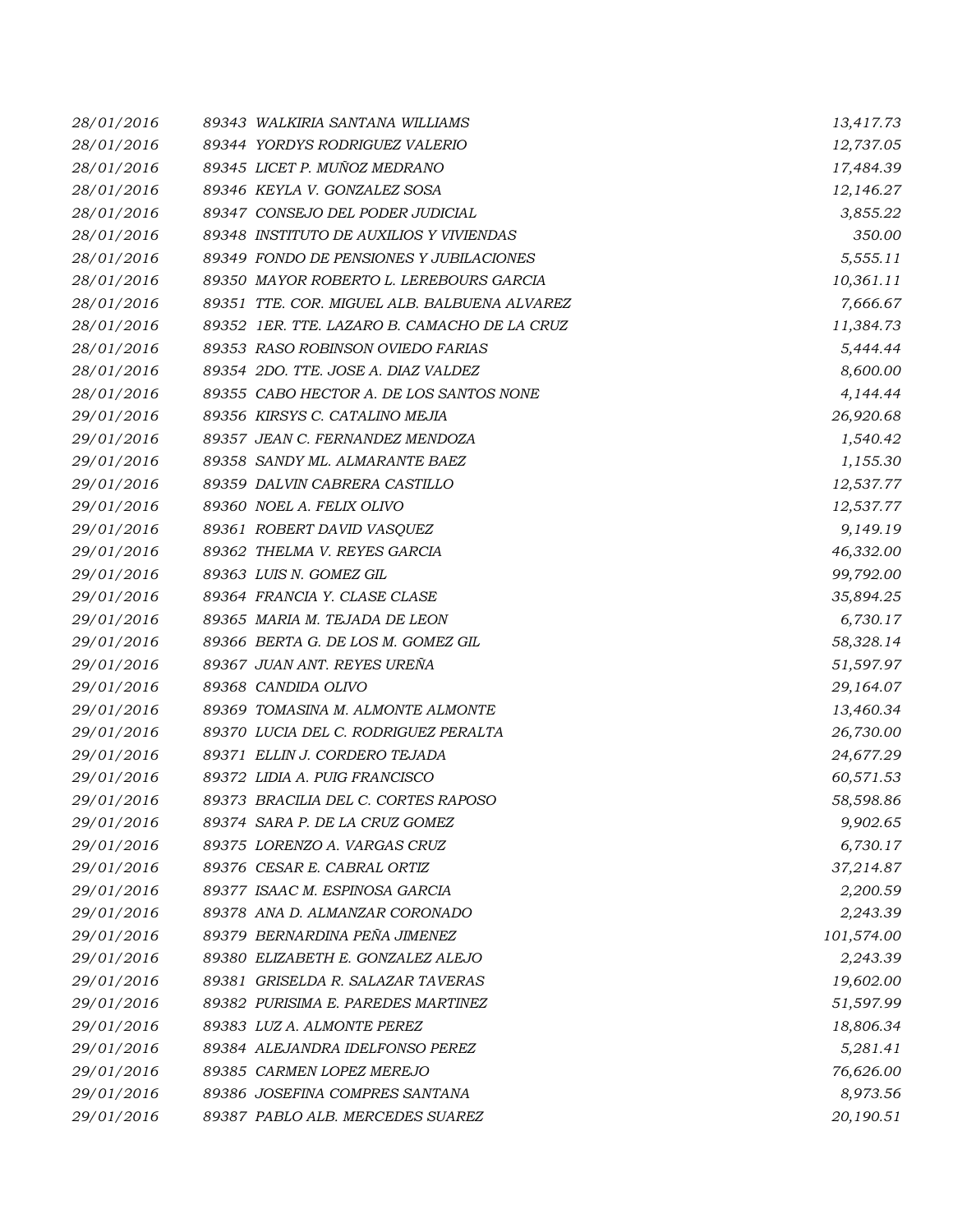| | | | |
|---|---|---|---|
| 28/01/2016 | 89343 | WALKIRIA SANTANA WILLIAMS | 13,417.73 |
| 28/01/2016 | 89344 | YORDYS RODRIGUEZ VALERIO | 12,737.05 |
| 28/01/2016 | 89345 | LICET P. MUÑOZ MEDRANO | 17,484.39 |
| 28/01/2016 | 89346 | KEYLA V. GONZALEZ SOSA | 12,146.27 |
| 28/01/2016 | 89347 | CONSEJO DEL PODER JUDICIAL | 3,855.22 |
| 28/01/2016 | 89348 | INSTITUTO DE AUXILIOS Y VIVIENDAS | 350.00 |
| 28/01/2016 | 89349 | FONDO DE PENSIONES Y JUBILACIONES | 5,555.11 |
| 28/01/2016 | 89350 | MAYOR ROBERTO L. LEREBOURS GARCIA | 10,361.11 |
| 28/01/2016 | 89351 | TTE. COR. MIGUEL ALB. BALBUENA ALVAREZ | 7,666.67 |
| 28/01/2016 | 89352 | 1ER. TTE. LAZARO B. CAMACHO DE LA CRUZ | 11,384.73 |
| 28/01/2016 | 89353 | RASO ROBINSON OVIEDO FARIAS | 5,444.44 |
| 28/01/2016 | 89354 | 2DO. TTE. JOSE A. DIAZ VALDEZ | 8,600.00 |
| 28/01/2016 | 89355 | CABO HECTOR A. DE LOS SANTOS NONE | 4,144.44 |
| 29/01/2016 | 89356 | KIRSYS C. CATALINO MEJIA | 26,920.68 |
| 29/01/2016 | 89357 | JEAN C. FERNANDEZ MENDOZA | 1,540.42 |
| 29/01/2016 | 89358 | SANDY ML. ALMARANTE BAEZ | 1,155.30 |
| 29/01/2016 | 89359 | DALVIN CABRERA CASTILLO | 12,537.77 |
| 29/01/2016 | 89360 | NOEL A. FELIX OLIVO | 12,537.77 |
| 29/01/2016 | 89361 | ROBERT DAVID VASQUEZ | 9,149.19 |
| 29/01/2016 | 89362 | THELMA V. REYES GARCIA | 46,332.00 |
| 29/01/2016 | 89363 | LUIS N. GOMEZ GIL | 99,792.00 |
| 29/01/2016 | 89364 | FRANCIA Y. CLASE CLASE | 35,894.25 |
| 29/01/2016 | 89365 | MARIA M. TEJADA DE LEON | 6,730.17 |
| 29/01/2016 | 89366 | BERTA G. DE LOS M. GOMEZ GIL | 58,328.14 |
| 29/01/2016 | 89367 | JUAN ANT. REYES UREÑA | 51,597.97 |
| 29/01/2016 | 89368 | CANDIDA OLIVO | 29,164.07 |
| 29/01/2016 | 89369 | TOMASINA M. ALMONTE ALMONTE | 13,460.34 |
| 29/01/2016 | 89370 | LUCIA DEL C. RODRIGUEZ PERALTA | 26,730.00 |
| 29/01/2016 | 89371 | ELLIN J. CORDERO TEJADA | 24,677.29 |
| 29/01/2016 | 89372 | LIDIA A. PUIG FRANCISCO | 60,571.53 |
| 29/01/2016 | 89373 | BRACILIA DEL C. CORTES RAPOSO | 58,598.86 |
| 29/01/2016 | 89374 | SARA P. DE LA CRUZ GOMEZ | 9,902.65 |
| 29/01/2016 | 89375 | LORENZO A. VARGAS CRUZ | 6,730.17 |
| 29/01/2016 | 89376 | CESAR E. CABRAL ORTIZ | 37,214.87 |
| 29/01/2016 | 89377 | ISAAC M. ESPINOSA GARCIA | 2,200.59 |
| 29/01/2016 | 89378 | ANA D. ALMANZAR CORONADO | 2,243.39 |
| 29/01/2016 | 89379 | BERNARDINA PEÑA JIMENEZ | 101,574.00 |
| 29/01/2016 | 89380 | ELIZABETH E. GONZALEZ ALEJO | 2,243.39 |
| 29/01/2016 | 89381 | GRISELDA R. SALAZAR TAVERAS | 19,602.00 |
| 29/01/2016 | 89382 | PURISIMA E. PAREDES MARTINEZ | 51,597.99 |
| 29/01/2016 | 89383 | LUZ A. ALMONTE PEREZ | 18,806.34 |
| 29/01/2016 | 89384 | ALEJANDRA IDELFONSO PEREZ | 5,281.41 |
| 29/01/2016 | 89385 | CARMEN LOPEZ MEREJO | 76,626.00 |
| 29/01/2016 | 89386 | JOSEFINA COMPRES SANTANA | 8,973.56 |
| 29/01/2016 | 89387 | PABLO ALB. MERCEDES SUAREZ | 20,190.51 |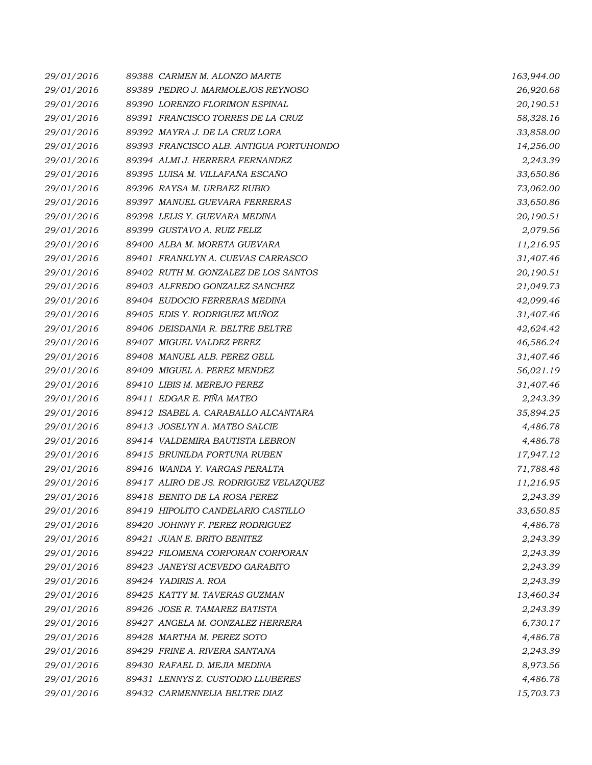| | | | |
|---|---|---|---|
| *29/01/2016* | *89388* | *CARMEN M. ALONZO MARTE* | *163,944.00* |
| *29/01/2016* | *89389* | *PEDRO J. MARMOLEJOS REYNOSO* | *26,920.68* |
| *29/01/2016* | *89390* | *LORENZO FLORIMON ESPINAL* | *20,190.51* |
| *29/01/2016* | *89391* | *FRANCISCO TORRES DE LA CRUZ* | *58,328.16* |
| *29/01/2016* | *89392* | *MAYRA J. DE LA CRUZ LORA* | *33,858.00* |
| *29/01/2016* | *89393* | *FRANCISCO ALB. ANTIGUA PORTUHONDO* | *14,256.00* |
| *29/01/2016* | *89394* | *ALMI J. HERRERA FERNANDEZ* | *2,243.39* |
| *29/01/2016* | *89395* | *LUISA M. VILLAFAÑA ESCAÑO* | *33,650.86* |
| *29/01/2016* | *89396* | *RAYSA M. URBAEZ RUBIO* | *73,062.00* |
| *29/01/2016* | *89397* | *MANUEL GUEVARA FERRERAS* | *33,650.86* |
| *29/01/2016* | *89398* | *LELIS Y. GUEVARA MEDINA* | *20,190.51* |
| *29/01/2016* | *89399* | *GUSTAVO A. RUIZ FELIZ* | *2,079.56* |
| *29/01/2016* | *89400* | *ALBA M. MORETA GUEVARA* | *11,216.95* |
| *29/01/2016* | *89401* | *FRANKLYN A. CUEVAS CARRASCO* | *31,407.46* |
| *29/01/2016* | *89402* | *RUTH M. GONZALEZ DE LOS SANTOS* | *20,190.51* |
| *29/01/2016* | *89403* | *ALFREDO GONZALEZ SANCHEZ* | *21,049.73* |
| *29/01/2016* | *89404* | *EUDOCIO FERRERAS MEDINA* | *42,099.46* |
| *29/01/2016* | *89405* | *EDIS Y. RODRIGUEZ MUÑOZ* | *31,407.46* |
| *29/01/2016* | *89406* | *DEISDANIA R. BELTRE BELTRE* | *42,624.42* |
| *29/01/2016* | *89407* | *MIGUEL VALDEZ PEREZ* | *46,586.24* |
| *29/01/2016* | *89408* | *MANUEL ALB. PEREZ GELL* | *31,407.46* |
| *29/01/2016* | *89409* | *MIGUEL A. PEREZ MENDEZ* | *56,021.19* |
| *29/01/2016* | *89410* | *LIBIS M. MEREJO PEREZ* | *31,407.46* |
| *29/01/2016* | *89411* | *EDGAR E. PIÑA MATEO* | *2,243.39* |
| *29/01/2016* | *89412* | *ISABEL A. CARABALLO ALCANTARA* | *35,894.25* |
| *29/01/2016* | *89413* | *JOSELYN A. MATEO SALCIE* | *4,486.78* |
| *29/01/2016* | *89414* | *VALDEMIRA BAUTISTA LEBRON* | *4,486.78* |
| *29/01/2016* | *89415* | *BRUNILDA FORTUNA RUBEN* | *17,947.12* |
| *29/01/2016* | *89416* | *WANDA Y. VARGAS PERALTA* | *71,788.48* |
| *29/01/2016* | *89417* | *ALIRO DE JS. RODRIGUEZ VELAZQUEZ* | *11,216.95* |
| *29/01/2016* | *89418* | *BENITO DE LA ROSA PEREZ* | *2,243.39* |
| *29/01/2016* | *89419* | *HIPOLITO CANDELARIO CASTILLO* | *33,650.85* |
| *29/01/2016* | *89420* | *JOHNNY F. PEREZ RODRIGUEZ* | *4,486.78* |
| *29/01/2016* | *89421* | *JUAN E. BRITO BENITEZ* | *2,243.39* |
| *29/01/2016* | *89422* | *FILOMENA CORPORAN CORPORAN* | *2,243.39* |
| *29/01/2016* | *89423* | *JANEYSI ACEVEDO GARABITO* | *2,243.39* |
| *29/01/2016* | *89424* | *YADIRIS A. ROA* | *2,243.39* |
| *29/01/2016* | *89425* | *KATTY M. TAVERAS GUZMAN* | *13,460.34* |
| *29/01/2016* | *89426* | *JOSE R. TAMAREZ BATISTA* | *2,243.39* |
| *29/01/2016* | *89427* | *ANGELA M. GONZALEZ HERRERA* | *6,730.17* |
| *29/01/2016* | *89428* | *MARTHA M. PEREZ SOTO* | *4,486.78* |
| *29/01/2016* | *89429* | *FRINE A. RIVERA SANTANA* | *2,243.39* |
| *29/01/2016* | *89430* | *RAFAEL D. MEJIA MEDINA* | *8,973.56* |
| *29/01/2016* | *89431* | *LENNYS Z. CUSTODIO LLUBERES* | *4,486.78* |
| *29/01/2016* | *89432* | *CARMENNELIA BELTRE DIAZ* | *15,703.73* |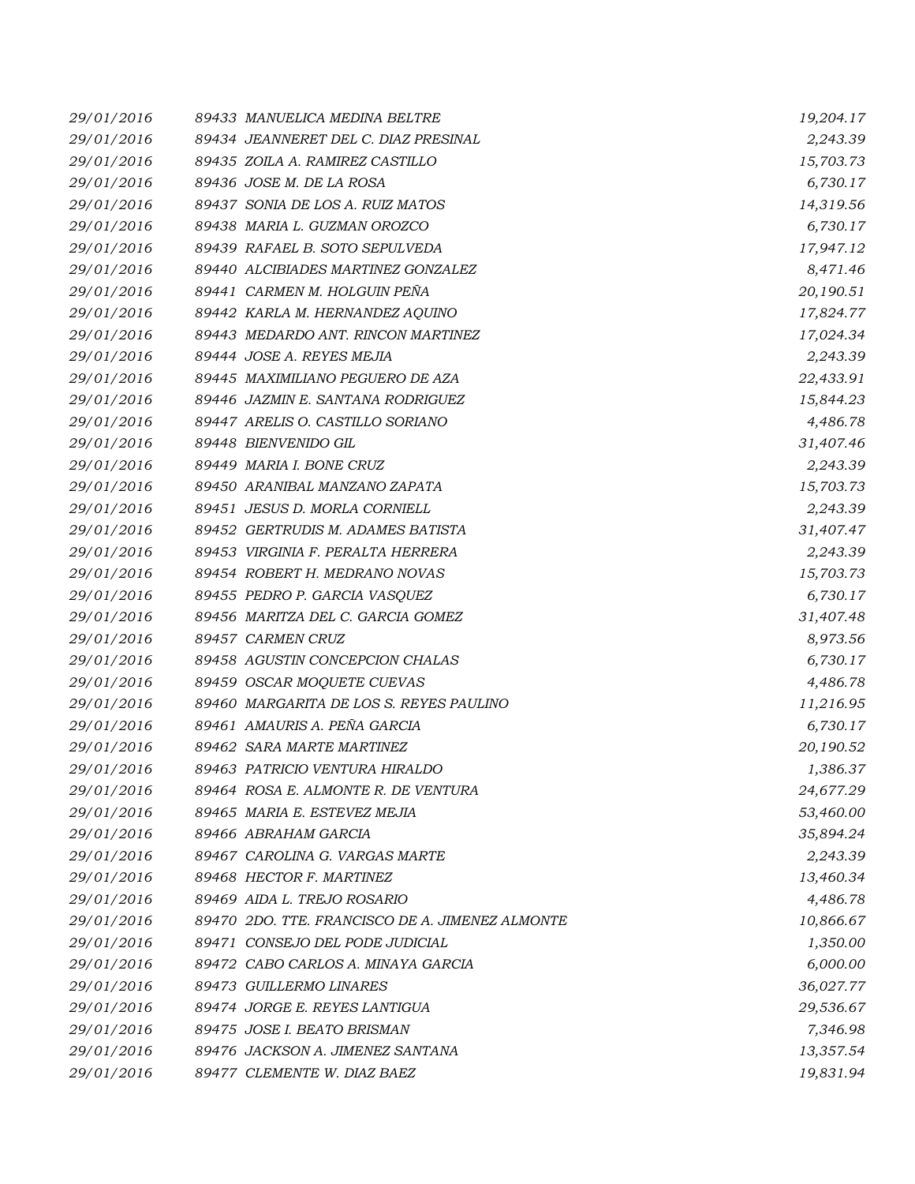| | | | |
|---|---|---|---|
| 29/01/2016 | 89433 | MANUELICA MEDINA BELTRE | 19,204.17 |
| 29/01/2016 | 89434 | JEANNERET DEL C. DIAZ PRESINAL | 2,243.39 |
| 29/01/2016 | 89435 | ZOILA A. RAMIREZ CASTILLO | 15,703.73 |
| 29/01/2016 | 89436 | JOSE M. DE LA ROSA | 6,730.17 |
| 29/01/2016 | 89437 | SONIA DE LOS A. RUIZ MATOS | 14,319.56 |
| 29/01/2016 | 89438 | MARIA L. GUZMAN OROZCO | 6,730.17 |
| 29/01/2016 | 89439 | RAFAEL B. SOTO SEPULVEDA | 17,947.12 |
| 29/01/2016 | 89440 | ALCIBIADES MARTINEZ GONZALEZ | 8,471.46 |
| 29/01/2016 | 89441 | CARMEN M. HOLGUIN PEÑA | 20,190.51 |
| 29/01/2016 | 89442 | KARLA M. HERNANDEZ AQUINO | 17,824.77 |
| 29/01/2016 | 89443 | MEDARDO ANT. RINCON MARTINEZ | 17,024.34 |
| 29/01/2016 | 89444 | JOSE A. REYES MEJIA | 2,243.39 |
| 29/01/2016 | 89445 | MAXIMILIANO PEGUERO DE AZA | 22,433.91 |
| 29/01/2016 | 89446 | JAZMIN E. SANTANA RODRIGUEZ | 15,844.23 |
| 29/01/2016 | 89447 | ARELIS O. CASTILLO SORIANO | 4,486.78 |
| 29/01/2016 | 89448 | BIENVENIDO GIL | 31,407.46 |
| 29/01/2016 | 89449 | MARIA I. BONE CRUZ | 2,243.39 |
| 29/01/2016 | 89450 | ARANIBAL MANZANO ZAPATA | 15,703.73 |
| 29/01/2016 | 89451 | JESUS D. MORLA CORNIELL | 2,243.39 |
| 29/01/2016 | 89452 | GERTRUDIS M. ADAMES BATISTA | 31,407.47 |
| 29/01/2016 | 89453 | VIRGINIA F. PERALTA HERRERA | 2,243.39 |
| 29/01/2016 | 89454 | ROBERT H. MEDRANO NOVAS | 15,703.73 |
| 29/01/2016 | 89455 | PEDRO P. GARCIA VASQUEZ | 6,730.17 |
| 29/01/2016 | 89456 | MARITZA DEL C. GARCIA GOMEZ | 31,407.48 |
| 29/01/2016 | 89457 | CARMEN CRUZ | 8,973.56 |
| 29/01/2016 | 89458 | AGUSTIN CONCEPCION CHALAS | 6,730.17 |
| 29/01/2016 | 89459 | OSCAR MOQUETE CUEVAS | 4,486.78 |
| 29/01/2016 | 89460 | MARGARITA DE LOS S. REYES PAULINO | 11,216.95 |
| 29/01/2016 | 89461 | AMAURIS A. PEÑA GARCIA | 6,730.17 |
| 29/01/2016 | 89462 | SARA MARTE MARTINEZ | 20,190.52 |
| 29/01/2016 | 89463 | PATRICIO VENTURA HIRALDO | 1,386.37 |
| 29/01/2016 | 89464 | ROSA E. ALMONTE R. DE VENTURA | 24,677.29 |
| 29/01/2016 | 89465 | MARIA E. ESTEVEZ MEJIA | 53,460.00 |
| 29/01/2016 | 89466 | ABRAHAM GARCIA | 35,894.24 |
| 29/01/2016 | 89467 | CAROLINA G. VARGAS MARTE | 2,243.39 |
| 29/01/2016 | 89468 | HECTOR F. MARTINEZ | 13,460.34 |
| 29/01/2016 | 89469 | AIDA L. TREJO ROSARIO | 4,486.78 |
| 29/01/2016 | 89470 | 2DO. TTE. FRANCISCO DE A. JIMENEZ ALMONTE | 10,866.67 |
| 29/01/2016 | 89471 | CONSEJO DEL PODE JUDICIAL | 1,350.00 |
| 29/01/2016 | 89472 | CABO CARLOS A. MINAYA GARCIA | 6,000.00 |
| 29/01/2016 | 89473 | GUILLERMO LINARES | 36,027.77 |
| 29/01/2016 | 89474 | JORGE E. REYES LANTIGUA | 29,536.67 |
| 29/01/2016 | 89475 | JOSE I. BEATO BRISMAN | 7,346.98 |
| 29/01/2016 | 89476 | JACKSON A. JIMENEZ SANTANA | 13,357.54 |
| 29/01/2016 | 89477 | CLEMENTE W. DIAZ BAEZ | 19,831.94 |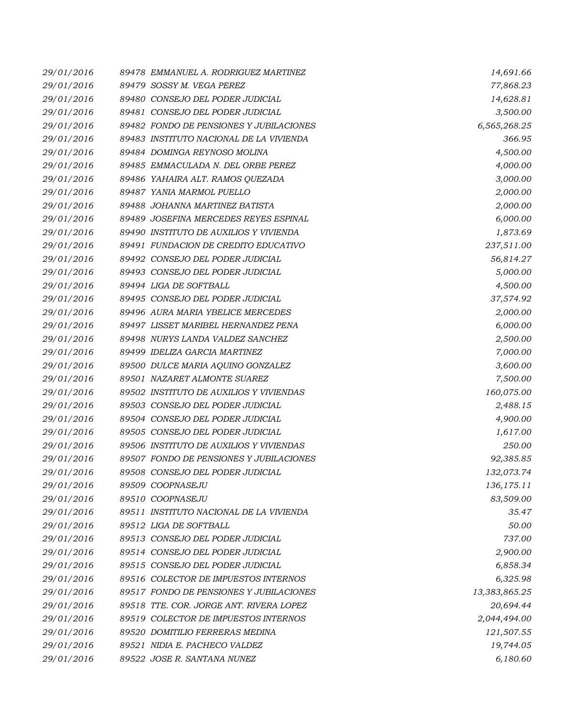| | | | |
|---|---|---|---|
| 29/01/2016 | 89478 | EMMANUEL A. RODRIGUEZ MARTINEZ | 14,691.66 |
| 29/01/2016 | 89479 | SOSSY M. VEGA PEREZ | 77,868.23 |
| 29/01/2016 | 89480 | CONSEJO DEL PODER JUDICIAL | 14,628.81 |
| 29/01/2016 | 89481 | CONSEJO DEL PODER JUDICIAL | 3,500.00 |
| 29/01/2016 | 89482 | FONDO DE PENSIONES Y JUBILACIONES | 6,565,268.25 |
| 29/01/2016 | 89483 | INSTITUTO NACIONAL DE LA VIVIENDA | 366.95 |
| 29/01/2016 | 89484 | DOMINGA REYNOSO MOLINA | 4,500.00 |
| 29/01/2016 | 89485 | EMMACULADA N. DEL ORBE PEREZ | 4,000.00 |
| 29/01/2016 | 89486 | YAHAIRA ALT. RAMOS QUEZADA | 3,000.00 |
| 29/01/2016 | 89487 | YANIA MARMOL PUELLO | 2,000.00 |
| 29/01/2016 | 89488 | JOHANNA MARTINEZ BATISTA | 2,000.00 |
| 29/01/2016 | 89489 | JOSEFINA MERCEDES REYES ESPINAL | 6,000.00 |
| 29/01/2016 | 89490 | INSTITUTO DE AUXILIOS Y VIVIENDA | 1,873.69 |
| 29/01/2016 | 89491 | FUNDACION DE CREDITO EDUCATIVO | 237,511.00 |
| 29/01/2016 | 89492 | CONSEJO DEL PODER JUDICIAL | 56,814.27 |
| 29/01/2016 | 89493 | CONSEJO DEL PODER JUDICIAL | 5,000.00 |
| 29/01/2016 | 89494 | LIGA DE SOFTBALL | 4,500.00 |
| 29/01/2016 | 89495 | CONSEJO DEL PODER JUDICIAL | 37,574.92 |
| 29/01/2016 | 89496 | AURA MARIA YBELICE MERCEDES | 2,000.00 |
| 29/01/2016 | 89497 | LISSET MARIBEL HERNANDEZ PENA | 6,000.00 |
| 29/01/2016 | 89498 | NURYS LANDA VALDEZ SANCHEZ | 2,500.00 |
| 29/01/2016 | 89499 | IDELIZA GARCIA MARTINEZ | 7,000.00 |
| 29/01/2016 | 89500 | DULCE MARIA AQUINO GONZALEZ | 3,600.00 |
| 29/01/2016 | 89501 | NAZARET ALMONTE SUAREZ | 7,500.00 |
| 29/01/2016 | 89502 | INSTITUTO DE AUXILIOS Y VIVIENDAS | 160,075.00 |
| 29/01/2016 | 89503 | CONSEJO DEL PODER JUDICIAL | 2,488.15 |
| 29/01/2016 | 89504 | CONSEJO DEL PODER JUDICIAL | 4,900.00 |
| 29/01/2016 | 89505 | CONSEJO DEL PODER JUDICIAL | 1,617.00 |
| 29/01/2016 | 89506 | INSTITUTO DE AUXILIOS Y VIVIENDAS | 250.00 |
| 29/01/2016 | 89507 | FONDO DE PENSIONES Y JUBILACIONES | 92,385.85 |
| 29/01/2016 | 89508 | CONSEJO DEL PODER JUDICIAL | 132,073.74 |
| 29/01/2016 | 89509 | COOPNASEJU | 136,175.11 |
| 29/01/2016 | 89510 | COOPNASEJU | 83,509.00 |
| 29/01/2016 | 89511 | INSTITUTO NACIONAL DE LA VIVIENDA | 35.47 |
| 29/01/2016 | 89512 | LIGA DE SOFTBALL | 50.00 |
| 29/01/2016 | 89513 | CONSEJO DEL PODER JUDICIAL | 737.00 |
| 29/01/2016 | 89514 | CONSEJO DEL PODER JUDICIAL | 2,900.00 |
| 29/01/2016 | 89515 | CONSEJO DEL PODER JUDICIAL | 6,858.34 |
| 29/01/2016 | 89516 | COLECTOR DE IMPUESTOS INTERNOS | 6,325.98 |
| 29/01/2016 | 89517 | FONDO DE PENSIONES Y JUBILACIONES | 13,383,865.25 |
| 29/01/2016 | 89518 | TTE. COR. JORGE ANT. RIVERA LOPEZ | 20,694.44 |
| 29/01/2016 | 89519 | COLECTOR DE IMPUESTOS INTERNOS | 2,044,494.00 |
| 29/01/2016 | 89520 | DOMITILIO FERRERAS MEDINA | 121,507.55 |
| 29/01/2016 | 89521 | NIDIA E. PACHECO VALDEZ | 19,744.05 |
| 29/01/2016 | 89522 | JOSE R. SANTANA NUNEZ | 6,180.60 |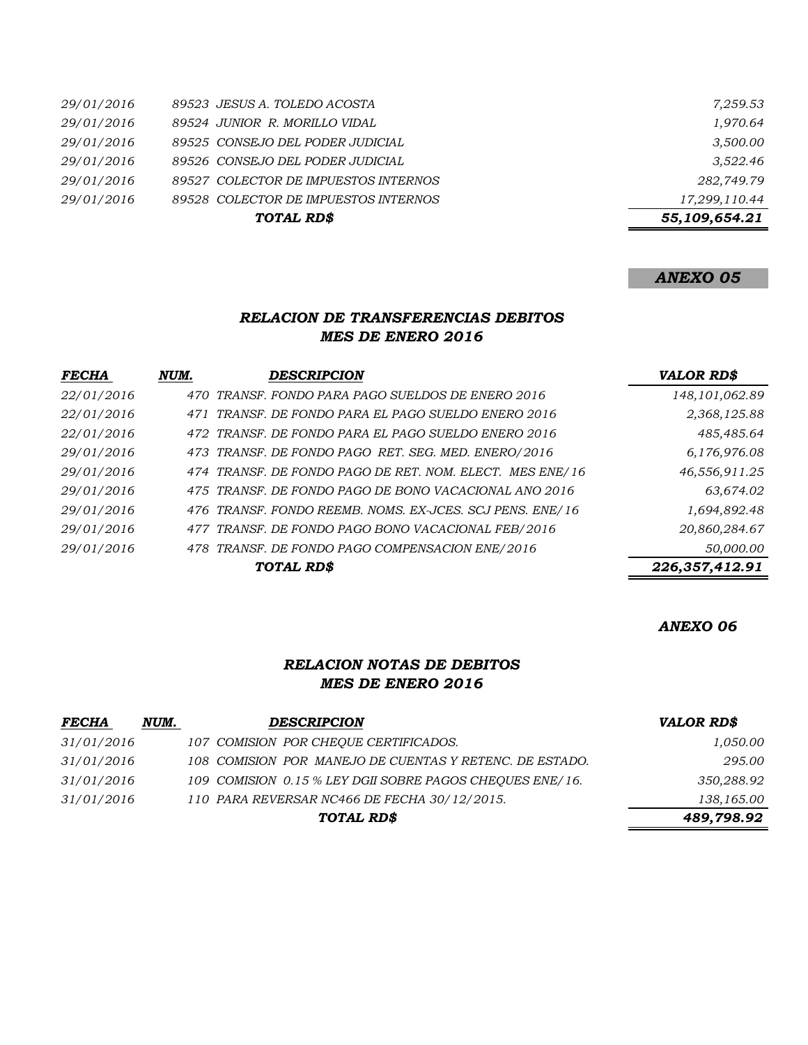| | | |
|---|---|---|
| 29/01/2016 | 89523 JESUS A. TOLEDO ACOSTA | 7,259.53 |
| 29/01/2016 | 89524 JUNIOR R. MORILLO VIDAL | 1,970.64 |
| 29/01/2016 | 89525 CONSEJO DEL PODER JUDICIAL | 3,500.00 |
| 29/01/2016 | 89526 CONSEJO DEL PODER JUDICIAL | 3,522.46 |
| 29/01/2016 | 89527 COLECTOR DE IMPUESTOS INTERNOS | 282,749.79 |
| 29/01/2016 | 89528 COLECTOR DE IMPUESTOS INTERNOS | 17,299,110.44 |
| | ***TOTAL RD$*** | ***55,109,654.21*** |

***ANEXO 05***

### *RELACION DE TRANSFERENCIAS DEBITOS*
### *MES DE ENERO 2016*

| *FECHA* | *NUM.* | *DESCRIPCION* | *VALOR RD$* |
|---|---|---|---|
| 22/01/2016 | 470 | TRANSF. FONDO PARA PAGO SUELDOS DE ENERO 2016 | 148,101,062.89 |
| 22/01/2016 | 471 | TRANSF. DE FONDO PARA EL PAGO SUELDO ENERO 2016 | 2,368,125.88 |
| 22/01/2016 | 472 | TRANSF. DE FONDO PARA EL PAGO SUELDO ENERO 2016 | 485,485.64 |
| 29/01/2016 | 473 | TRANSF. DE FONDO PAGO RET. SEG. MED. ENERO/2016 | 6,176,976.08 |
| 29/01/2016 | 474 | TRANSF. DE FONDO PAGO DE RET. NOM. ELECT. MES ENE/16 | 46,556,911.25 |
| 29/01/2016 | 475 | TRANSF. DE FONDO PAGO DE BONO VACACIONAL ANO 2016 | 63,674.02 |
| 29/01/2016 | 476 | TRANSF. FONDO REEMB. NOMS. EX-JCES. SCJ PENS. ENE/16 | 1,694,892.48 |
| 29/01/2016 | 477 | TRANSF. DE FONDO PAGO BONO VACACIONAL FEB/2016 | 20,860,284.67 |
| 29/01/2016 | 478 | TRANSF. DE FONDO PAGO COMPENSACION ENE/2016 | 50,000.00 |
| | | ***TOTAL RD$*** | ***226,357,412.91*** |

***ANEXO 06***

### *RELACION NOTAS DE DEBITOS*
### *MES DE ENERO 2016*

| *FECHA* | *NUM.* | *DESCRIPCION* | *VALOR RD$* |
|---|---|---|---|
| 31/01/2016 | 107 | COMISION POR CHEQUE CERTIFICADOS. | 1,050.00 |
| 31/01/2016 | 108 | COMISION POR MANEJO DE CUENTAS Y RETENC. DE ESTADO. | 295.00 |
| 31/01/2016 | 109 | COMISION 0.15 % LEY DGII SOBRE PAGOS CHEQUES ENE/16. | 350,288.92 |
| 31/01/2016 | 110 | PARA REVERSAR NC466 DE FECHA 30/12/2015. | 138,165.00 |
| | | ***TOTAL RD$*** | ***489,798.92*** |